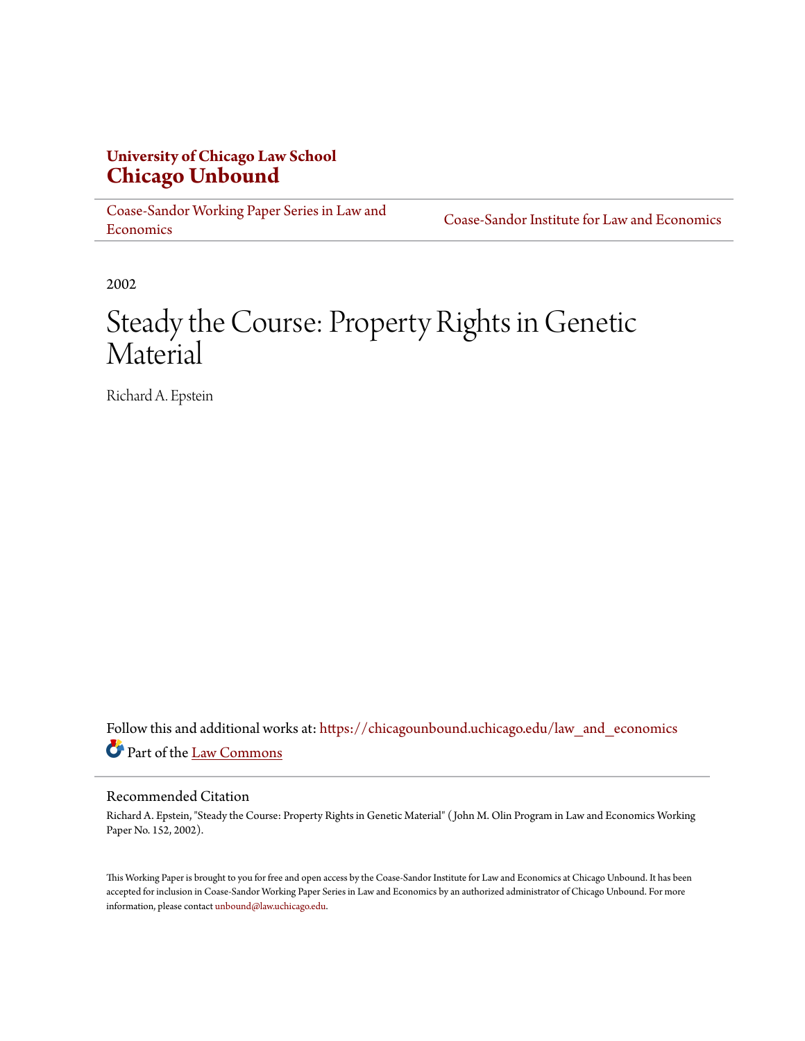**University of Chicago Law School**
**Chicago Unbound**

Coase-Sandor Working Paper Series in Law and Economics | Coase-Sandor Institute for Law and Economics

2002

# Steady the Course: Property Rights in Genetic Material

Richard A. Epstein

Follow this and additional works at: https://chicagounbound.uchicago.edu/law_and_economics

Part of the Law Commons

## Recommended Citation

Richard A. Epstein, "Steady the Course: Property Rights in Genetic Material" ( John M. Olin Program in Law and Economics Working Paper No. 152, 2002).

This Working Paper is brought to you for free and open access by the Coase-Sandor Institute for Law and Economics at Chicago Unbound. It has been accepted for inclusion in Coase-Sandor Working Paper Series in Law and Economics by an authorized administrator of Chicago Unbound. For more information, please contact unbound@law.uchicago.edu.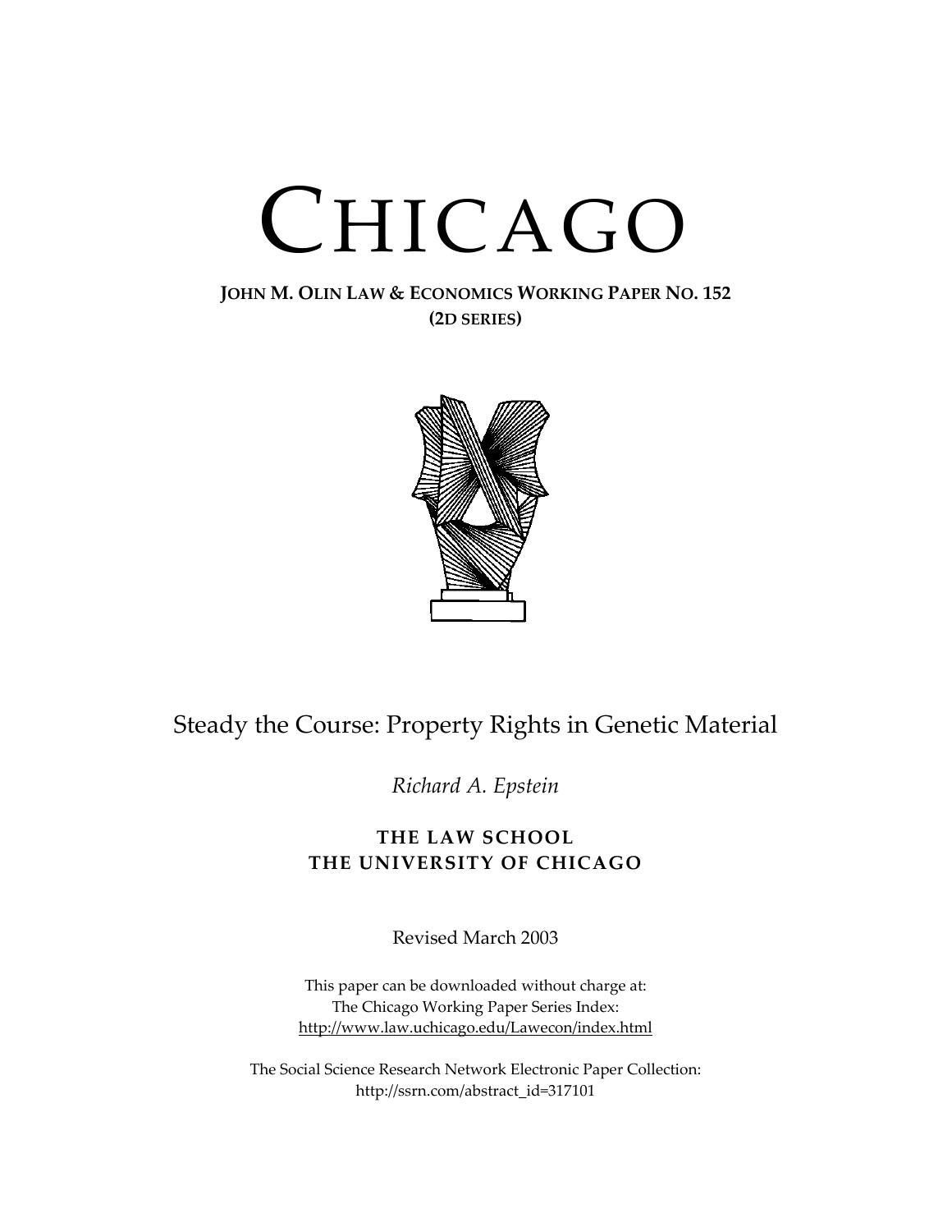# CHICAGO

**JOHN M. OLIN LAW & ECONOMICS WORKING PAPER NO. 152**
**(2D SERIES)**

Steady the Course: Property Rights in Genetic Material

*Richard A. Epstein*

**THE LAW SCHOOL**
**THE UNIVERSITY OF CHICAGO**

Revised March 2003

This paper can be downloaded without charge at:
The Chicago Working Paper Series Index:
http://www.law.uchicago.edu/Lawecon/index.html

The Social Science Research Network Electronic Paper Collection:
http://ssrn.com/abstract_id=317101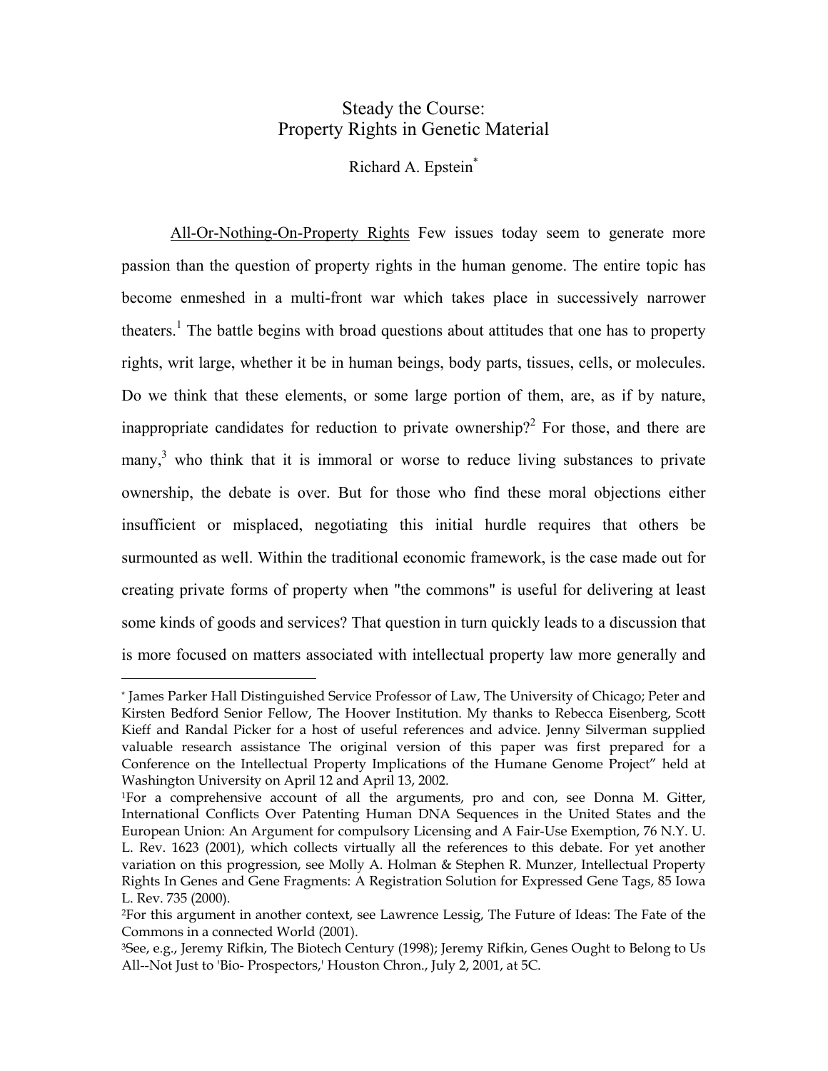# Steady the Course: Property Rights in Genetic Material

Richard A. Epstein[*]

<u>All-Or-Nothing-On-Property Rights</u> Few issues today seem to generate more passion than the question of property rights in the human genome. The entire topic has become enmeshed in a multi-front war which takes place in successively narrower theaters.[1] The battle begins with broad questions about attitudes that one has to property rights, writ large, whether it be in human beings, body parts, tissues, cells, or molecules. Do we think that these elements, or some large portion of them, are, as if by nature, inappropriate candidates for reduction to private ownership?[2] For those, and there are many,[3] who think that it is immoral or worse to reduce living substances to private ownership, the debate is over. But for those who find these moral objections either insufficient or misplaced, negotiating this initial hurdle requires that others be surmounted as well. Within the traditional economic framework, is the case made out for creating private forms of property when "the commons" is useful for delivering at least some kinds of goods and services? That question in turn quickly leads to a discussion that is more focused on matters associated with intellectual property law more generally and

---

[*] James Parker Hall Distinguished Service Professor of Law, The University of Chicago; Peter and Kirsten Bedford Senior Fellow, The Hoover Institution. My thanks to Rebecca Eisenberg, Scott Kieff and Randal Picker for a host of useful references and advice. Jenny Silverman supplied valuable research assistance The original version of this paper was first prepared for a Conference on the Intellectual Property Implications of the Humane Genome Project" held at Washington University on April 12 and April 13, 2002.

[1]For a comprehensive account of all the arguments, pro and con, see Donna M. Gitter, International Conflicts Over Patenting Human DNA Sequences in the United States and the European Union: An Argument for compulsory Licensing and A Fair-Use Exemption, 76 N.Y. U. L. Rev. 1623 (2001), which collects virtually all the references to this debate. For yet another variation on this progression, see Molly A. Holman & Stephen R. Munzer, Intellectual Property Rights In Genes and Gene Fragments: A Registration Solution for Expressed Gene Tags, 85 Iowa L. Rev. 735 (2000).

[2]For this argument in another context, see Lawrence Lessig, The Future of Ideas: The Fate of the Commons in a connected World (2001).

[3]See, e.g., Jeremy Rifkin, The Biotech Century (1998); Jeremy Rifkin, Genes Ought to Belong to Us All--Not Just to 'Bio- Prospectors,' Houston Chron., July 2, 2001, at 5C.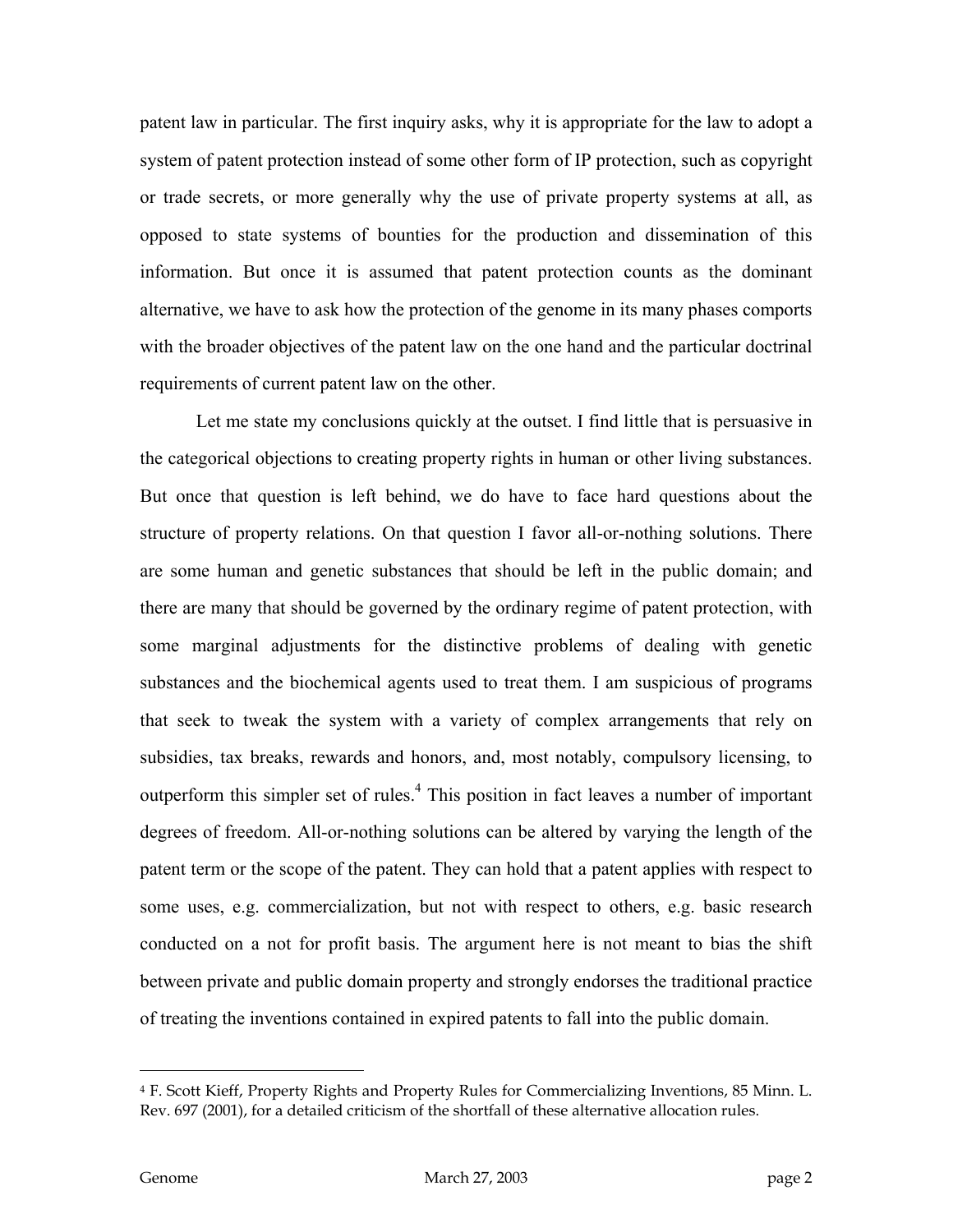patent law in particular. The first inquiry asks, why it is appropriate for the law to adopt a system of patent protection instead of some other form of IP protection, such as copyright or trade secrets, or more generally why the use of private property systems at all, as opposed to state systems of bounties for the production and dissemination of this information. But once it is assumed that patent protection counts as the dominant alternative, we have to ask how the protection of the genome in its many phases comports with the broader objectives of the patent law on the one hand and the particular doctrinal requirements of current patent law on the other.

Let me state my conclusions quickly at the outset. I find little that is persuasive in the categorical objections to creating property rights in human or other living substances. But once that question is left behind, we do have to face hard questions about the structure of property relations. On that question I favor all-or-nothing solutions. There are some human and genetic substances that should be left in the public domain; and there are many that should be governed by the ordinary regime of patent protection, with some marginal adjustments for the distinctive problems of dealing with genetic substances and the biochemical agents used to treat them. I am suspicious of programs that seek to tweak the system with a variety of complex arrangements that rely on subsidies, tax breaks, rewards and honors, and, most notably, compulsory licensing, to outperform this simpler set of rules.[4] This position in fact leaves a number of important degrees of freedom. All-or-nothing solutions can be altered by varying the length of the patent term or the scope of the patent. They can hold that a patent applies with respect to some uses, e.g. commercialization, but not with respect to others, e.g. basic research conducted on a not for profit basis. The argument here is not meant to bias the shift between private and public domain property and strongly endorses the traditional practice of treating the inventions contained in expired patents to fall into the public domain.

---

[4] F. Scott Kieff, Property Rights and Property Rules for Commercializing Inventions, 85 Minn. L. Rev. 697 (2001), for a detailed criticism of the shortfall of these alternative allocation rules.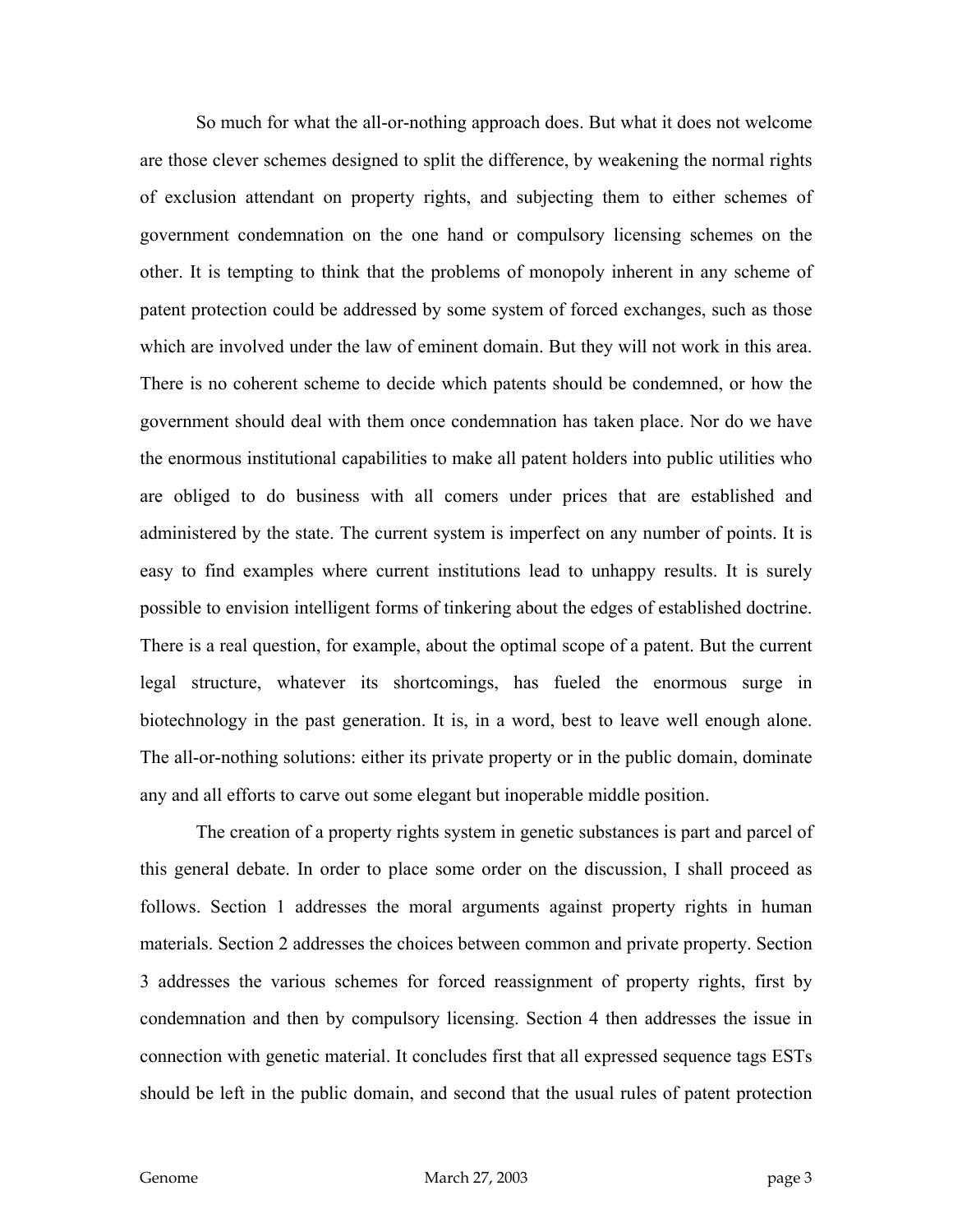So much for what the all-or-nothing approach does. But what it does not welcome are those clever schemes designed to split the difference, by weakening the normal rights of exclusion attendant on property rights, and subjecting them to either schemes of government condemnation on the one hand or compulsory licensing schemes on the other. It is tempting to think that the problems of monopoly inherent in any scheme of patent protection could be addressed by some system of forced exchanges, such as those which are involved under the law of eminent domain. But they will not work in this area. There is no coherent scheme to decide which patents should be condemned, or how the government should deal with them once condemnation has taken place. Nor do we have the enormous institutional capabilities to make all patent holders into public utilities who are obliged to do business with all comers under prices that are established and administered by the state. The current system is imperfect on any number of points. It is easy to find examples where current institutions lead to unhappy results. It is surely possible to envision intelligent forms of tinkering about the edges of established doctrine. There is a real question, for example, about the optimal scope of a patent. But the current legal structure, whatever its shortcomings, has fueled the enormous surge in biotechnology in the past generation. It is, in a word, best to leave well enough alone. The all-or-nothing solutions: either its private property or in the public domain, dominate any and all efforts to carve out some elegant but inoperable middle position.

The creation of a property rights system in genetic substances is part and parcel of this general debate. In order to place some order on the discussion, I shall proceed as follows. Section 1 addresses the moral arguments against property rights in human materials. Section 2 addresses the choices between common and private property. Section 3 addresses the various schemes for forced reassignment of property rights, first by condemnation and then by compulsory licensing. Section 4 then addresses the issue in connection with genetic material. It concludes first that all expressed sequence tags ESTs should be left in the public domain, and second that the usual rules of patent protection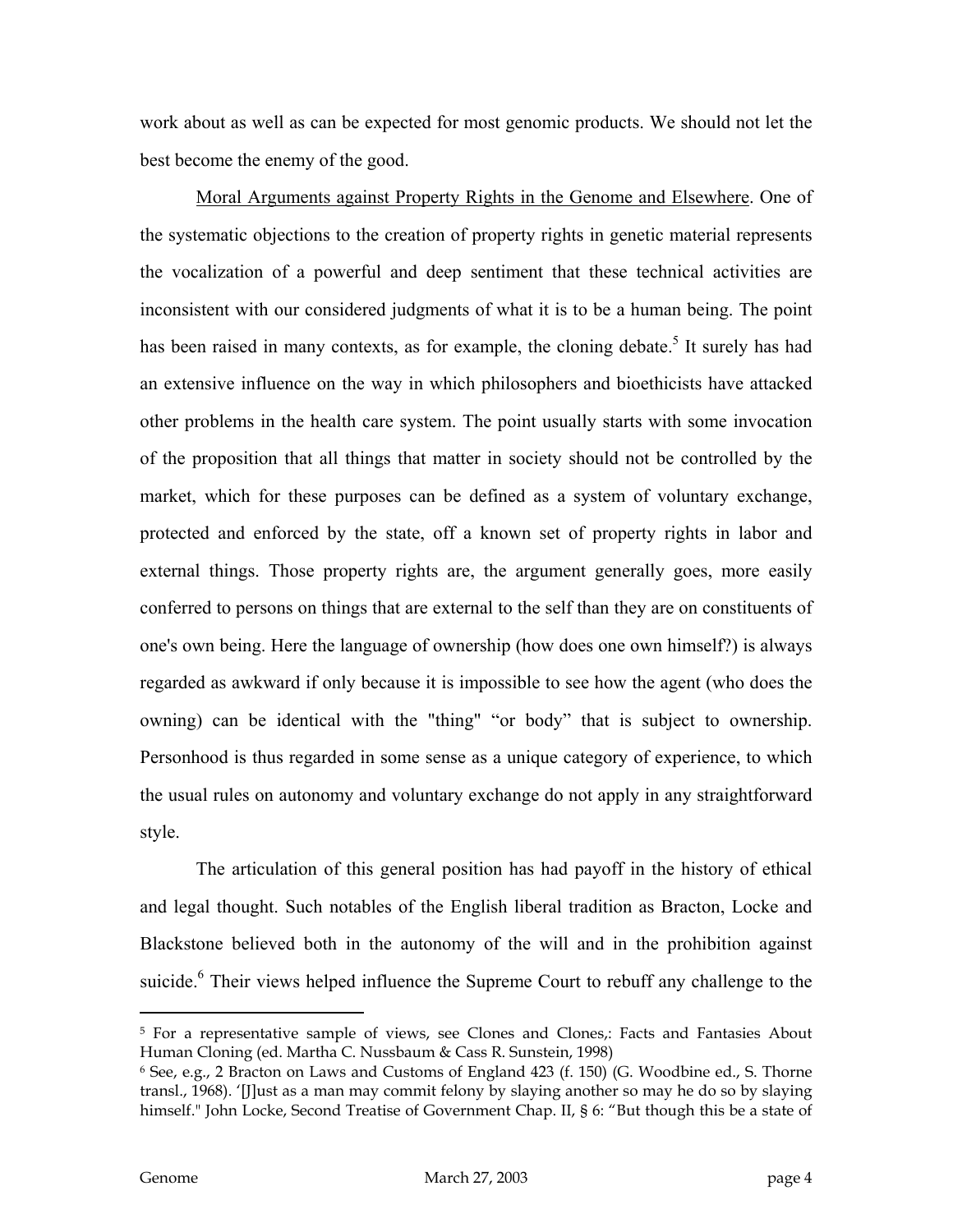work about as well as can be expected for most genomic products. We should not let the best become the enemy of the good.

Moral Arguments against Property Rights in the Genome and Elsewhere. One of the systematic objections to the creation of property rights in genetic material represents the vocalization of a powerful and deep sentiment that these technical activities are inconsistent with our considered judgments of what it is to be a human being. The point has been raised in many contexts, as for example, the cloning debate.[5] It surely has had an extensive influence on the way in which philosophers and bioethicists have attacked other problems in the health care system. The point usually starts with some invocation of the proposition that all things that matter in society should not be controlled by the market, which for these purposes can be defined as a system of voluntary exchange, protected and enforced by the state, off a known set of property rights in labor and external things. Those property rights are, the argument generally goes, more easily conferred to persons on things that are external to the self than they are on constituents of one's own being. Here the language of ownership (how does one own himself?) is always regarded as awkward if only because it is impossible to see how the agent (who does the owning) can be identical with the "thing" "or body" that is subject to ownership. Personhood is thus regarded in some sense as a unique category of experience, to which the usual rules on autonomy and voluntary exchange do not apply in any straightforward style.

The articulation of this general position has had payoff in the history of ethical and legal thought. Such notables of the English liberal tradition as Bracton, Locke and Blackstone believed both in the autonomy of the will and in the prohibition against suicide.[6] Their views helped influence the Supreme Court to rebuff any challenge to the

---

[5] For a representative sample of views, see Clones and Clones,: Facts and Fantasies About Human Cloning (ed. Martha C. Nussbaum & Cass R. Sunstein, 1998)

[6] See, e.g., 2 Bracton on Laws and Customs of England 423 (f. 150) (G. Woodbine ed., S. Thorne transl., 1968). '[J]ust as a man may commit felony by slaying another so may he do so by slaying himself." John Locke, Second Treatise of Government Chap. II, § 6: "But though this be a state of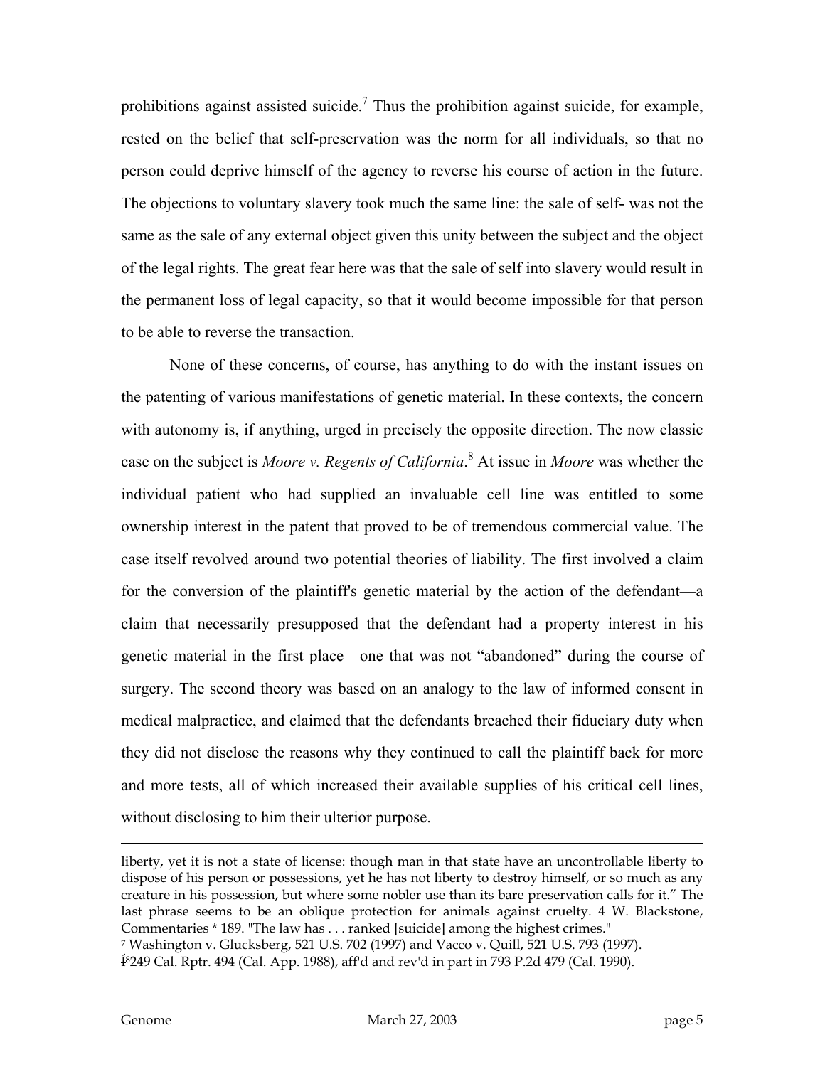prohibitions against assisted suicide.[7] Thus the prohibition against suicide, for example, rested on the belief that self-preservation was the norm for all individuals, so that no person could deprive himself of the agency to reverse his course of action in the future. The objections to voluntary slavery took much the same line: the sale of self- was not the same as the sale of any external object given this unity between the subject and the object of the legal rights. The great fear here was that the sale of self into slavery would result in the permanent loss of legal capacity, so that it would become impossible for that person to be able to reverse the transaction.

None of these concerns, of course, has anything to do with the instant issues on the patenting of various manifestations of genetic material. In these contexts, the concern with autonomy is, if anything, urged in precisely the opposite direction. The now classic case on the subject is *Moore v. Regents of California*.[8] At issue in *Moore* was whether the individual patient who had supplied an invaluable cell line was entitled to some ownership interest in the patent that proved to be of tremendous commercial value. The case itself revolved around two potential theories of liability. The first involved a claim for the conversion of the plaintiff's genetic material by the action of the defendant—a claim that necessarily presupposed that the defendant had a property interest in his genetic material in the first place—one that was not "abandoned" during the course of surgery. The second theory was based on an analogy to the law of informed consent in medical malpractice, and claimed that the defendants breached their fiduciary duty when they did not disclose the reasons why they continued to call the plaintiff back for more and more tests, all of which increased their available supplies of his critical cell lines, without disclosing to him their ulterior purpose.

---

liberty, yet it is not a state of license: though man in that state have an uncontrollable liberty to dispose of his person or possessions, yet he has not liberty to destroy himself, or so much as any creature in his possession, but where some nobler use than its bare preservation calls for it." The last phrase seems to be an oblique protection for animals against cruelty. 4 W. Blackstone, Commentaries * 189. "The law has . . . ranked [suicide] among the highest crimes."

[7] Washington v. Glucksberg, 521 U.S. 702 (1997) and Vacco v. Quill, 521 U.S. 793 (1997).

[8] 249 Cal. Rptr. 494 (Cal. App. 1988), aff'd and rev'd in part in 793 P.2d 479 (Cal. 1990).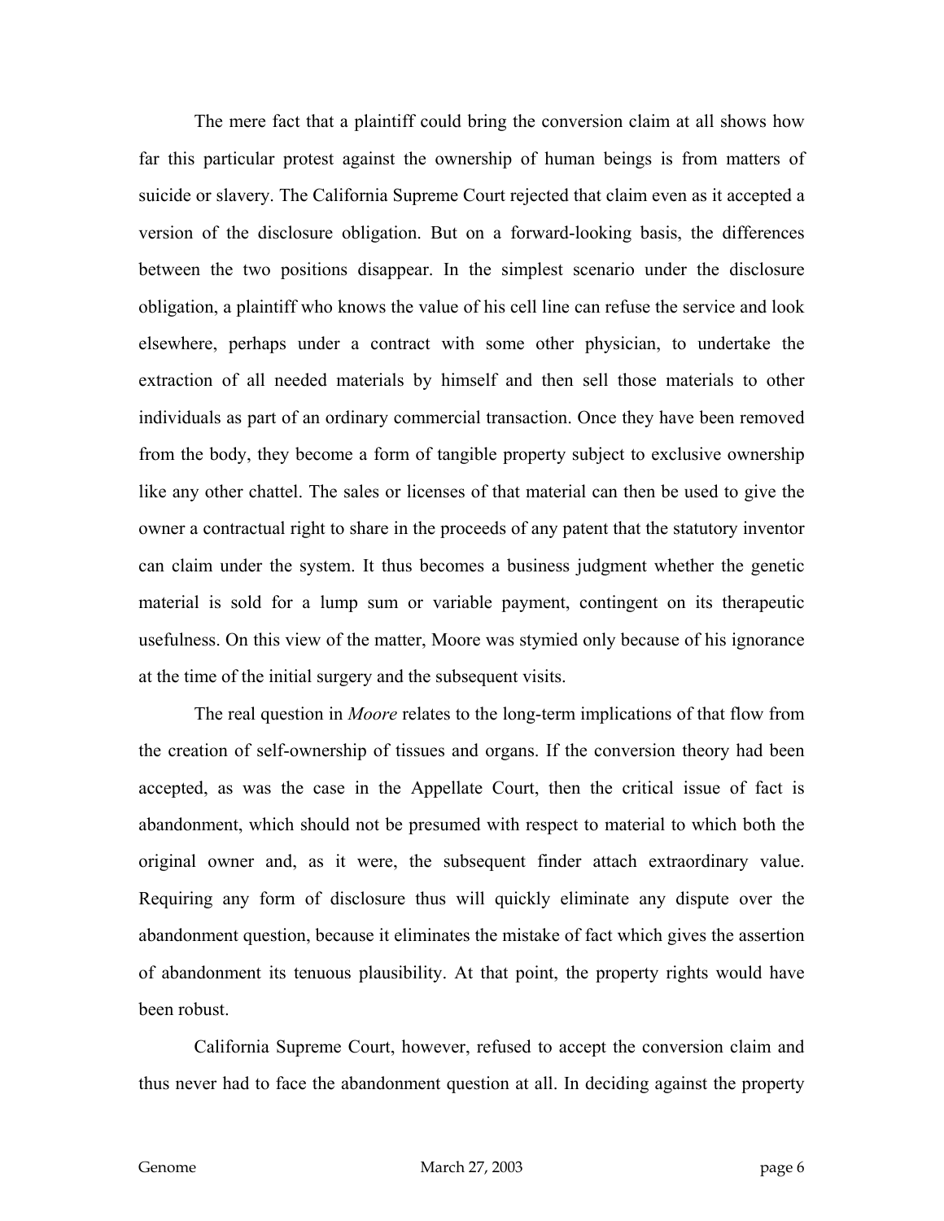The mere fact that a plaintiff could bring the conversion claim at all shows how far this particular protest against the ownership of human beings is from matters of suicide or slavery. The California Supreme Court rejected that claim even as it accepted a version of the disclosure obligation. But on a forward-looking basis, the differences between the two positions disappear. In the simplest scenario under the disclosure obligation, a plaintiff who knows the value of his cell line can refuse the service and look elsewhere, perhaps under a contract with some other physician, to undertake the extraction of all needed materials by himself and then sell those materials to other individuals as part of an ordinary commercial transaction. Once they have been removed from the body, they become a form of tangible property subject to exclusive ownership like any other chattel. The sales or licenses of that material can then be used to give the owner a contractual right to share in the proceeds of any patent that the statutory inventor can claim under the system. It thus becomes a business judgment whether the genetic material is sold for a lump sum or variable payment, contingent on its therapeutic usefulness. On this view of the matter, Moore was stymied only because of his ignorance at the time of the initial surgery and the subsequent visits.

The real question in *Moore* relates to the long-term implications of that flow from the creation of self-ownership of tissues and organs. If the conversion theory had been accepted, as was the case in the Appellate Court, then the critical issue of fact is abandonment, which should not be presumed with respect to material to which both the original owner and, as it were, the subsequent finder attach extraordinary value. Requiring any form of disclosure thus will quickly eliminate any dispute over the abandonment question, because it eliminates the mistake of fact which gives the assertion of abandonment its tenuous plausibility. At that point, the property rights would have been robust.

California Supreme Court, however, refused to accept the conversion claim and thus never had to face the abandonment question at all. In deciding against the property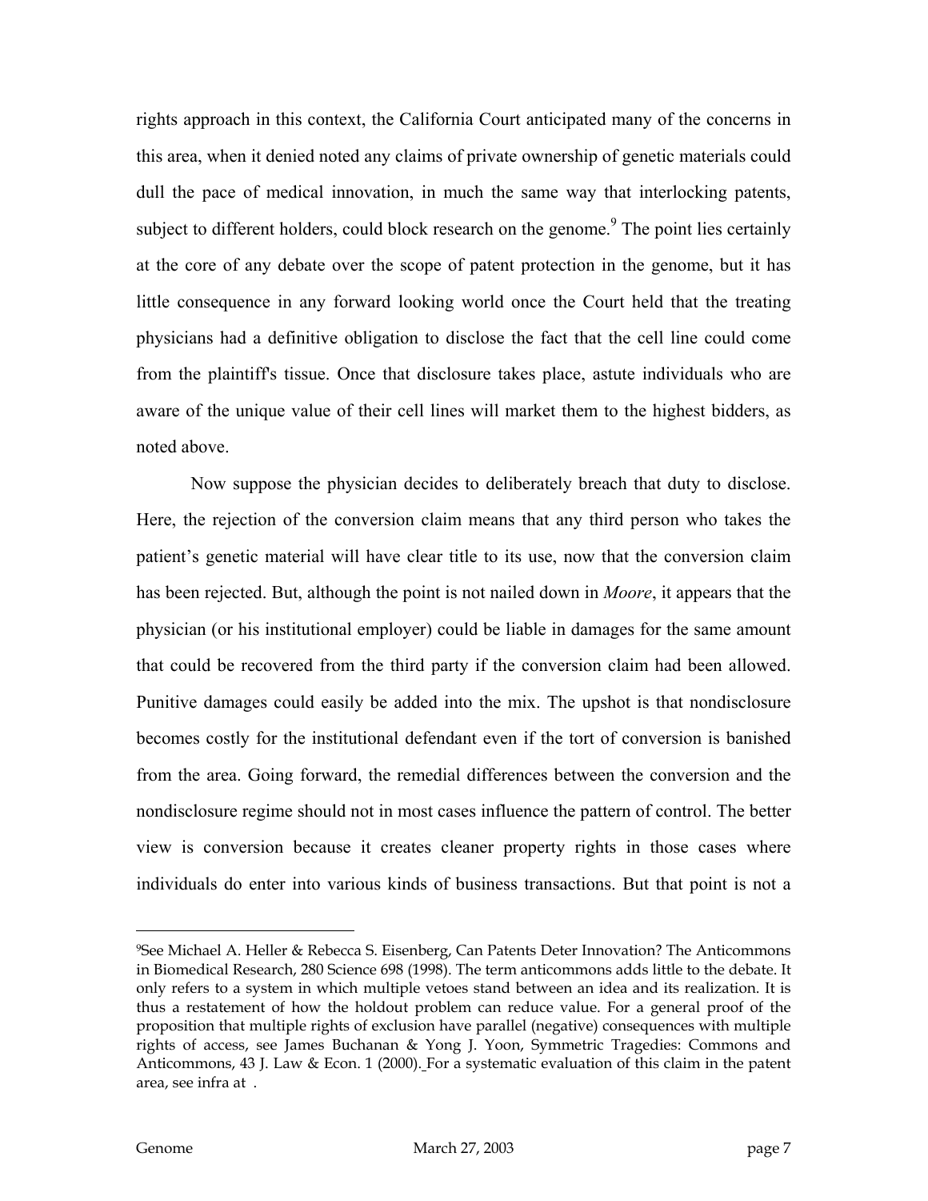rights approach in this context, the California Court anticipated many of the concerns in this area, when it denied noted any claims of private ownership of genetic materials could dull the pace of medical innovation, in much the same way that interlocking patents, subject to different holders, could block research on the genome.[9] The point lies certainly at the core of any debate over the scope of patent protection in the genome, but it has little consequence in any forward looking world once the Court held that the treating physicians had a definitive obligation to disclose the fact that the cell line could come from the plaintiff's tissue. Once that disclosure takes place, astute individuals who are aware of the unique value of their cell lines will market them to the highest bidders, as noted above.

Now suppose the physician decides to deliberately breach that duty to disclose. Here, the rejection of the conversion claim means that any third person who takes the patient's genetic material will have clear title to its use, now that the conversion claim has been rejected. But, although the point is not nailed down in *Moore*, it appears that the physician (or his institutional employer) could be liable in damages for the same amount that could be recovered from the third party if the conversion claim had been allowed. Punitive damages could easily be added into the mix. The upshot is that nondisclosure becomes costly for the institutional defendant even if the tort of conversion is banished from the area. Going forward, the remedial differences between the conversion and the nondisclosure regime should not in most cases influence the pattern of control. The better view is conversion because it creates cleaner property rights in those cases where individuals do enter into various kinds of business transactions. But that point is not a

---

[9]See Michael A. Heller & Rebecca S. Eisenberg, Can Patents Deter Innovation? The Anticommons in Biomedical Research, 280 Science 698 (1998). The term anticommons adds little to the debate. It only refers to a system in which multiple vetoes stand between an idea and its realization. It is thus a restatement of how the holdout problem can reduce value. For a general proof of the proposition that multiple rights of exclusion have parallel (negative) consequences with multiple rights of access, see James Buchanan & Yong J. Yoon, Symmetric Tragedies: Commons and Anticommons, 43 J. Law & Econ. 1 (2000). For a systematic evaluation of this claim in the patent area, see infra at .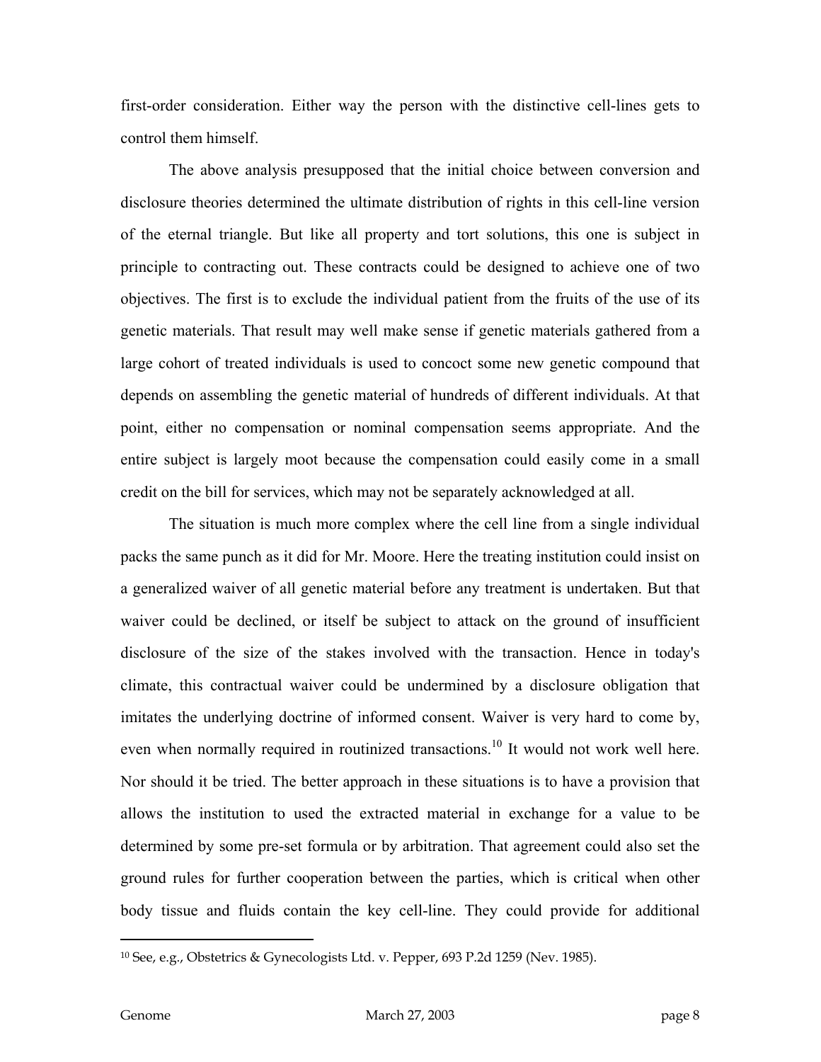first-order consideration. Either way the person with the distinctive cell-lines gets to control them himself.

The above analysis presupposed that the initial choice between conversion and disclosure theories determined the ultimate distribution of rights in this cell-line version of the eternal triangle. But like all property and tort solutions, this one is subject in principle to contracting out. These contracts could be designed to achieve one of two objectives. The first is to exclude the individual patient from the fruits of the use of its genetic materials. That result may well make sense if genetic materials gathered from a large cohort of treated individuals is used to concoct some new genetic compound that depends on assembling the genetic material of hundreds of different individuals. At that point, either no compensation or nominal compensation seems appropriate. And the entire subject is largely moot because the compensation could easily come in a small credit on the bill for services, which may not be separately acknowledged at all.

The situation is much more complex where the cell line from a single individual packs the same punch as it did for Mr. Moore. Here the treating institution could insist on a generalized waiver of all genetic material before any treatment is undertaken. But that waiver could be declined, or itself be subject to attack on the ground of insufficient disclosure of the size of the stakes involved with the transaction. Hence in today's climate, this contractual waiver could be undermined by a disclosure obligation that imitates the underlying doctrine of informed consent. Waiver is very hard to come by, even when normally required in routinized transactions.[10] It would not work well here. Nor should it be tried. The better approach in these situations is to have a provision that allows the institution to used the extracted material in exchange for a value to be determined by some pre-set formula or by arbitration. That agreement could also set the ground rules for further cooperation between the parties, which is critical when other body tissue and fluids contain the key cell-line. They could provide for additional

[10] See, e.g., Obstetrics & Gynecologists Ltd. v. Pepper, 693 P.2d 1259 (Nev. 1985).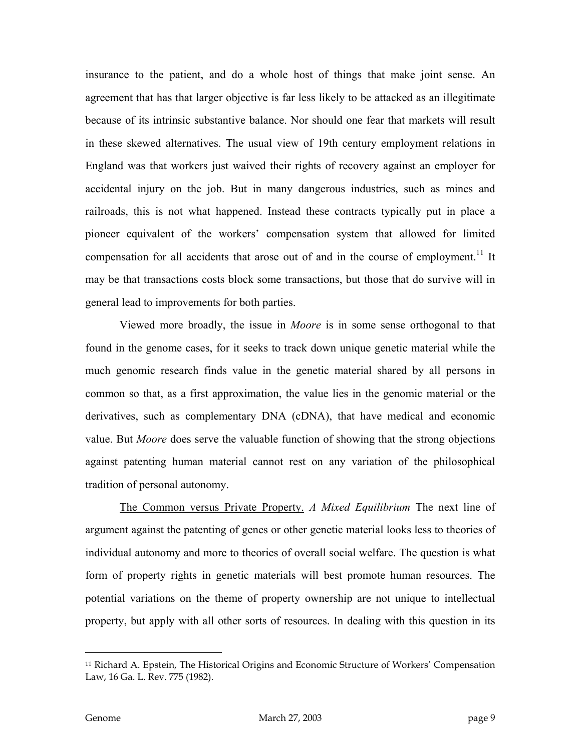insurance to the patient, and do a whole host of things that make joint sense. An agreement that has that larger objective is far less likely to be attacked as an illegitimate because of its intrinsic substantive balance. Nor should one fear that markets will result in these skewed alternatives. The usual view of 19th century employment relations in England was that workers just waived their rights of recovery against an employer for accidental injury on the job. But in many dangerous industries, such as mines and railroads, this is not what happened. Instead these contracts typically put in place a pioneer equivalent of the workers' compensation system that allowed for limited compensation for all accidents that arose out of and in the course of employment.[11] It may be that transactions costs block some transactions, but those that do survive will in general lead to improvements for both parties.

Viewed more broadly, the issue in *Moore* is in some sense orthogonal to that found in the genome cases, for it seeks to track down unique genetic material while the much genomic research finds value in the genetic material shared by all persons in common so that, as a first approximation, the value lies in the genomic material or the derivatives, such as complementary DNA (cDNA), that have medical and economic value. But *Moore* does serve the valuable function of showing that the strong objections against patenting human material cannot rest on any variation of the philosophical tradition of personal autonomy.

<u>The Common versus Private Property.</u> *A Mixed Equilibrium* The next line of argument against the patenting of genes or other genetic material looks less to theories of individual autonomy and more to theories of overall social welfare. The question is what form of property rights in genetic materials will best promote human resources. The potential variations on the theme of property ownership are not unique to intellectual property, but apply with all other sorts of resources. In dealing with this question in its

---

[11] Richard A. Epstein, The Historical Origins and Economic Structure of Workers' Compensation Law, 16 Ga. L. Rev. 775 (1982).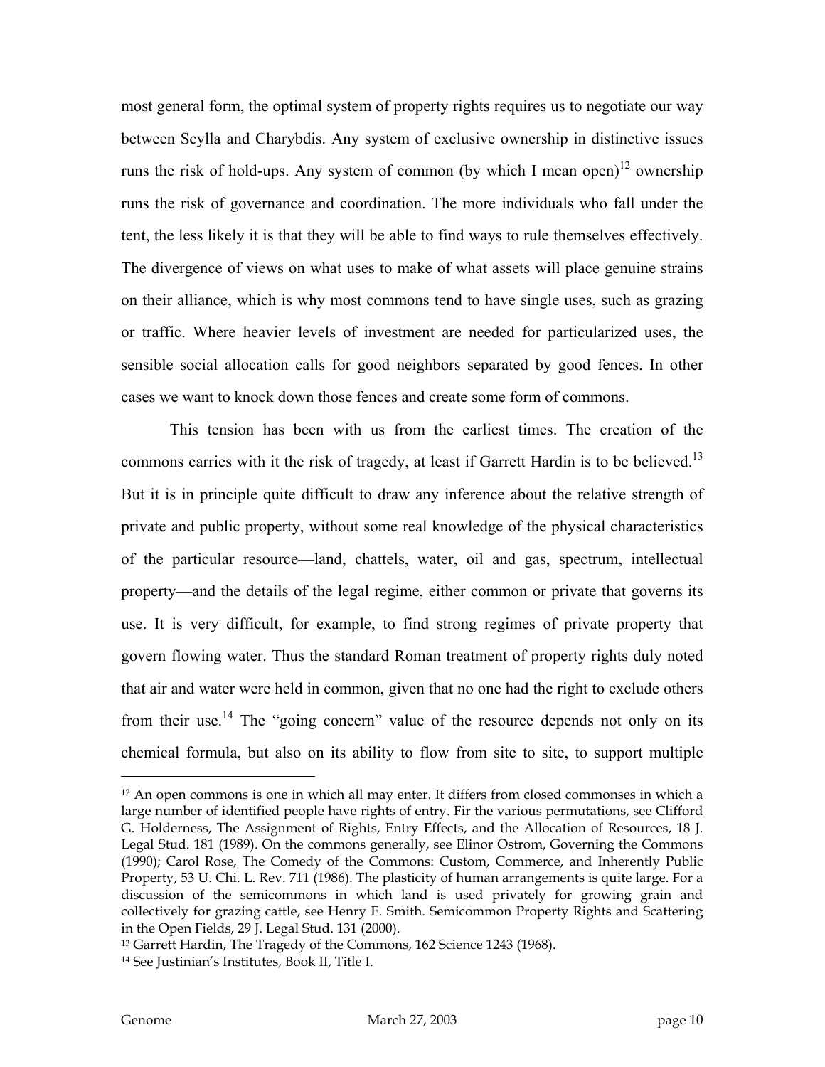most general form, the optimal system of property rights requires us to negotiate our way between Scylla and Charybdis. Any system of exclusive ownership in distinctive issues runs the risk of hold-ups. Any system of common (by which I mean open)[12] ownership runs the risk of governance and coordination. The more individuals who fall under the tent, the less likely it is that they will be able to find ways to rule themselves effectively. The divergence of views on what uses to make of what assets will place genuine strains on their alliance, which is why most commons tend to have single uses, such as grazing or traffic. Where heavier levels of investment are needed for particularized uses, the sensible social allocation calls for good neighbors separated by good fences. In other cases we want to knock down those fences and create some form of commons.

This tension has been with us from the earliest times. The creation of the commons carries with it the risk of tragedy, at least if Garrett Hardin is to be believed.[13] But it is in principle quite difficult to draw any inference about the relative strength of private and public property, without some real knowledge of the physical characteristics of the particular resource—land, chattels, water, oil and gas, spectrum, intellectual property—and the details of the legal regime, either common or private that governs its use. It is very difficult, for example, to find strong regimes of private property that govern flowing water. Thus the standard Roman treatment of property rights duly noted that air and water were held in common, given that no one had the right to exclude others from their use.[14] The "going concern" value of the resource depends not only on its chemical formula, but also on its ability to flow from site to site, to support multiple

---

[12] An open commons is one in which all may enter. It differs from closed commonses in which a large number of identified people have rights of entry. Fir the various permutations, see Clifford G. Holderness, The Assignment of Rights, Entry Effects, and the Allocation of Resources, 18 J. Legal Stud. 181 (1989). On the commons generally, see Elinor Ostrom, Governing the Commons (1990); Carol Rose, The Comedy of the Commons: Custom, Commerce, and Inherently Public Property, 53 U. Chi. L. Rev. 711 (1986). The plasticity of human arrangements is quite large. For a discussion of the semicommons in which land is used privately for growing grain and collectively for grazing cattle, see Henry E. Smith. Semicommon Property Rights and Scattering in the Open Fields, 29 J. Legal Stud. 131 (2000).

[13] Garrett Hardin, The Tragedy of the Commons, 162 Science 1243 (1968).

[14] See Justinian's Institutes, Book II, Title I.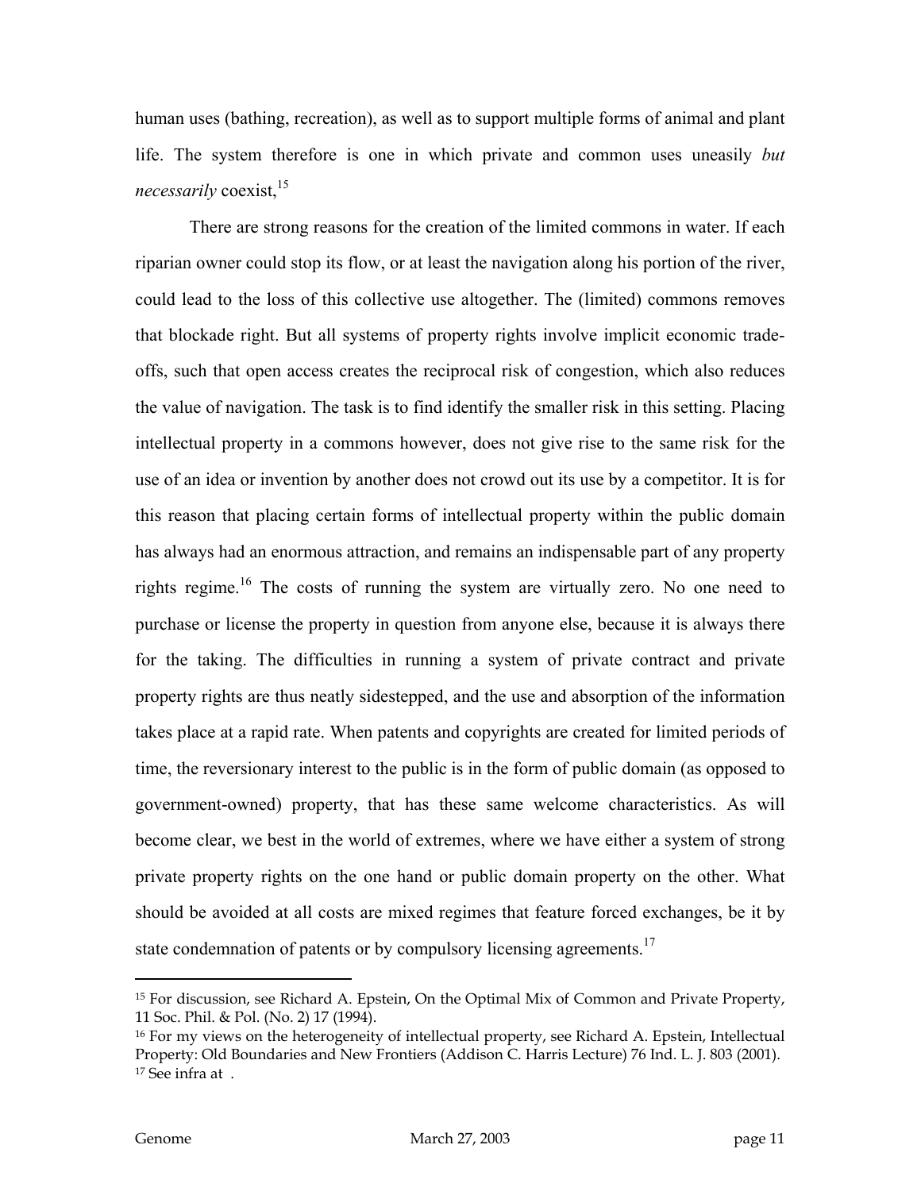human uses (bathing, recreation), as well as to support multiple forms of animal and plant life. The system therefore is one in which private and common uses uneasily *but necessarily* coexist,[15]

There are strong reasons for the creation of the limited commons in water. If each riparian owner could stop its flow, or at least the navigation along his portion of the river, could lead to the loss of this collective use altogether. The (limited) commons removes that blockade right. But all systems of property rights involve implicit economic trade-offs, such that open access creates the reciprocal risk of congestion, which also reduces the value of navigation. The task is to find identify the smaller risk in this setting. Placing intellectual property in a commons however, does not give rise to the same risk for the use of an idea or invention by another does not crowd out its use by a competitor. It is for this reason that placing certain forms of intellectual property within the public domain has always had an enormous attraction, and remains an indispensable part of any property rights regime.[16] The costs of running the system are virtually zero. No one need to purchase or license the property in question from anyone else, because it is always there for the taking. The difficulties in running a system of private contract and private property rights are thus neatly sidestepped, and the use and absorption of the information takes place at a rapid rate. When patents and copyrights are created for limited periods of time, the reversionary interest to the public is in the form of public domain (as opposed to government-owned) property, that has these same welcome characteristics. As will become clear, we best in the world of extremes, where we have either a system of strong private property rights on the one hand or public domain property on the other. What should be avoided at all costs are mixed regimes that feature forced exchanges, be it by state condemnation of patents or by compulsory licensing agreements.[17]

---

[15] For discussion, see Richard A. Epstein, On the Optimal Mix of Common and Private Property, 11 Soc. Phil. & Pol. (No. 2) 17 (1994).

[16] For my views on the heterogeneity of intellectual property, see Richard A. Epstein, Intellectual Property: Old Boundaries and New Frontiers (Addison C. Harris Lecture) 76 Ind. L. J. 803 (2001).

[17] See infra at .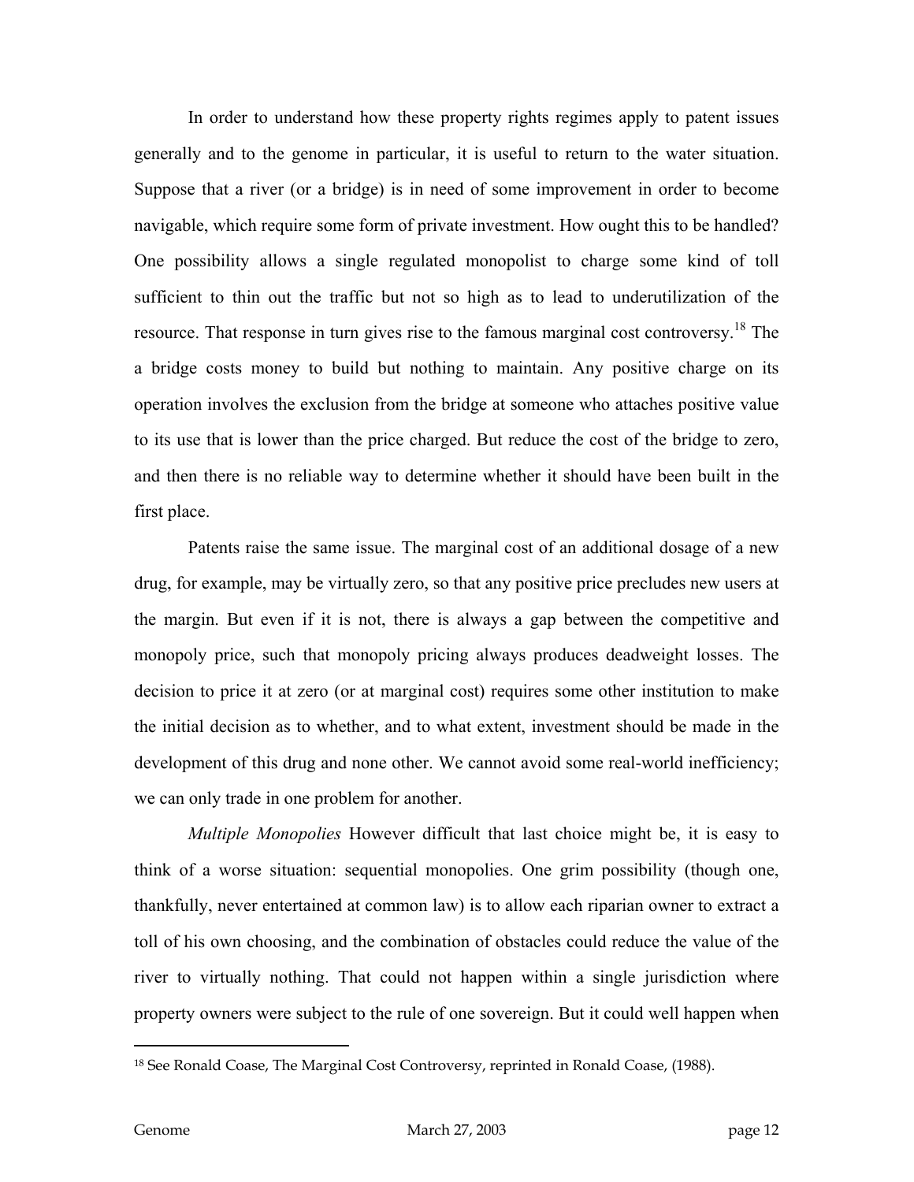In order to understand how these property rights regimes apply to patent issues generally and to the genome in particular, it is useful to return to the water situation. Suppose that a river (or a bridge) is in need of some improvement in order to become navigable, which require some form of private investment. How ought this to be handled? One possibility allows a single regulated monopolist to charge some kind of toll sufficient to thin out the traffic but not so high as to lead to underutilization of the resource. That response in turn gives rise to the famous marginal cost controversy.[18] The a bridge costs money to build but nothing to maintain. Any positive charge on its operation involves the exclusion from the bridge at someone who attaches positive value to its use that is lower than the price charged. But reduce the cost of the bridge to zero, and then there is no reliable way to determine whether it should have been built in the first place.

Patents raise the same issue. The marginal cost of an additional dosage of a new drug, for example, may be virtually zero, so that any positive price precludes new users at the margin. But even if it is not, there is always a gap between the competitive and monopoly price, such that monopoly pricing always produces deadweight losses. The decision to price it at zero (or at marginal cost) requires some other institution to make the initial decision as to whether, and to what extent, investment should be made in the development of this drug and none other. We cannot avoid some real-world inefficiency; we can only trade in one problem for another.

*Multiple Monopolies* However difficult that last choice might be, it is easy to think of a worse situation: sequential monopolies. One grim possibility (though one, thankfully, never entertained at common law) is to allow each riparian owner to extract a toll of his own choosing, and the combination of obstacles could reduce the value of the river to virtually nothing. That could not happen within a single jurisdiction where property owners were subject to the rule of one sovereign. But it could well happen when

[18] See Ronald Coase, The Marginal Cost Controversy, reprinted in Ronald Coase, (1988).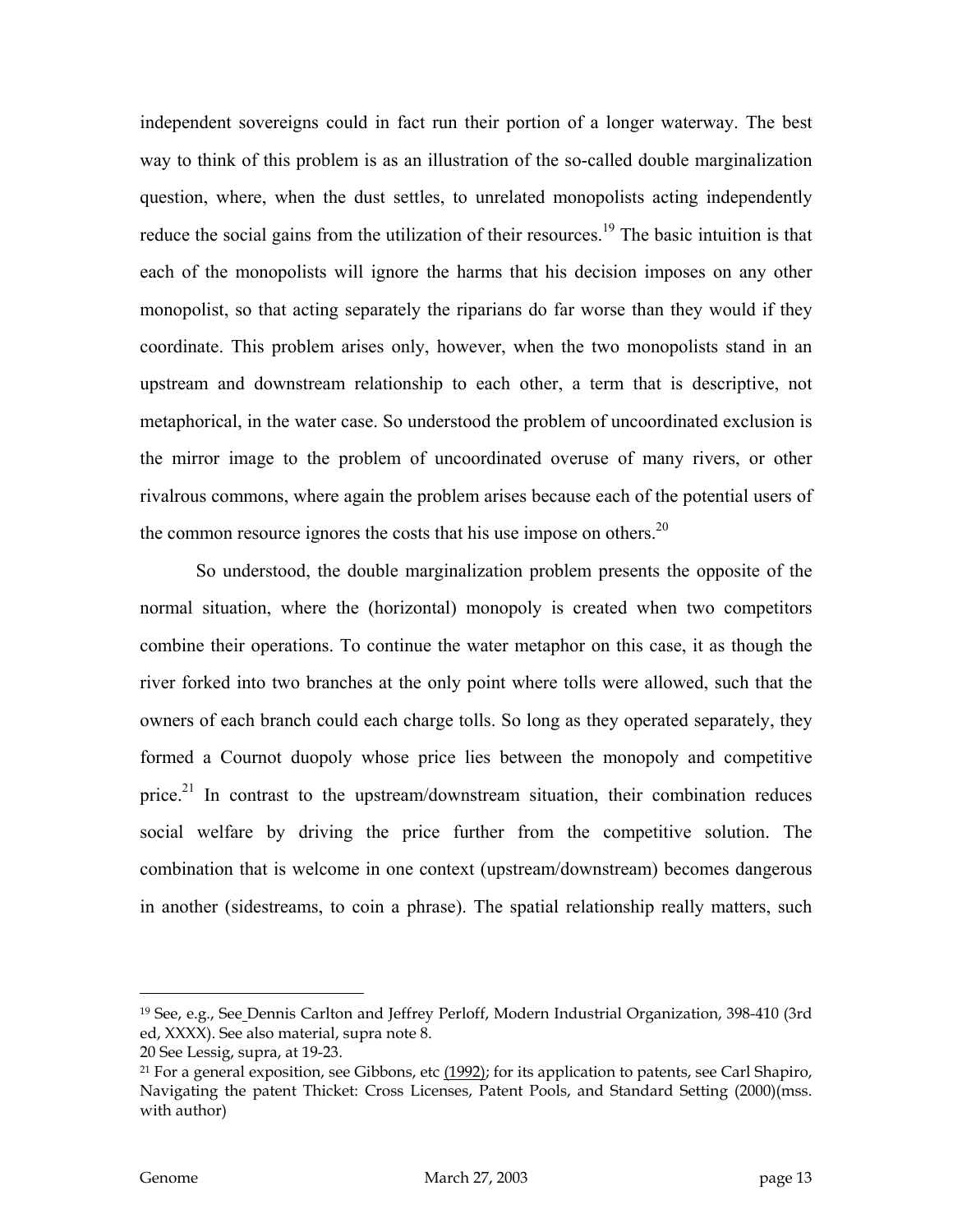independent sovereigns could in fact run their portion of a longer waterway. The best way to think of this problem is as an illustration of the so-called double marginalization question, where, when the dust settles, to unrelated monopolists acting independently reduce the social gains from the utilization of their resources.[19] The basic intuition is that each of the monopolists will ignore the harms that his decision imposes on any other monopolist, so that acting separately the riparians do far worse than they would if they coordinate. This problem arises only, however, when the two monopolists stand in an upstream and downstream relationship to each other, a term that is descriptive, not metaphorical, in the water case. So understood the problem of uncoordinated exclusion is the mirror image to the problem of uncoordinated overuse of many rivers, or other rivalrous commons, where again the problem arises because each of the potential users of the common resource ignores the costs that his use impose on others.[20]

So understood, the double marginalization problem presents the opposite of the normal situation, where the (horizontal) monopoly is created when two competitors combine their operations. To continue the water metaphor on this case, it as though the river forked into two branches at the only point where tolls were allowed, such that the owners of each branch could each charge tolls. So long as they operated separately, they formed a Cournot duopoly whose price lies between the monopoly and competitive price.[21] In contrast to the upstream/downstream situation, their combination reduces social welfare by driving the price further from the competitive solution. The combination that is welcome in one context (upstream/downstream) becomes dangerous in another (sidestreams, to coin a phrase). The spatial relationship really matters, such

---

[19] See, e.g., See Dennis Carlton and Jeffrey Perloff, Modern Industrial Organization, 398-410 (3rd ed, XXXX). See also material, supra note 8.

[20] See Lessig, supra, at 19-23.

[21] For a general exposition, see Gibbons, etc (1992); for its application to patents, see Carl Shapiro, Navigating the patent Thicket: Cross Licenses, Patent Pools, and Standard Setting (2000)(mss. with author)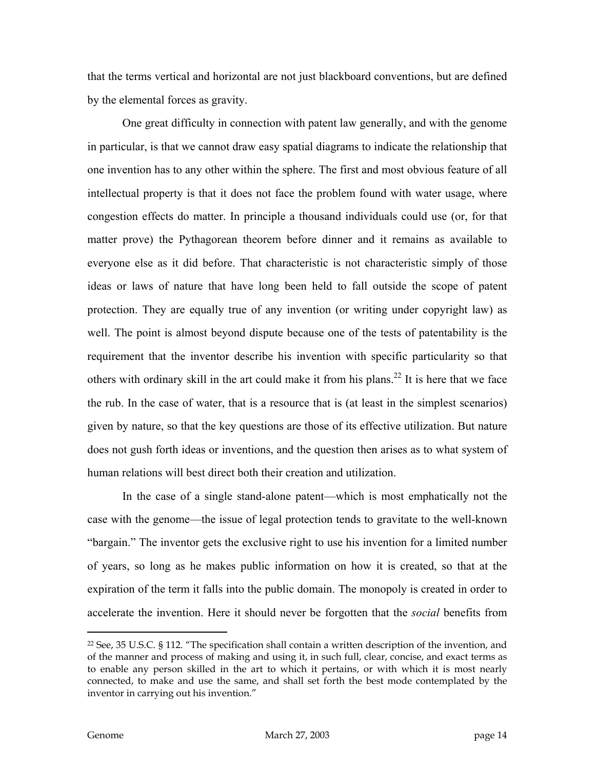that the terms vertical and horizontal are not just blackboard conventions, but are defined by the elemental forces as gravity.

One great difficulty in connection with patent law generally, and with the genome in particular, is that we cannot draw easy spatial diagrams to indicate the relationship that one invention has to any other within the sphere. The first and most obvious feature of all intellectual property is that it does not face the problem found with water usage, where congestion effects do matter. In principle a thousand individuals could use (or, for that matter prove) the Pythagorean theorem before dinner and it remains as available to everyone else as it did before. That characteristic is not characteristic simply of those ideas or laws of nature that have long been held to fall outside the scope of patent protection. They are equally true of any invention (or writing under copyright law) as well. The point is almost beyond dispute because one of the tests of patentability is the requirement that the inventor describe his invention with specific particularity so that others with ordinary skill in the art could make it from his plans.[22] It is here that we face the rub. In the case of water, that is a resource that is (at least in the simplest scenarios) given by nature, so that the key questions are those of its effective utilization. But nature does not gush forth ideas or inventions, and the question then arises as to what system of human relations will best direct both their creation and utilization.

In the case of a single stand-alone patent—which is most emphatically not the case with the genome—the issue of legal protection tends to gravitate to the well-known "bargain." The inventor gets the exclusive right to use his invention for a limited number of years, so long as he makes public information on how it is created, so that at the expiration of the term it falls into the public domain. The monopoly is created in order to accelerate the invention. Here it should never be forgotten that the *social* benefits from

[22] See, 35 U.S.C. § 112. "The specification shall contain a written description of the invention, and of the manner and process of making and using it, in such full, clear, concise, and exact terms as to enable any person skilled in the art to which it pertains, or with which it is most nearly connected, to make and use the same, and shall set forth the best mode contemplated by the inventor in carrying out his invention."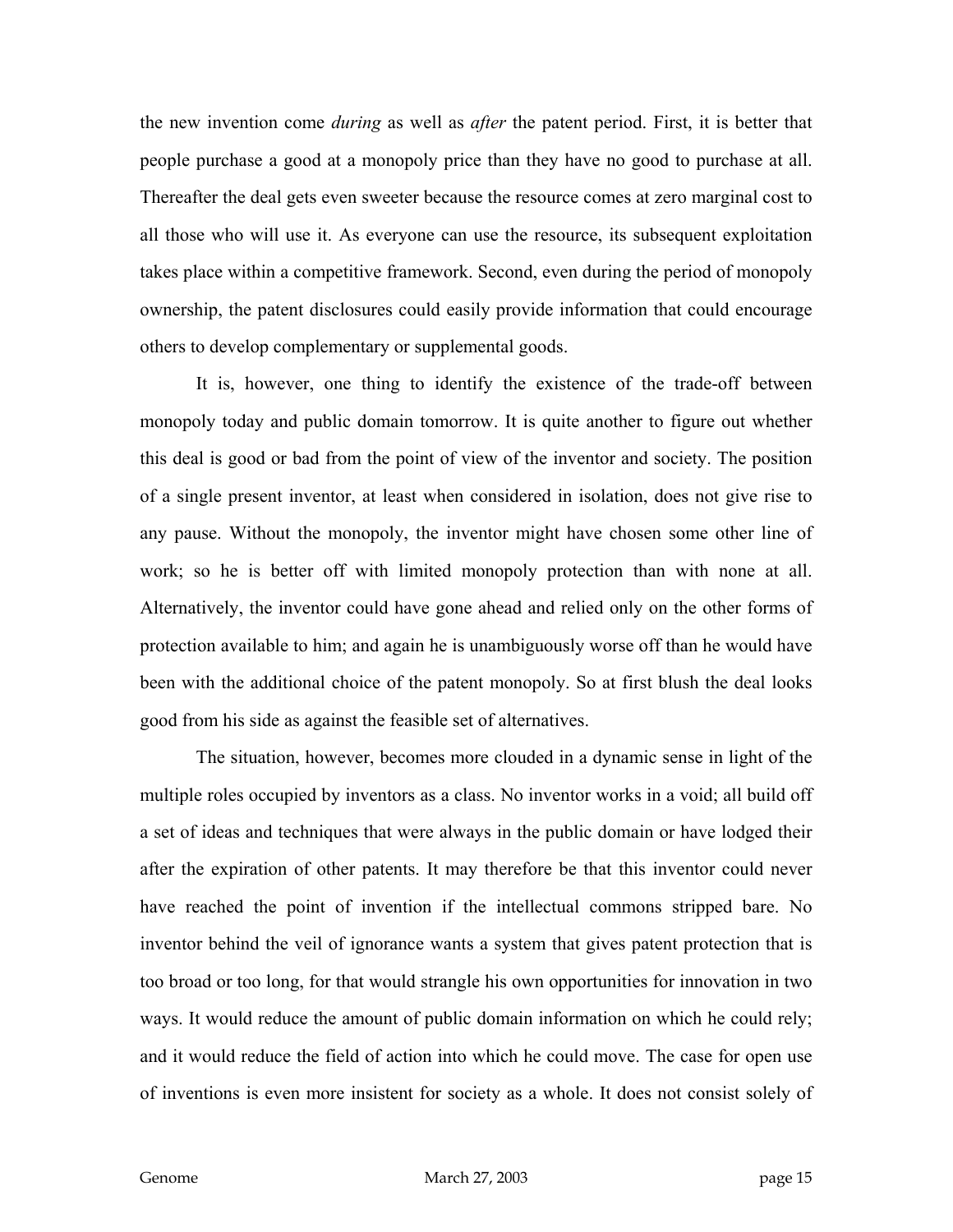the new invention come *during* as well as *after* the patent period. First, it is better that people purchase a good at a monopoly price than they have no good to purchase at all. Thereafter the deal gets even sweeter because the resource comes at zero marginal cost to all those who will use it. As everyone can use the resource, its subsequent exploitation takes place within a competitive framework. Second, even during the period of monopoly ownership, the patent disclosures could easily provide information that could encourage others to develop complementary or supplemental goods.

It is, however, one thing to identify the existence of the trade-off between monopoly today and public domain tomorrow. It is quite another to figure out whether this deal is good or bad from the point of view of the inventor and society. The position of a single present inventor, at least when considered in isolation, does not give rise to any pause. Without the monopoly, the inventor might have chosen some other line of work; so he is better off with limited monopoly protection than with none at all. Alternatively, the inventor could have gone ahead and relied only on the other forms of protection available to him; and again he is unambiguously worse off than he would have been with the additional choice of the patent monopoly. So at first blush the deal looks good from his side as against the feasible set of alternatives.

The situation, however, becomes more clouded in a dynamic sense in light of the multiple roles occupied by inventors as a class. No inventor works in a void; all build off a set of ideas and techniques that were always in the public domain or have lodged their after the expiration of other patents. It may therefore be that this inventor could never have reached the point of invention if the intellectual commons stripped bare. No inventor behind the veil of ignorance wants a system that gives patent protection that is too broad or too long, for that would strangle his own opportunities for innovation in two ways. It would reduce the amount of public domain information on which he could rely; and it would reduce the field of action into which he could move. The case for open use of inventions is even more insistent for society as a whole. It does not consist solely of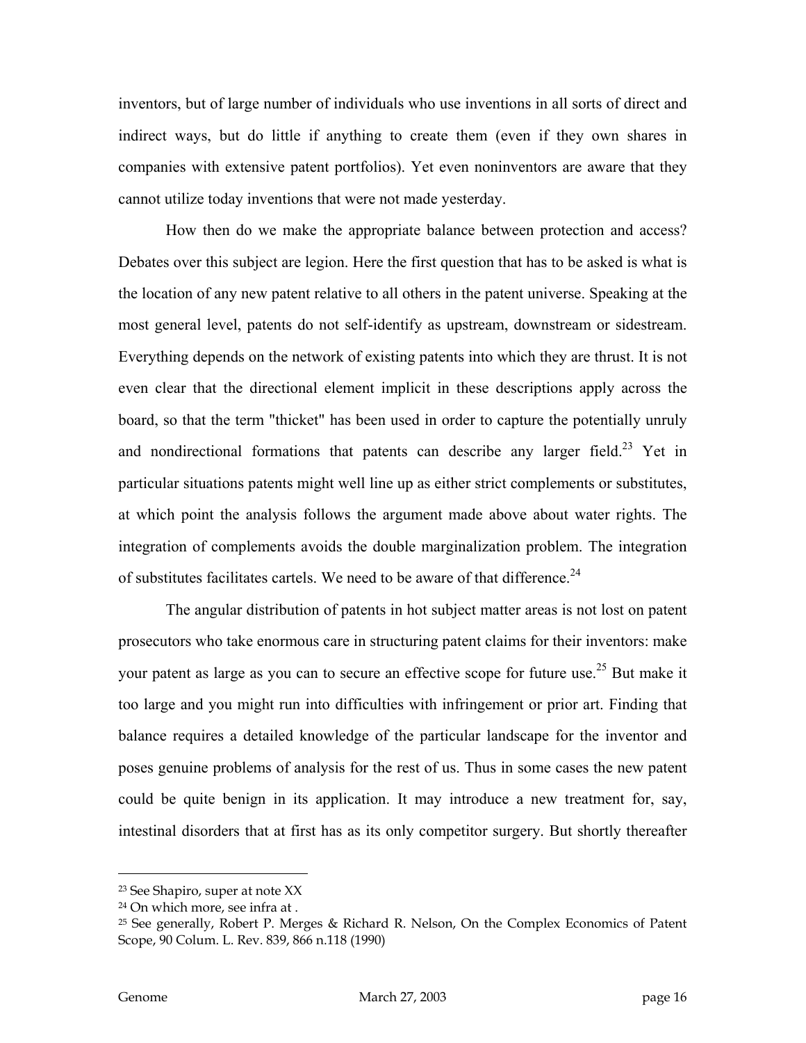inventors, but of large number of individuals who use inventions in all sorts of direct and indirect ways, but do little if anything to create them (even if they own shares in companies with extensive patent portfolios). Yet even noninventors are aware that they cannot utilize today inventions that were not made yesterday.

How then do we make the appropriate balance between protection and access? Debates over this subject are legion. Here the first question that has to be asked is what is the location of any new patent relative to all others in the patent universe. Speaking at the most general level, patents do not self-identify as upstream, downstream or sidestream. Everything depends on the network of existing patents into which they are thrust. It is not even clear that the directional element implicit in these descriptions apply across the board, so that the term "thicket" has been used in order to capture the potentially unruly and nondirectional formations that patents can describe any larger field.[23] Yet in particular situations patents might well line up as either strict complements or substitutes, at which point the analysis follows the argument made above about water rights. The integration of complements avoids the double marginalization problem. The integration of substitutes facilitates cartels. We need to be aware of that difference.[24]

The angular distribution of patents in hot subject matter areas is not lost on patent prosecutors who take enormous care in structuring patent claims for their inventors: make your patent as large as you can to secure an effective scope for future use.[25] But make it too large and you might run into difficulties with infringement or prior art. Finding that balance requires a detailed knowledge of the particular landscape for the inventor and poses genuine problems of analysis for the rest of us. Thus in some cases the new patent could be quite benign in its application. It may introduce a new treatment for, say, intestinal disorders that at first has as its only competitor surgery. But shortly thereafter

---

[23] See Shapiro, super at note XX

[24] On which more, see infra at .

[25] See generally, Robert P. Merges & Richard R. Nelson, On the Complex Economics of Patent Scope, 90 Colum. L. Rev. 839, 866 n.118 (1990)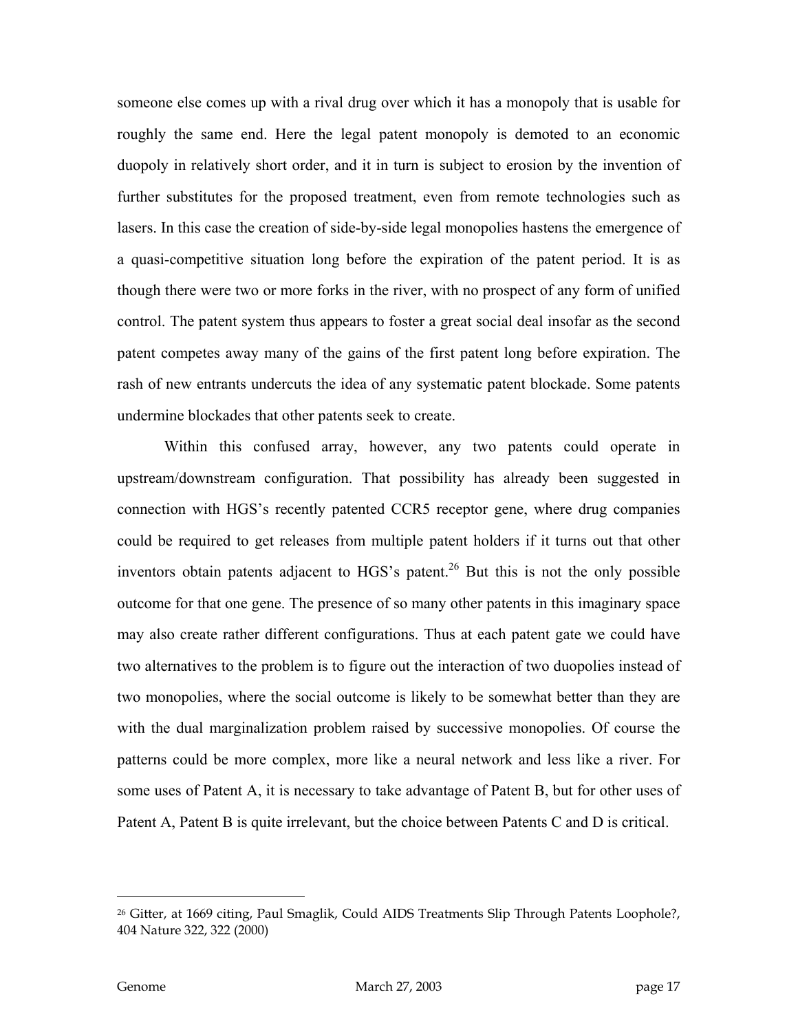someone else comes up with a rival drug over which it has a monopoly that is usable for roughly the same end. Here the legal patent monopoly is demoted to an economic duopoly in relatively short order, and it in turn is subject to erosion by the invention of further substitutes for the proposed treatment, even from remote technologies such as lasers. In this case the creation of side-by-side legal monopolies hastens the emergence of a quasi-competitive situation long before the expiration of the patent period. It is as though there were two or more forks in the river, with no prospect of any form of unified control. The patent system thus appears to foster a great social deal insofar as the second patent competes away many of the gains of the first patent long before expiration. The rash of new entrants undercuts the idea of any systematic patent blockade. Some patents undermine blockades that other patents seek to create.

Within this confused array, however, any two patents could operate in upstream/downstream configuration. That possibility has already been suggested in connection with HGS's recently patented CCR5 receptor gene, where drug companies could be required to get releases from multiple patent holders if it turns out that other inventors obtain patents adjacent to HGS's patent.[26] But this is not the only possible outcome for that one gene. The presence of so many other patents in this imaginary space may also create rather different configurations. Thus at each patent gate we could have two alternatives to the problem is to figure out the interaction of two duopolies instead of two monopolies, where the social outcome is likely to be somewhat better than they are with the dual marginalization problem raised by successive monopolies. Of course the patterns could be more complex, more like a neural network and less like a river. For some uses of Patent A, it is necessary to take advantage of Patent B, but for other uses of Patent A, Patent B is quite irrelevant, but the choice between Patents C and D is critical.

---

[26] Gitter, at 1669 citing, Paul Smaglik, Could AIDS Treatments Slip Through Patents Loophole?, 404 Nature 322, 322 (2000)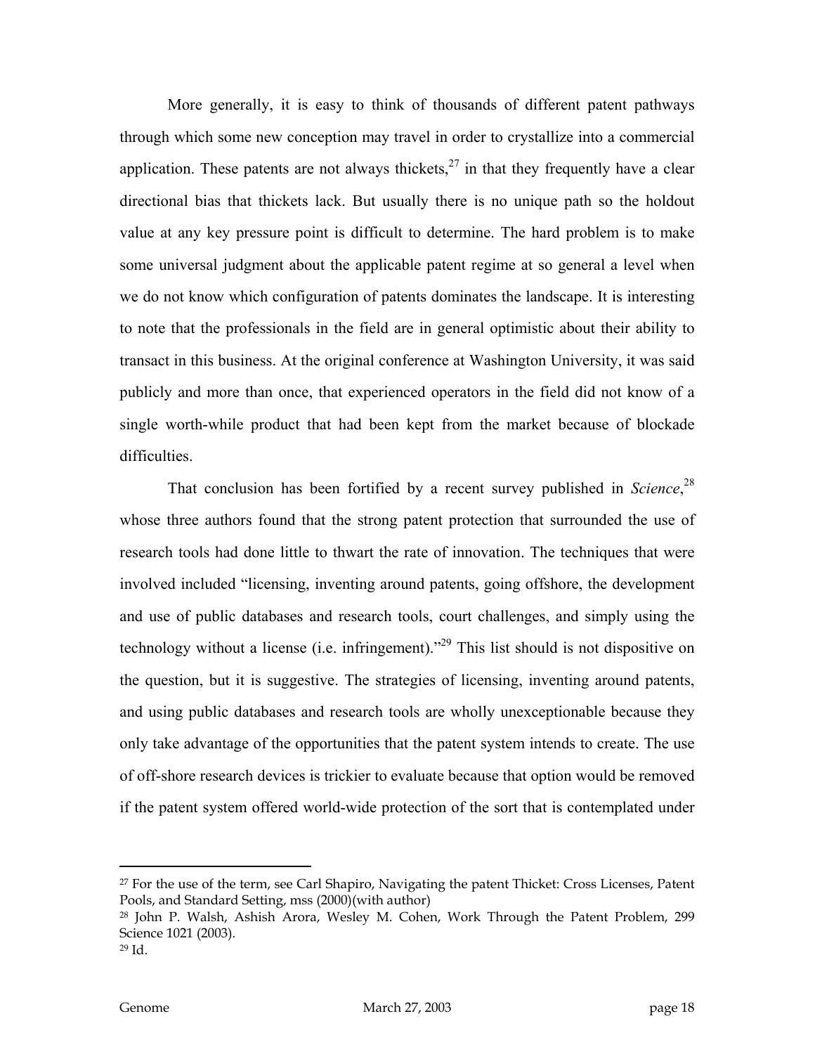More generally, it is easy to think of thousands of different patent pathways through which some new conception may travel in order to crystallize into a commercial application. These patents are not always thickets,[27] in that they frequently have a clear directional bias that thickets lack. But usually there is no unique path so the holdout value at any key pressure point is difficult to determine. The hard problem is to make some universal judgment about the applicable patent regime at so general a level when we do not know which configuration of patents dominates the landscape. It is interesting to note that the professionals in the field are in general optimistic about their ability to transact in this business. At the original conference at Washington University, it was said publicly and more than once, that experienced operators in the field did not know of a single worth-while product that had been kept from the market because of blockade difficulties.

That conclusion has been fortified by a recent survey published in *Science*,[28] whose three authors found that the strong patent protection that surrounded the use of research tools had done little to thwart the rate of innovation. The techniques that were involved included "licensing, inventing around patents, going offshore, the development and use of public databases and research tools, court challenges, and simply using the technology without a license (i.e. infringement)."[29] This list should is not dispositive on the question, but it is suggestive. The strategies of licensing, inventing around patents, and using public databases and research tools are wholly unexceptionable because they only take advantage of the opportunities that the patent system intends to create. The use of off-shore research devices is trickier to evaluate because that option would be removed if the patent system offered world-wide protection of the sort that is contemplated under

---

[27] For the use of the term, see Carl Shapiro, Navigating the patent Thicket: Cross Licenses, Patent Pools, and Standard Setting, mss (2000)(with author)

[28] John P. Walsh, Ashish Arora, Wesley M. Cohen, Work Through the Patent Problem, 299 Science 1021 (2003).

[29] Id.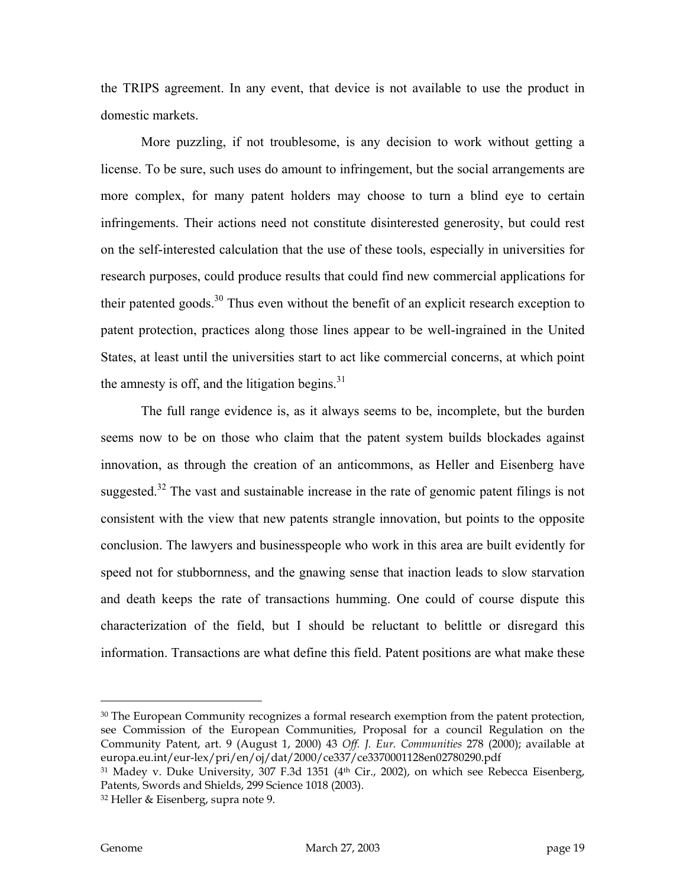the TRIPS agreement. In any event, that device is not available to use the product in domestic markets.

More puzzling, if not troublesome, is any decision to work without getting a license. To be sure, such uses do amount to infringement, but the social arrangements are more complex, for many patent holders may choose to turn a blind eye to certain infringements. Their actions need not constitute disinterested generosity, but could rest on the self-interested calculation that the use of these tools, especially in universities for research purposes, could produce results that could find new commercial applications for their patented goods.[30] Thus even without the benefit of an explicit research exception to patent protection, practices along those lines appear to be well-ingrained in the United States, at least until the universities start to act like commercial concerns, at which point the amnesty is off, and the litigation begins.[31]

The full range evidence is, as it always seems to be, incomplete, but the burden seems now to be on those who claim that the patent system builds blockades against innovation, as through the creation of an anticommons, as Heller and Eisenberg have suggested.[32] The vast and sustainable increase in the rate of genomic patent filings is not consistent with the view that new patents strangle innovation, but points to the opposite conclusion. The lawyers and businesspeople who work in this area are built evidently for speed not for stubbornness, and the gnawing sense that inaction leads to slow starvation and death keeps the rate of transactions humming. One could of course dispute this characterization of the field, but I should be reluctant to belittle or disregard this information. Transactions are what define this field. Patent positions are what make these

---

[30] The European Community recognizes a formal research exemption from the patent protection, see Commission of the European Communities, Proposal for a council Regulation on the Community Patent, art. 9 (August 1, 2000) 43 *Off. J. Eur. Communities* 278 (2000); available at europa.eu.int/eur-lex/pri/en/oj/dat/2000/ce337/ce3370001128en02780290.pdf

[31] Madey v. Duke University, 307 F.3d 1351 (4th Cir., 2002), on which see Rebecca Eisenberg, Patents, Swords and Shields, 299 Science 1018 (2003).

[32] Heller & Eisenberg, supra note 9.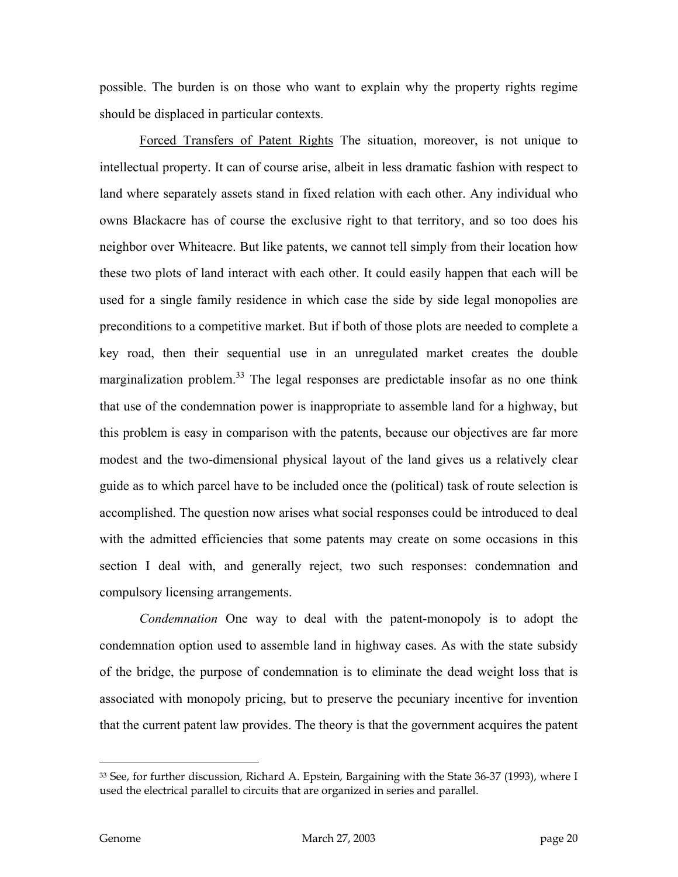possible. The burden is on those who want to explain why the property rights regime should be displaced in particular contexts.

Forced Transfers of Patent Rights The situation, moreover, is not unique to intellectual property. It can of course arise, albeit in less dramatic fashion with respect to land where separately assets stand in fixed relation with each other. Any individual who owns Blackacre has of course the exclusive right to that territory, and so too does his neighbor over Whiteacre. But like patents, we cannot tell simply from their location how these two plots of land interact with each other. It could easily happen that each will be used for a single family residence in which case the side by side legal monopolies are preconditions to a competitive market. But if both of those plots are needed to complete a key road, then their sequential use in an unregulated market creates the double marginalization problem.[33] The legal responses are predictable insofar as no one think that use of the condemnation power is inappropriate to assemble land for a highway, but this problem is easy in comparison with the patents, because our objectives are far more modest and the two-dimensional physical layout of the land gives us a relatively clear guide as to which parcel have to be included once the (political) task of route selection is accomplished. The question now arises what social responses could be introduced to deal with the admitted efficiencies that some patents may create on some occasions in this section I deal with, and generally reject, two such responses: condemnation and compulsory licensing arrangements.

*Condemnation* One way to deal with the patent-monopoly is to adopt the condemnation option used to assemble land in highway cases. As with the state subsidy of the bridge, the purpose of condemnation is to eliminate the dead weight loss that is associated with monopoly pricing, but to preserve the pecuniary incentive for invention that the current patent law provides. The theory is that the government acquires the patent

---

[33] See, for further discussion, Richard A. Epstein, Bargaining with the State 36-37 (1993), where I used the electrical parallel to circuits that are organized in series and parallel.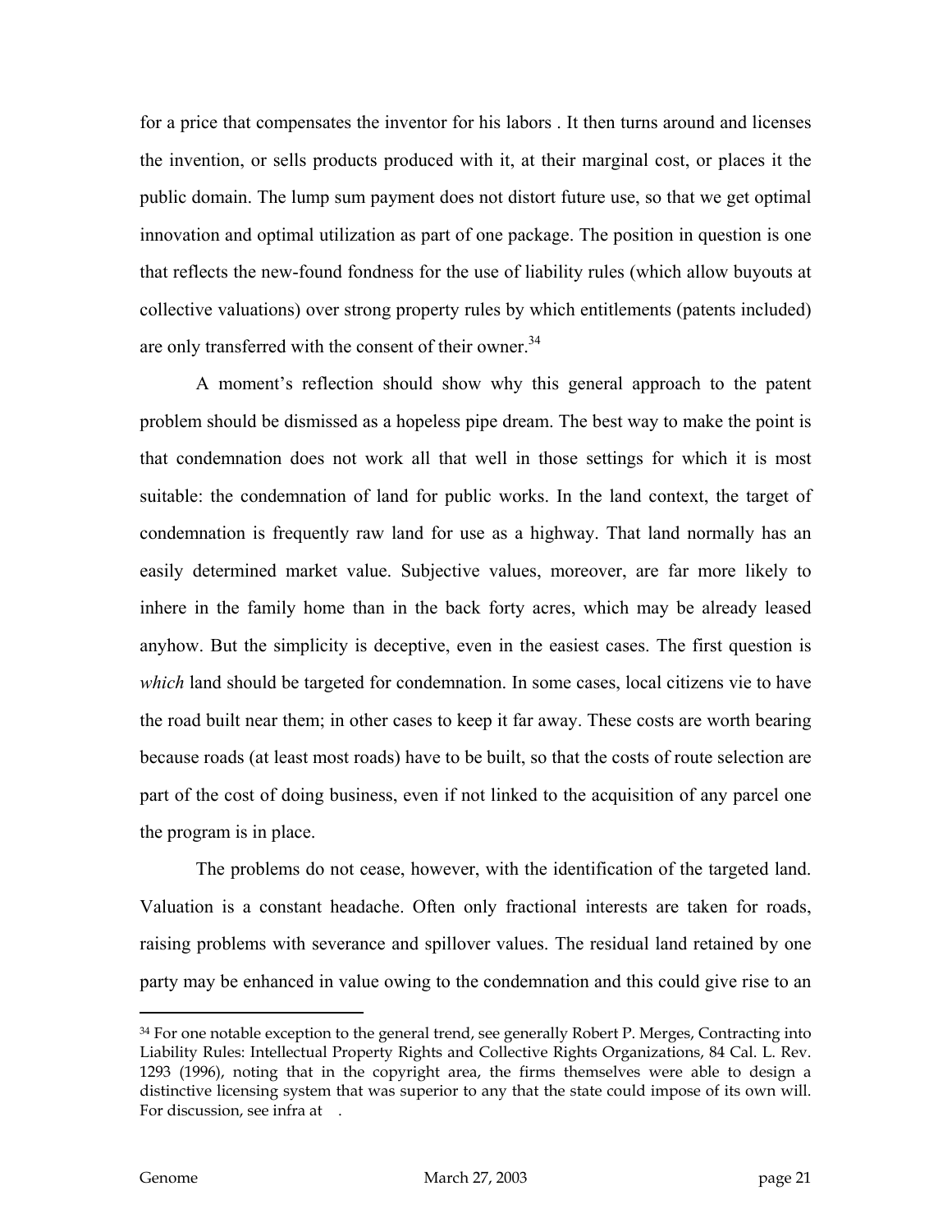for a price that compensates the inventor for his labors . It then turns around and licenses the invention, or sells products produced with it, at their marginal cost, or places it the public domain. The lump sum payment does not distort future use, so that we get optimal innovation and optimal utilization as part of one package. The position in question is one that reflects the new-found fondness for the use of liability rules (which allow buyouts at collective valuations) over strong property rules by which entitlements (patents included) are only transferred with the consent of their owner.[34]

A moment's reflection should show why this general approach to the patent problem should be dismissed as a hopeless pipe dream. The best way to make the point is that condemnation does not work all that well in those settings for which it is most suitable: the condemnation of land for public works. In the land context, the target of condemnation is frequently raw land for use as a highway. That land normally has an easily determined market value. Subjective values, moreover, are far more likely to inhere in the family home than in the back forty acres, which may be already leased anyhow. But the simplicity is deceptive, even in the easiest cases. The first question is *which* land should be targeted for condemnation. In some cases, local citizens vie to have the road built near them; in other cases to keep it far away. These costs are worth bearing because roads (at least most roads) have to be built, so that the costs of route selection are part of the cost of doing business, even if not linked to the acquisition of any parcel one the program is in place.

The problems do not cease, however, with the identification of the targeted land. Valuation is a constant headache. Often only fractional interests are taken for roads, raising problems with severance and spillover values. The residual land retained by one party may be enhanced in value owing to the condemnation and this could give rise to an

---

[34] For one notable exception to the general trend, see generally Robert P. Merges, Contracting into Liability Rules: Intellectual Property Rights and Collective Rights Organizations, 84 Cal. L. Rev. 1293 (1996), noting that in the copyright area, the firms themselves were able to design a distinctive licensing system that was superior to any that the state could impose of its own will. For discussion, see infra at .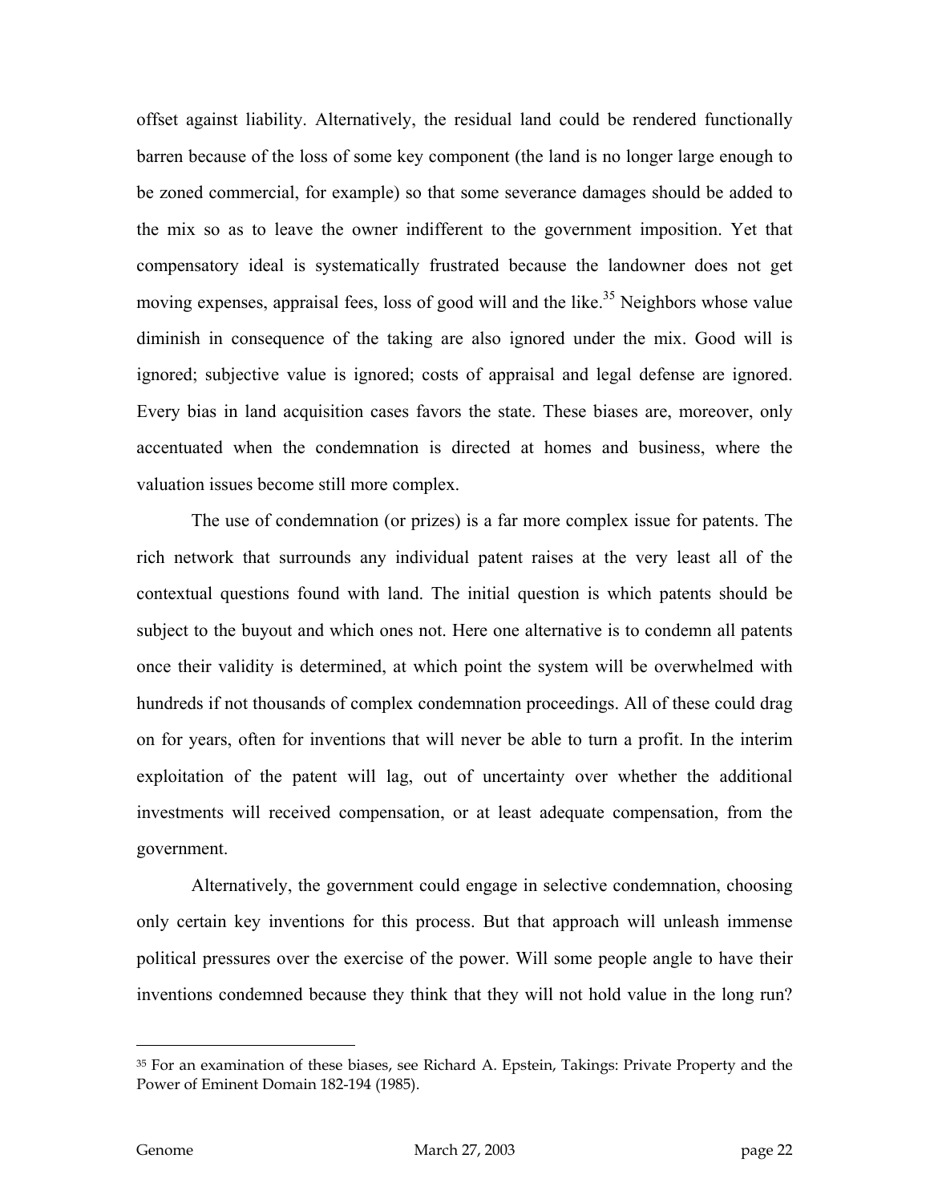offset against liability. Alternatively, the residual land could be rendered functionally barren because of the loss of some key component (the land is no longer large enough to be zoned commercial, for example) so that some severance damages should be added to the mix so as to leave the owner indifferent to the government imposition. Yet that compensatory ideal is systematically frustrated because the landowner does not get moving expenses, appraisal fees, loss of good will and the like.[35] Neighbors whose value diminish in consequence of the taking are also ignored under the mix. Good will is ignored; subjective value is ignored; costs of appraisal and legal defense are ignored. Every bias in land acquisition cases favors the state. These biases are, moreover, only accentuated when the condemnation is directed at homes and business, where the valuation issues become still more complex.

The use of condemnation (or prizes) is a far more complex issue for patents. The rich network that surrounds any individual patent raises at the very least all of the contextual questions found with land. The initial question is which patents should be subject to the buyout and which ones not. Here one alternative is to condemn all patents once their validity is determined, at which point the system will be overwhelmed with hundreds if not thousands of complex condemnation proceedings. All of these could drag on for years, often for inventions that will never be able to turn a profit. In the interim exploitation of the patent will lag, out of uncertainty over whether the additional investments will received compensation, or at least adequate compensation, from the government.

Alternatively, the government could engage in selective condemnation, choosing only certain key inventions for this process. But that approach will unleash immense political pressures over the exercise of the power. Will some people angle to have their inventions condemned because they think that they will not hold value in the long run?

---

[35] For an examination of these biases, see Richard A. Epstein, Takings: Private Property and the Power of Eminent Domain 182-194 (1985).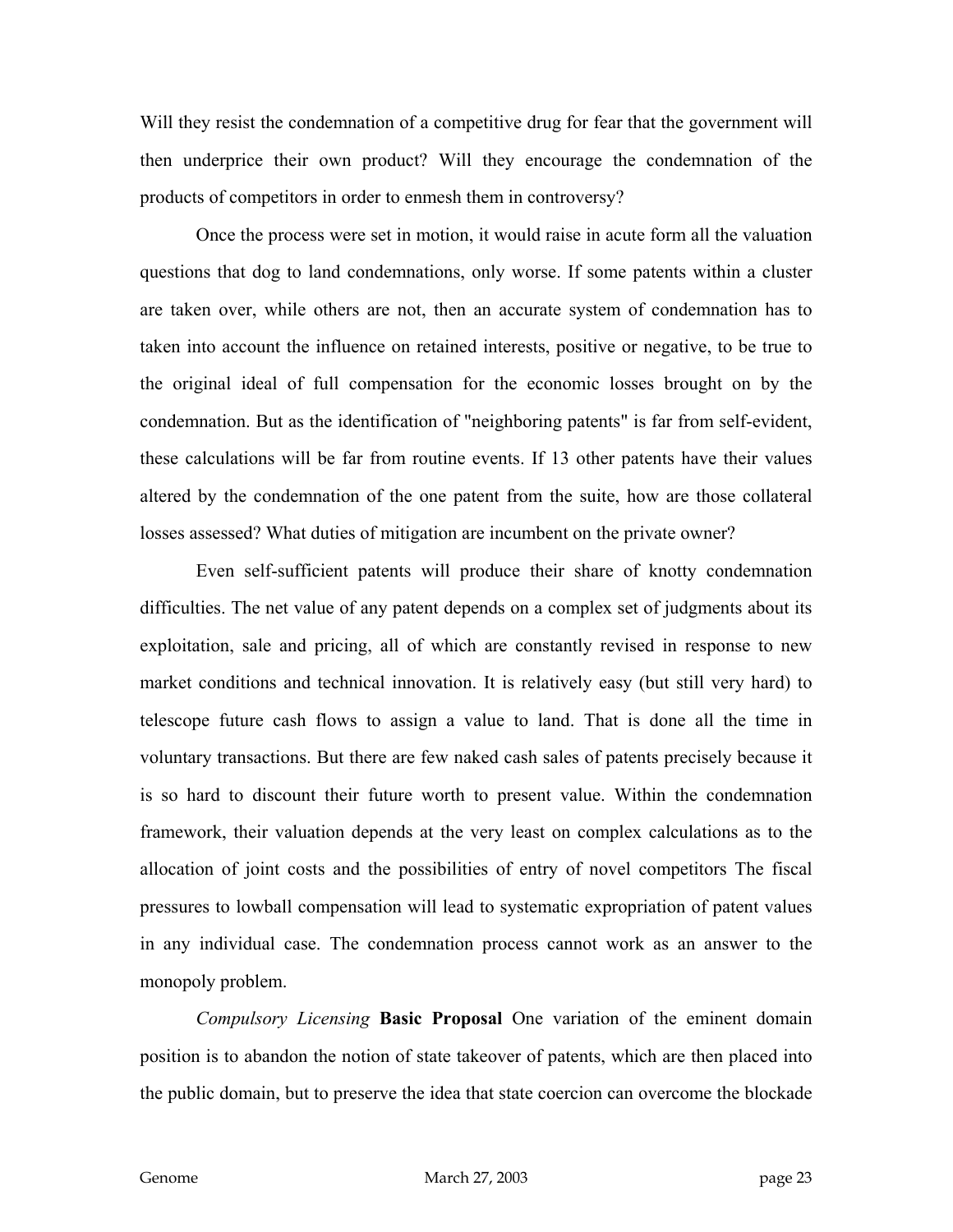Will they resist the condemnation of a competitive drug for fear that the government will then underprice their own product? Will they encourage the condemnation of the products of competitors in order to enmesh them in controversy?

Once the process were set in motion, it would raise in acute form all the valuation questions that dog to land condemnations, only worse. If some patents within a cluster are taken over, while others are not, then an accurate system of condemnation has to taken into account the influence on retained interests, positive or negative, to be true to the original ideal of full compensation for the economic losses brought on by the condemnation. But as the identification of "neighboring patents" is far from self-evident, these calculations will be far from routine events. If 13 other patents have their values altered by the condemnation of the one patent from the suite, how are those collateral losses assessed? What duties of mitigation are incumbent on the private owner?

Even self-sufficient patents will produce their share of knotty condemnation difficulties. The net value of any patent depends on a complex set of judgments about its exploitation, sale and pricing, all of which are constantly revised in response to new market conditions and technical innovation. It is relatively easy (but still very hard) to telescope future cash flows to assign a value to land. That is done all the time in voluntary transactions. But there are few naked cash sales of patents precisely because it is so hard to discount their future worth to present value. Within the condemnation framework, their valuation depends at the very least on complex calculations as to the allocation of joint costs and the possibilities of entry of novel competitors The fiscal pressures to lowball compensation will lead to systematic expropriation of patent values in any individual case. The condemnation process cannot work as an answer to the monopoly problem.

*Compulsory Licensing* **Basic Proposal** One variation of the eminent domain position is to abandon the notion of state takeover of patents, which are then placed into the public domain, but to preserve the idea that state coercion can overcome the blockade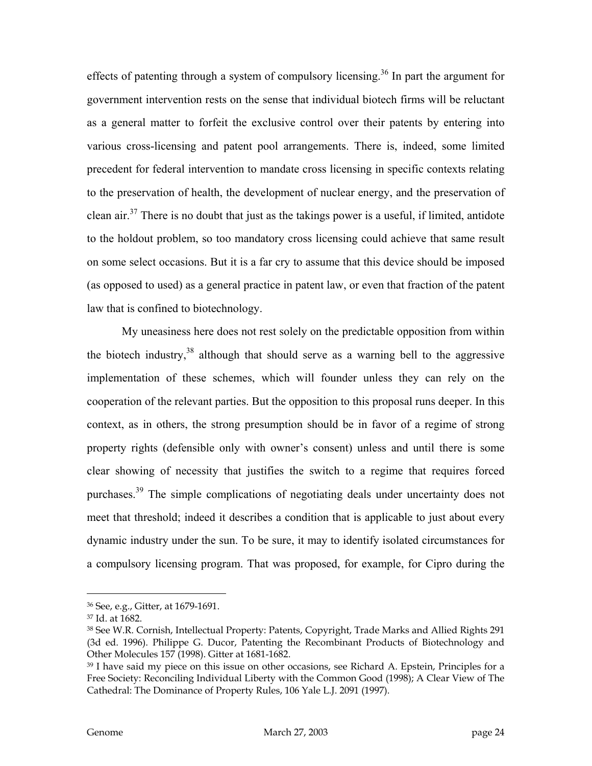effects of patenting through a system of compulsory licensing.[36] In part the argument for government intervention rests on the sense that individual biotech firms will be reluctant as a general matter to forfeit the exclusive control over their patents by entering into various cross-licensing and patent pool arrangements. There is, indeed, some limited precedent for federal intervention to mandate cross licensing in specific contexts relating to the preservation of health, the development of nuclear energy, and the preservation of clean air.[37] There is no doubt that just as the takings power is a useful, if limited, antidote to the holdout problem, so too mandatory cross licensing could achieve that same result on some select occasions. But it is a far cry to assume that this device should be imposed (as opposed to used) as a general practice in patent law, or even that fraction of the patent law that is confined to biotechnology.

My uneasiness here does not rest solely on the predictable opposition from within the biotech industry,[38] although that should serve as a warning bell to the aggressive implementation of these schemes, which will founder unless they can rely on the cooperation of the relevant parties. But the opposition to this proposal runs deeper. In this context, as in others, the strong presumption should be in favor of a regime of strong property rights (defensible only with owner's consent) unless and until there is some clear showing of necessity that justifies the switch to a regime that requires forced purchases.[39] The simple complications of negotiating deals under uncertainty does not meet that threshold; indeed it describes a condition that is applicable to just about every dynamic industry under the sun. To be sure, it may to identify isolated circumstances for a compulsory licensing program. That was proposed, for example, for Cipro during the

---

[36] See, e.g., Gitter, at 1679-1691.

[37] Id. at 1682.

[38] See W.R. Cornish, Intellectual Property: Patents, Copyright, Trade Marks and Allied Rights 291 (3d ed. 1996). Philippe G. Ducor, Patenting the Recombinant Products of Biotechnology and Other Molecules 157 (1998). Gitter at 1681-1682.

[39] I have said my piece on this issue on other occasions, see Richard A. Epstein, Principles for a Free Society: Reconciling Individual Liberty with the Common Good (1998); A Clear View of The Cathedral: The Dominance of Property Rules, 106 Yale L.J. 2091 (1997).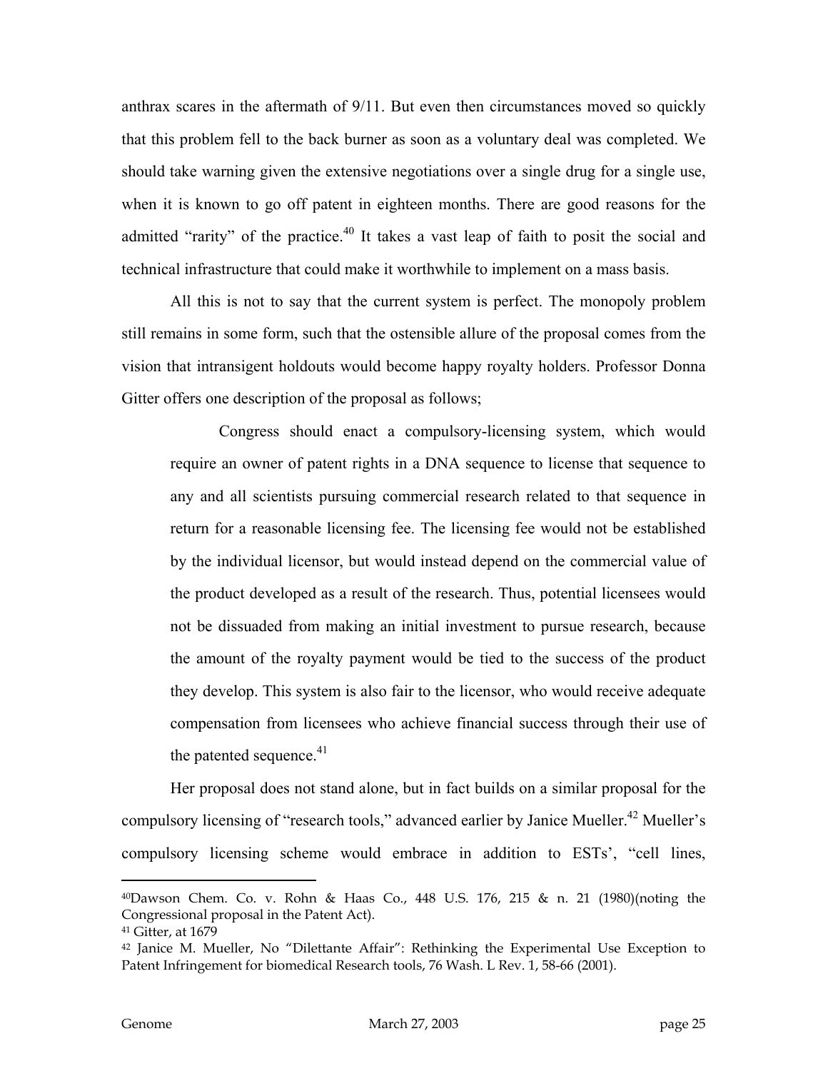anthrax scares in the aftermath of 9/11. But even then circumstances moved so quickly that this problem fell to the back burner as soon as a voluntary deal was completed. We should take warning given the extensive negotiations over a single drug for a single use, when it is known to go off patent in eighteen months. There are good reasons for the admitted "rarity" of the practice.[40] It takes a vast leap of faith to posit the social and technical infrastructure that could make it worthwhile to implement on a mass basis.

All this is not to say that the current system is perfect. The monopoly problem still remains in some form, such that the ostensible allure of the proposal comes from the vision that intransigent holdouts would become happy royalty holders. Professor Donna Gitter offers one description of the proposal as follows;

> Congress should enact a compulsory-licensing system, which would require an owner of patent rights in a DNA sequence to license that sequence to any and all scientists pursuing commercial research related to that sequence in return for a reasonable licensing fee. The licensing fee would not be established by the individual licensor, but would instead depend on the commercial value of the product developed as a result of the research. Thus, potential licensees would not be dissuaded from making an initial investment to pursue research, because the amount of the royalty payment would be tied to the success of the product they develop. This system is also fair to the licensor, who would receive adequate compensation from licensees who achieve financial success through their use of the patented sequence.[41]

Her proposal does not stand alone, but in fact builds on a similar proposal for the compulsory licensing of "research tools," advanced earlier by Janice Mueller.[42] Mueller's compulsory licensing scheme would embrace in addition to ESTs', "cell lines,

---

[40] Dawson Chem. Co. v. Rohn & Haas Co., 448 U.S. 176, 215 & n. 21 (1980)(noting the Congressional proposal in the Patent Act).

[41] Gitter, at 1679

[42] Janice M. Mueller, No "Dilettante Affair": Rethinking the Experimental Use Exception to Patent Infringement for biomedical Research tools, 76 Wash. L Rev. 1, 58-66 (2001).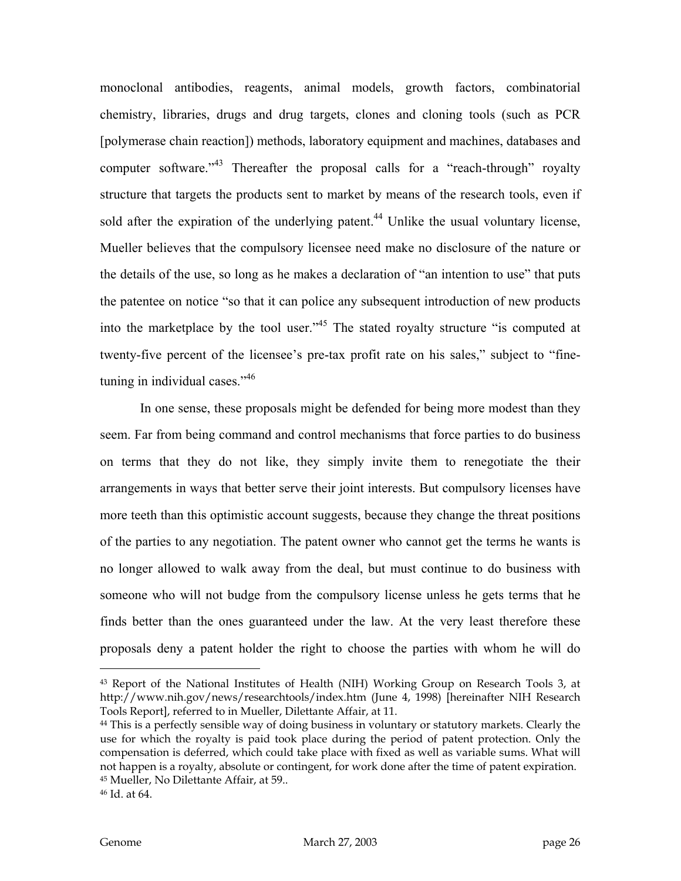monoclonal antibodies, reagents, animal models, growth factors, combinatorial chemistry, libraries, drugs and drug targets, clones and cloning tools (such as PCR [polymerase chain reaction]) methods, laboratory equipment and machines, databases and computer software."[43] Thereafter the proposal calls for a "reach-through" royalty structure that targets the products sent to market by means of the research tools, even if sold after the expiration of the underlying patent.[44] Unlike the usual voluntary license, Mueller believes that the compulsory licensee need make no disclosure of the nature or the details of the use, so long as he makes a declaration of "an intention to use" that puts the patentee on notice "so that it can police any subsequent introduction of new products into the marketplace by the tool user."[45] The stated royalty structure "is computed at twenty-five percent of the licensee's pre-tax profit rate on his sales," subject to "fine-tuning in individual cases."[46]

In one sense, these proposals might be defended for being more modest than they seem. Far from being command and control mechanisms that force parties to do business on terms that they do not like, they simply invite them to renegotiate the their arrangements in ways that better serve their joint interests. But compulsory licenses have more teeth than this optimistic account suggests, because they change the threat positions of the parties to any negotiation. The patent owner who cannot get the terms he wants is no longer allowed to walk away from the deal, but must continue to do business with someone who will not budge from the compulsory license unless he gets terms that he finds better than the ones guaranteed under the law. At the very least therefore these proposals deny a patent holder the right to choose the parties with whom he will do

---

[43] Report of the National Institutes of Health (NIH) Working Group on Research Tools 3, at http://www.nih.gov/news/researchtools/index.htm (June 4, 1998) [hereinafter NIH Research Tools Report], referred to in Mueller, Dilettante Affair, at 11.

[44] This is a perfectly sensible way of doing business in voluntary or statutory markets. Clearly the use for which the royalty is paid took place during the period of patent protection. Only the compensation is deferred, which could take place with fixed as well as variable sums. What will not happen is a royalty, absolute or contingent, for work done after the time of patent expiration.

[45] Mueller, No Dilettante Affair, at 59..

[46] Id. at 64.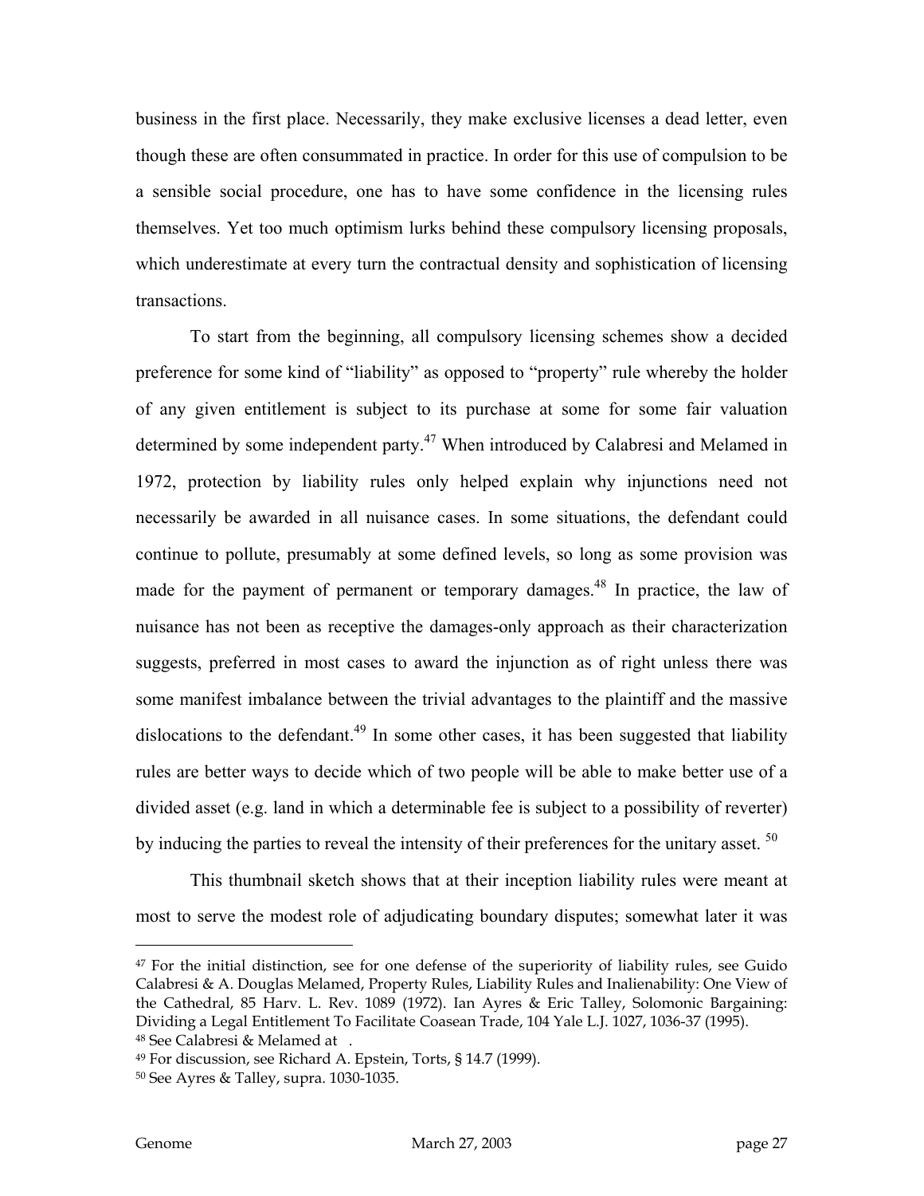business in the first place. Necessarily, they make exclusive licenses a dead letter, even though these are often consummated in practice. In order for this use of compulsion to be a sensible social procedure, one has to have some confidence in the licensing rules themselves. Yet too much optimism lurks behind these compulsory licensing proposals, which underestimate at every turn the contractual density and sophistication of licensing transactions.

To start from the beginning, all compulsory licensing schemes show a decided preference for some kind of "liability" as opposed to "property" rule whereby the holder of any given entitlement is subject to its purchase at some for some fair valuation determined by some independent party.[47] When introduced by Calabresi and Melamed in 1972, protection by liability rules only helped explain why injunctions need not necessarily be awarded in all nuisance cases. In some situations, the defendant could continue to pollute, presumably at some defined levels, so long as some provision was made for the payment of permanent or temporary damages.[48] In practice, the law of nuisance has not been as receptive the damages-only approach as their characterization suggests, preferred in most cases to award the injunction as of right unless there was some manifest imbalance between the trivial advantages to the plaintiff and the massive dislocations to the defendant.[49] In some other cases, it has been suggested that liability rules are better ways to decide which of two people will be able to make better use of a divided asset (e.g. land in which a determinable fee is subject to a possibility of reverter) by inducing the parties to reveal the intensity of their preferences for the unitary asset.[50]

This thumbnail sketch shows that at their inception liability rules were meant at most to serve the modest role of adjudicating boundary disputes; somewhat later it was

---

[47] For the initial distinction, see for one defense of the superiority of liability rules, see Guido Calabresi & A. Douglas Melamed, Property Rules, Liability Rules and Inalienability: One View of the Cathedral, 85 Harv. L. Rev. 1089 (1972). Ian Ayres & Eric Talley, Solomonic Bargaining: Dividing a Legal Entitlement To Facilitate Coasean Trade, 104 Yale L.J. 1027, 1036-37 (1995).

[48] See Calabresi & Melamed at .

[49] For discussion, see Richard A. Epstein, Torts, § 14.7 (1999).

[50] See Ayres & Talley, supra. 1030-1035.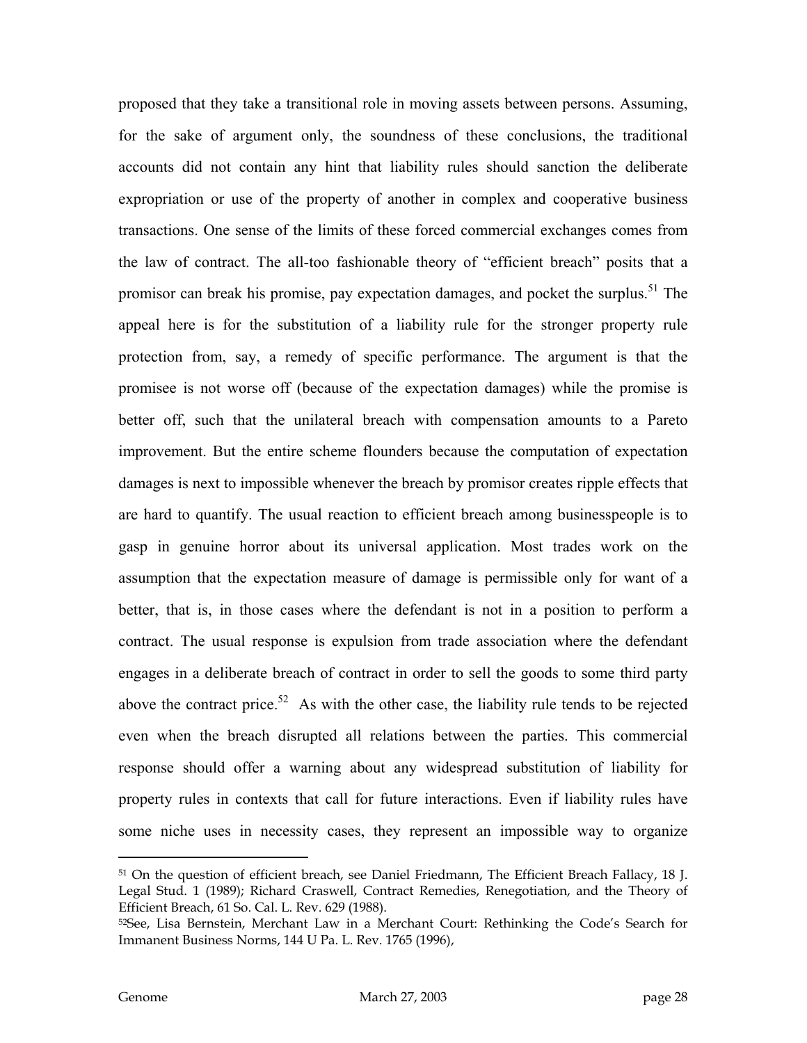proposed that they take a transitional role in moving assets between persons. Assuming, for the sake of argument only, the soundness of these conclusions, the traditional accounts did not contain any hint that liability rules should sanction the deliberate expropriation or use of the property of another in complex and cooperative business transactions. One sense of the limits of these forced commercial exchanges comes from the law of contract. The all-too fashionable theory of "efficient breach" posits that a promisor can break his promise, pay expectation damages, and pocket the surplus.[51] The appeal here is for the substitution of a liability rule for the stronger property rule protection from, say, a remedy of specific performance. The argument is that the promisee is not worse off (because of the expectation damages) while the promise is better off, such that the unilateral breach with compensation amounts to a Pareto improvement. But the entire scheme flounders because the computation of expectation damages is next to impossible whenever the breach by promisor creates ripple effects that are hard to quantify. The usual reaction to efficient breach among businesspeople is to gasp in genuine horror about its universal application. Most trades work on the assumption that the expectation measure of damage is permissible only for want of a better, that is, in those cases where the defendant is not in a position to perform a contract. The usual response is expulsion from trade association where the defendant engages in a deliberate breach of contract in order to sell the goods to some third party above the contract price.[52] As with the other case, the liability rule tends to be rejected even when the breach disrupted all relations between the parties. This commercial response should offer a warning about any widespread substitution of liability for property rules in contexts that call for future interactions. Even if liability rules have some niche uses in necessity cases, they represent an impossible way to organize

---

[51] On the question of efficient breach, see Daniel Friedmann, The Efficient Breach Fallacy, 18 J. Legal Stud. 1 (1989); Richard Craswell, Contract Remedies, Renegotiation, and the Theory of Efficient Breach, 61 So. Cal. L. Rev. 629 (1988).

[52] See, Lisa Bernstein, Merchant Law in a Merchant Court: Rethinking the Code's Search for Immanent Business Norms, 144 U Pa. L. Rev. 1765 (1996),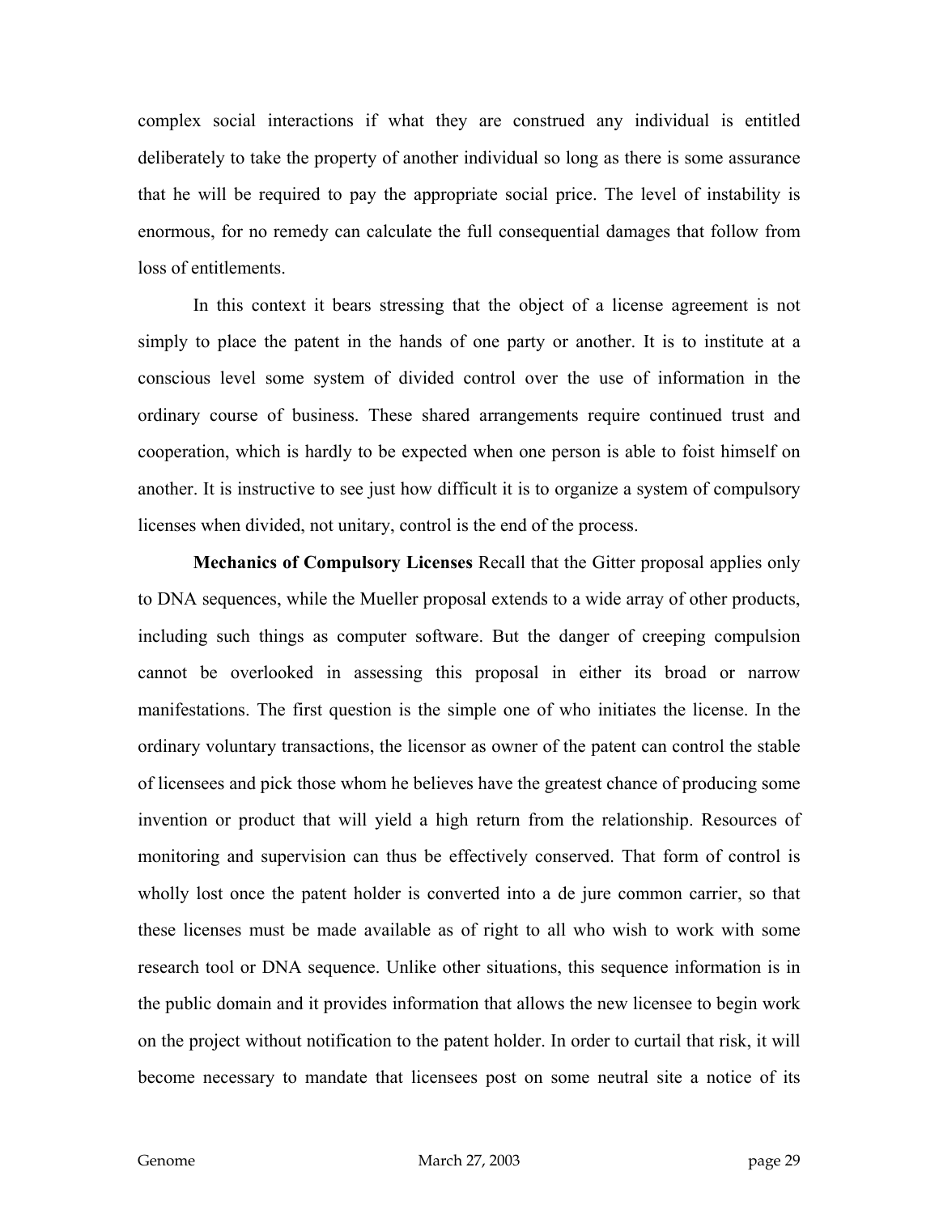complex social interactions if what they are construed any individual is entitled deliberately to take the property of another individual so long as there is some assurance that he will be required to pay the appropriate social price. The level of instability is enormous, for no remedy can calculate the full consequential damages that follow from loss of entitlements.

In this context it bears stressing that the object of a license agreement is not simply to place the patent in the hands of one party or another. It is to institute at a conscious level some system of divided control over the use of information in the ordinary course of business. These shared arrangements require continued trust and cooperation, which is hardly to be expected when one person is able to foist himself on another. It is instructive to see just how difficult it is to organize a system of compulsory licenses when divided, not unitary, control is the end of the process.

**Mechanics of Compulsory Licenses** Recall that the Gitter proposal applies only to DNA sequences, while the Mueller proposal extends to a wide array of other products, including such things as computer software. But the danger of creeping compulsion cannot be overlooked in assessing this proposal in either its broad or narrow manifestations. The first question is the simple one of who initiates the license. In the ordinary voluntary transactions, the licensor as owner of the patent can control the stable of licensees and pick those whom he believes have the greatest chance of producing some invention or product that will yield a high return from the relationship. Resources of monitoring and supervision can thus be effectively conserved. That form of control is wholly lost once the patent holder is converted into a de jure common carrier, so that these licenses must be made available as of right to all who wish to work with some research tool or DNA sequence. Unlike other situations, this sequence information is in the public domain and it provides information that allows the new licensee to begin work on the project without notification to the patent holder. In order to curtail that risk, it will become necessary to mandate that licensees post on some neutral site a notice of its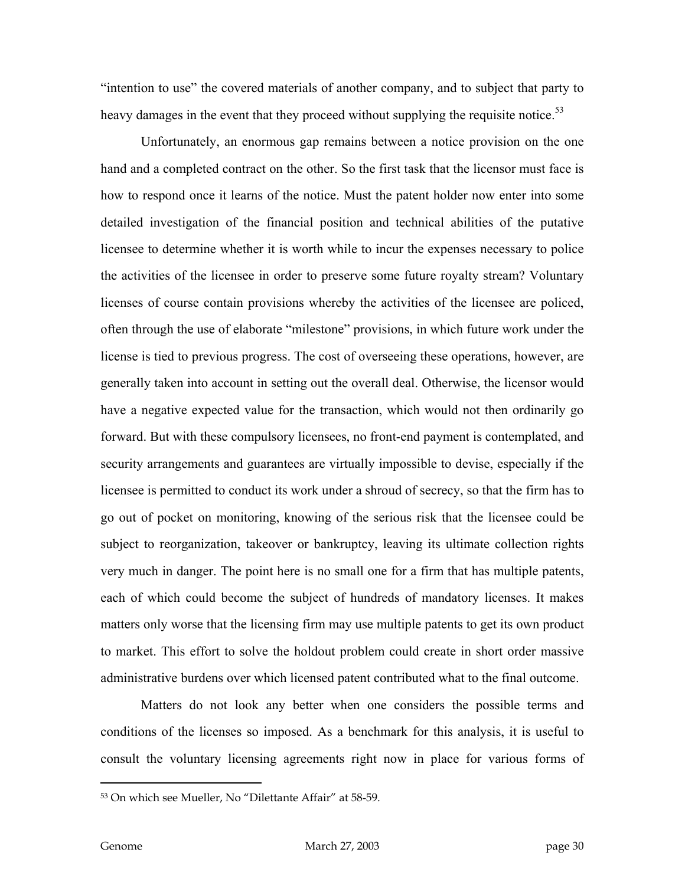"intention to use" the covered materials of another company, and to subject that party to heavy damages in the event that they proceed without supplying the requisite notice.[53]

Unfortunately, an enormous gap remains between a notice provision on the one hand and a completed contract on the other. So the first task that the licensor must face is how to respond once it learns of the notice. Must the patent holder now enter into some detailed investigation of the financial position and technical abilities of the putative licensee to determine whether it is worth while to incur the expenses necessary to police the activities of the licensee in order to preserve some future royalty stream? Voluntary licenses of course contain provisions whereby the activities of the licensee are policed, often through the use of elaborate "milestone" provisions, in which future work under the license is tied to previous progress. The cost of overseeing these operations, however, are generally taken into account in setting out the overall deal. Otherwise, the licensor would have a negative expected value for the transaction, which would not then ordinarily go forward. But with these compulsory licensees, no front-end payment is contemplated, and security arrangements and guarantees are virtually impossible to devise, especially if the licensee is permitted to conduct its work under a shroud of secrecy, so that the firm has to go out of pocket on monitoring, knowing of the serious risk that the licensee could be subject to reorganization, takeover or bankruptcy, leaving its ultimate collection rights very much in danger. The point here is no small one for a firm that has multiple patents, each of which could become the subject of hundreds of mandatory licenses. It makes matters only worse that the licensing firm may use multiple patents to get its own product to market. This effort to solve the holdout problem could create in short order massive administrative burdens over which licensed patent contributed what to the final outcome.

Matters do not look any better when one considers the possible terms and conditions of the licenses so imposed. As a benchmark for this analysis, it is useful to consult the voluntary licensing agreements right now in place for various forms of

[53] On which see Mueller, No "Dilettante Affair" at 58-59.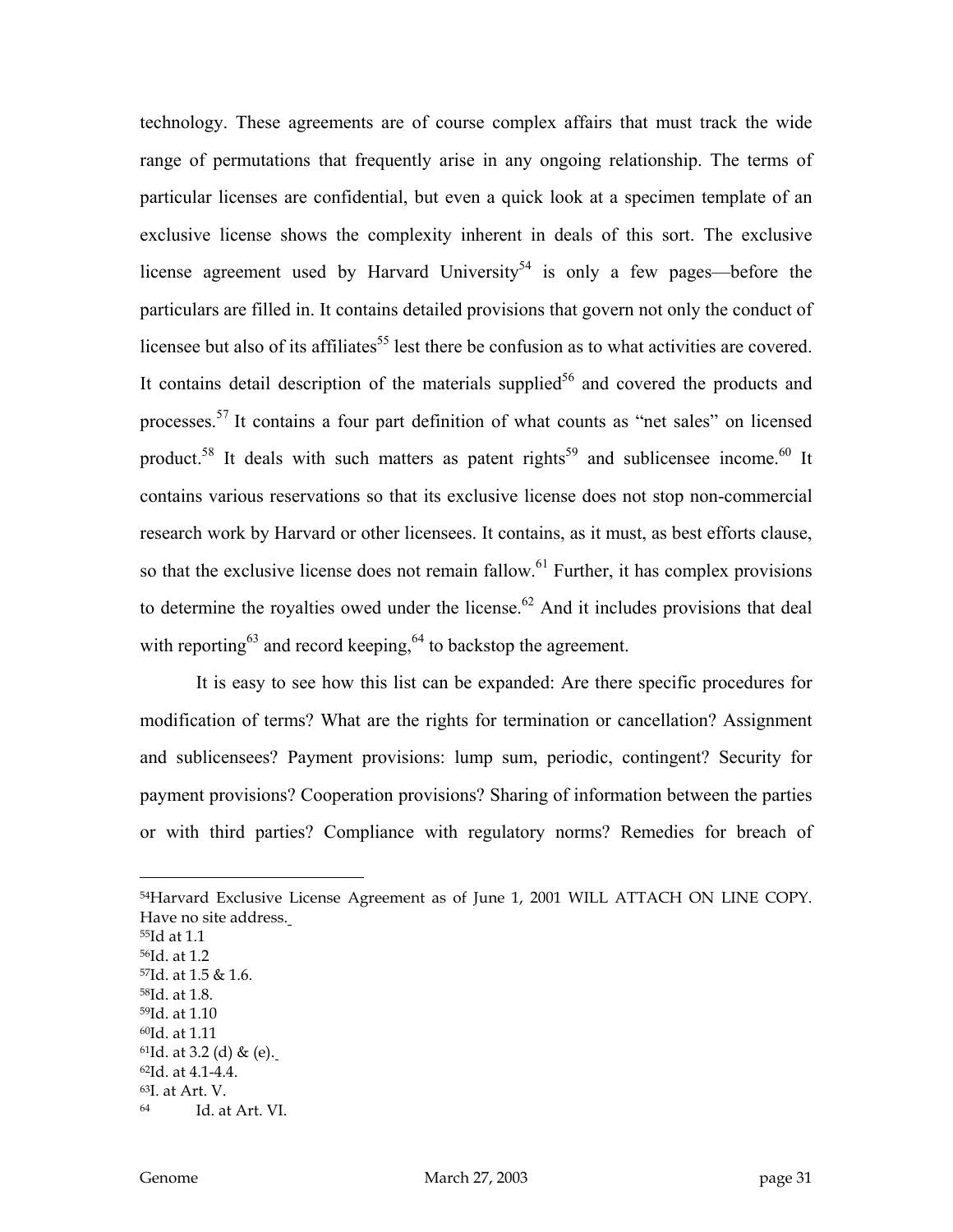technology. These agreements are of course complex affairs that must track the wide range of permutations that frequently arise in any ongoing relationship. The terms of particular licenses are confidential, but even a quick look at a specimen template of an exclusive license shows the complexity inherent in deals of this sort. The exclusive license agreement used by Harvard University[54] is only a few pages—before the particulars are filled in. It contains detailed provisions that govern not only the conduct of licensee but also of its affiliates[55] lest there be confusion as to what activities are covered. It contains detail description of the materials supplied[56] and covered the products and processes.[57] It contains a four part definition of what counts as "net sales" on licensed product.[58] It deals with such matters as patent rights[59] and sublicensee income.[60] It contains various reservations so that its exclusive license does not stop non-commercial research work by Harvard or other licensees. It contains, as it must, as best efforts clause, so that the exclusive license does not remain fallow.[61] Further, it has complex provisions to determine the royalties owed under the license.[62] And it includes provisions that deal with reporting[63] and record keeping,[64] to backstop the agreement.

It is easy to see how this list can be expanded: Are there specific procedures for modification of terms? What are the rights for termination or cancellation? Assignment and sublicensees? Payment provisions: lump sum, periodic, contingent? Security for payment provisions? Cooperation provisions? Sharing of information between the parties or with third parties? Compliance with regulatory norms? Remedies for breach of

---

[54] Harvard Exclusive License Agreement as of June 1, 2001 WILL ATTACH ON LINE COPY. Have no site address.

[55] Id at 1.1

[56] Id. at 1.2

[57] Id. at 1.5 & 1.6.

[58] Id. at 1.8.

[59] Id. at 1.10

[60] Id. at 1.11

[61] Id. at 3.2 (d) & (e).

[62] Id. at 4.1-4.4.

[63] I. at Art. V.

[64] Id. at Art. VI.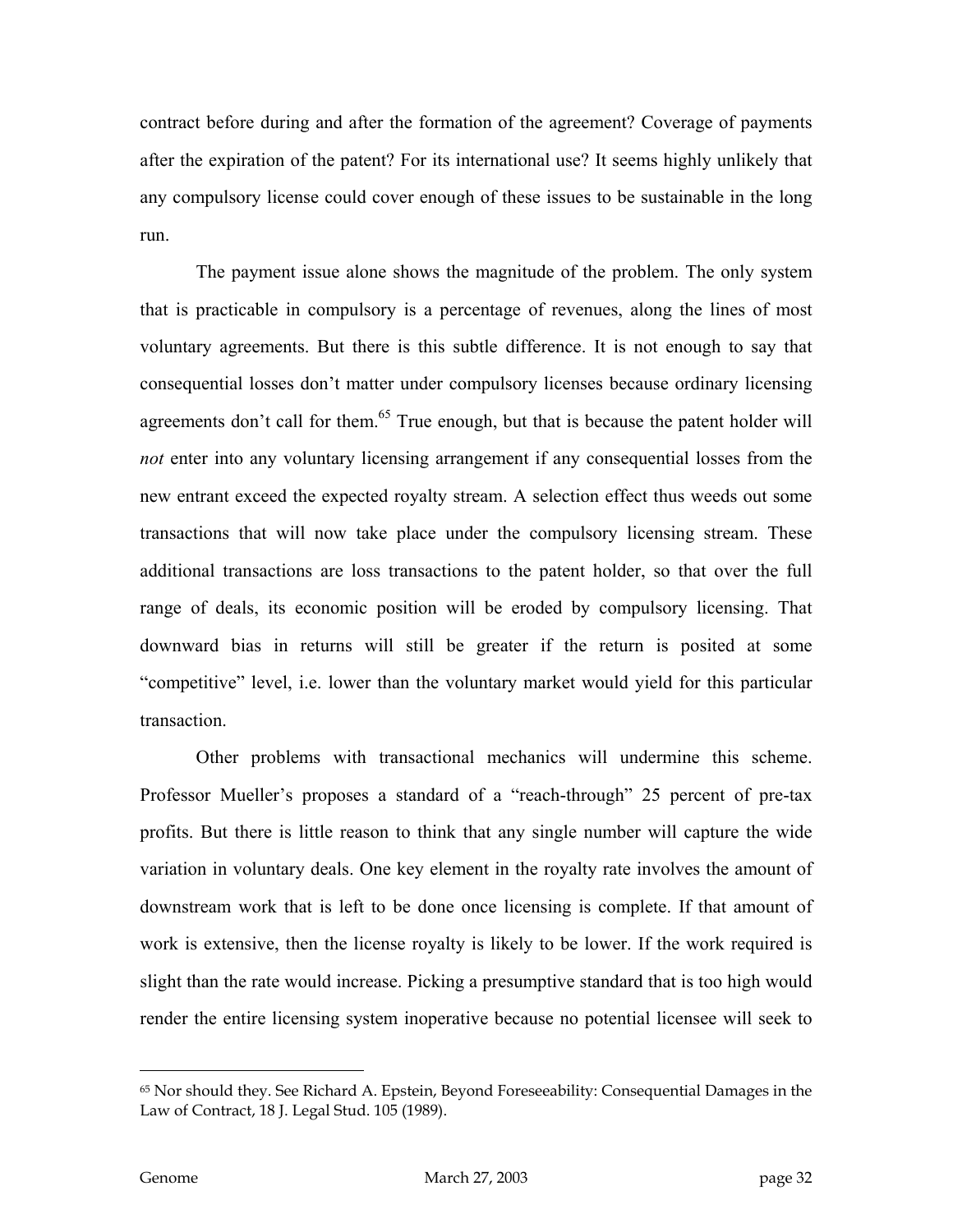contract before during and after the formation of the agreement? Coverage of payments after the expiration of the patent? For its international use? It seems highly unlikely that any compulsory license could cover enough of these issues to be sustainable in the long run.

The payment issue alone shows the magnitude of the problem. The only system that is practicable in compulsory is a percentage of revenues, along the lines of most voluntary agreements. But there is this subtle difference. It is not enough to say that consequential losses don't matter under compulsory licenses because ordinary licensing agreements don't call for them.[65] True enough, but that is because the patent holder will *not* enter into any voluntary licensing arrangement if any consequential losses from the new entrant exceed the expected royalty stream. A selection effect thus weeds out some transactions that will now take place under the compulsory licensing stream. These additional transactions are loss transactions to the patent holder, so that over the full range of deals, its economic position will be eroded by compulsory licensing. That downward bias in returns will still be greater if the return is posited at some "competitive" level, i.e. lower than the voluntary market would yield for this particular transaction.

Other problems with transactional mechanics will undermine this scheme. Professor Mueller's proposes a standard of a "reach-through" 25 percent of pre-tax profits. But there is little reason to think that any single number will capture the wide variation in voluntary deals. One key element in the royalty rate involves the amount of downstream work that is left to be done once licensing is complete. If that amount of work is extensive, then the license royalty is likely to be lower. If the work required is slight than the rate would increase. Picking a presumptive standard that is too high would render the entire licensing system inoperative because no potential licensee will seek to

---

[65] Nor should they. See Richard A. Epstein, Beyond Foreseeability: Consequential Damages in the Law of Contract, 18 J. Legal Stud. 105 (1989).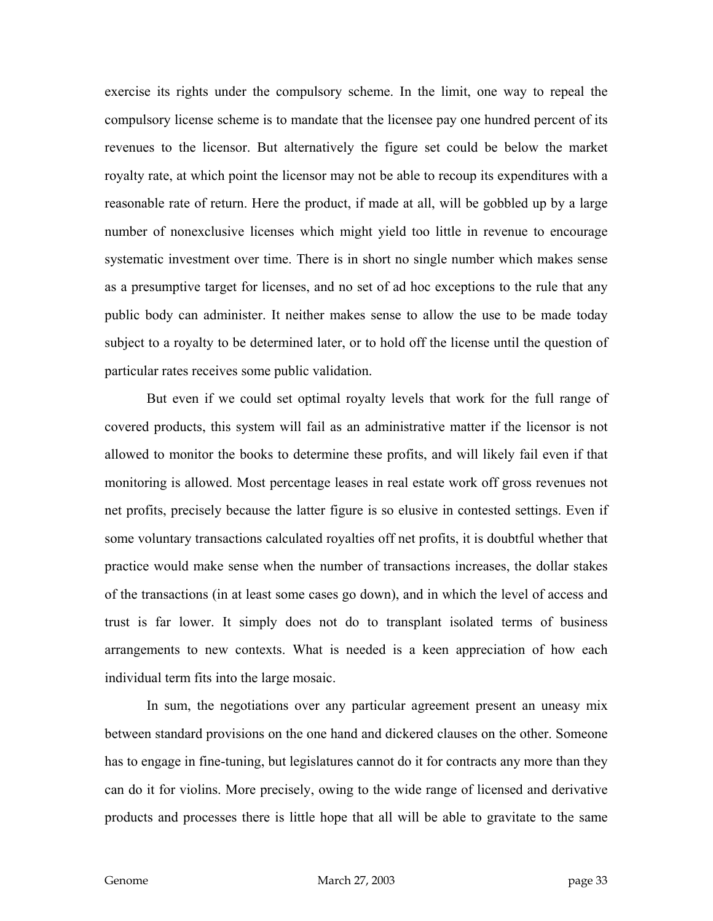exercise its rights under the compulsory scheme. In the limit, one way to repeal the compulsory license scheme is to mandate that the licensee pay one hundred percent of its revenues to the licensor. But alternatively the figure set could be below the market royalty rate, at which point the licensor may not be able to recoup its expenditures with a reasonable rate of return. Here the product, if made at all, will be gobbled up by a large number of nonexclusive licenses which might yield too little in revenue to encourage systematic investment over time. There is in short no single number which makes sense as a presumptive target for licenses, and no set of ad hoc exceptions to the rule that any public body can administer. It neither makes sense to allow the use to be made today subject to a royalty to be determined later, or to hold off the license until the question of particular rates receives some public validation.

But even if we could set optimal royalty levels that work for the full range of covered products, this system will fail as an administrative matter if the licensor is not allowed to monitor the books to determine these profits, and will likely fail even if that monitoring is allowed. Most percentage leases in real estate work off gross revenues not net profits, precisely because the latter figure is so elusive in contested settings. Even if some voluntary transactions calculated royalties off net profits, it is doubtful whether that practice would make sense when the number of transactions increases, the dollar stakes of the transactions (in at least some cases go down), and in which the level of access and trust is far lower. It simply does not do to transplant isolated terms of business arrangements to new contexts. What is needed is a keen appreciation of how each individual term fits into the large mosaic.

In sum, the negotiations over any particular agreement present an uneasy mix between standard provisions on the one hand and dickered clauses on the other. Someone has to engage in fine-tuning, but legislatures cannot do it for contracts any more than they can do it for violins. More precisely, owing to the wide range of licensed and derivative products and processes there is little hope that all will be able to gravitate to the same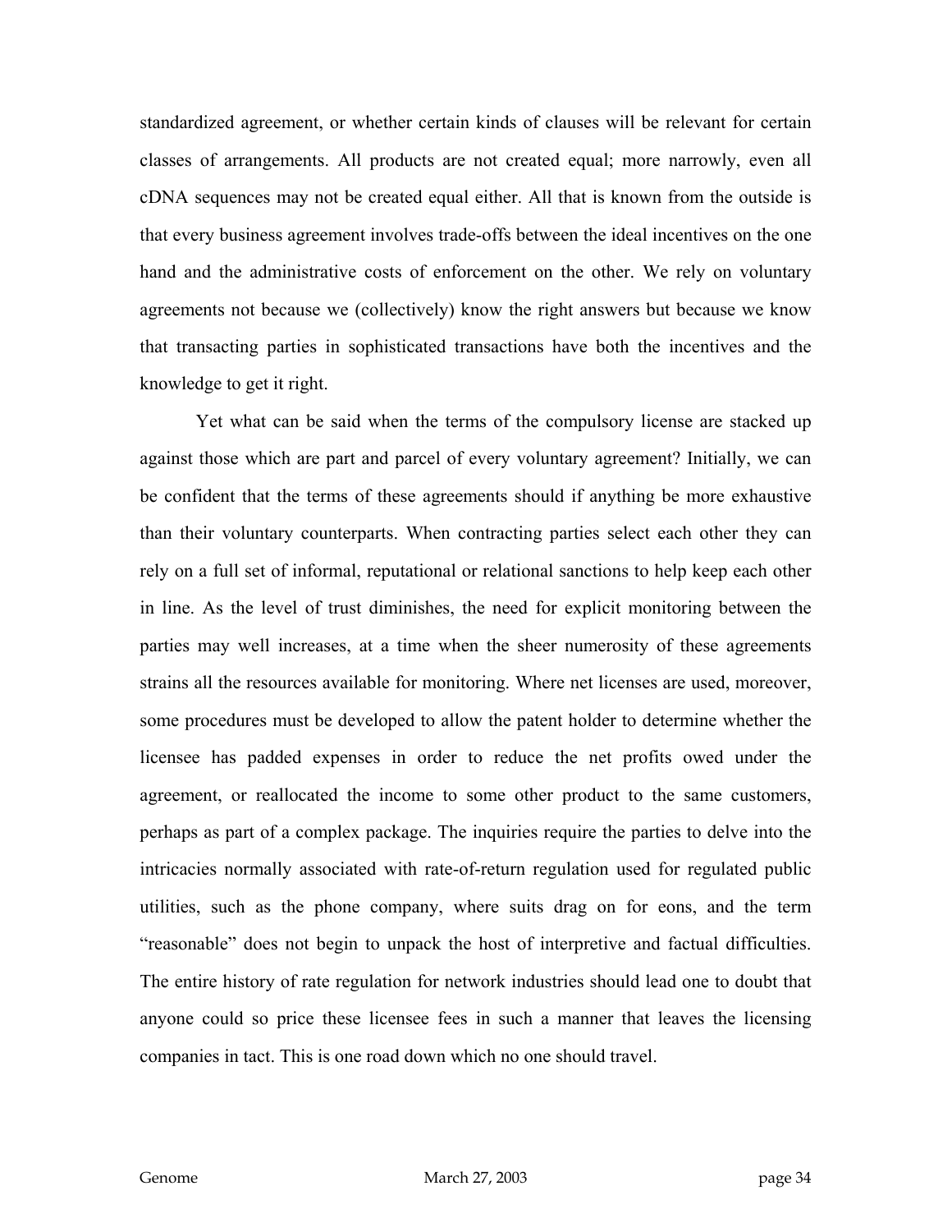standardized agreement, or whether certain kinds of clauses will be relevant for certain classes of arrangements. All products are not created equal; more narrowly, even all cDNA sequences may not be created equal either. All that is known from the outside is that every business agreement involves trade-offs between the ideal incentives on the one hand and the administrative costs of enforcement on the other. We rely on voluntary agreements not because we (collectively) know the right answers but because we know that transacting parties in sophisticated transactions have both the incentives and the knowledge to get it right.

Yet what can be said when the terms of the compulsory license are stacked up against those which are part and parcel of every voluntary agreement? Initially, we can be confident that the terms of these agreements should if anything be more exhaustive than their voluntary counterparts. When contracting parties select each other they can rely on a full set of informal, reputational or relational sanctions to help keep each other in line. As the level of trust diminishes, the need for explicit monitoring between the parties may well increases, at a time when the sheer numerosity of these agreements strains all the resources available for monitoring. Where net licenses are used, moreover, some procedures must be developed to allow the patent holder to determine whether the licensee has padded expenses in order to reduce the net profits owed under the agreement, or reallocated the income to some other product to the same customers, perhaps as part of a complex package. The inquiries require the parties to delve into the intricacies normally associated with rate-of-return regulation used for regulated public utilities, such as the phone company, where suits drag on for eons, and the term "reasonable" does not begin to unpack the host of interpretive and factual difficulties. The entire history of rate regulation for network industries should lead one to doubt that anyone could so price these licensee fees in such a manner that leaves the licensing companies in tact. This is one road down which no one should travel.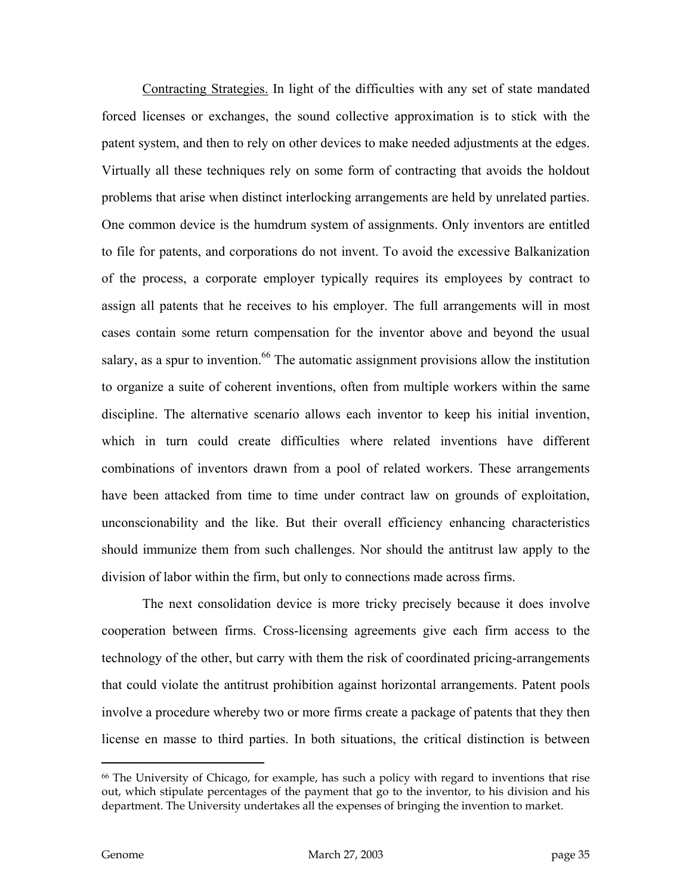<u>Contracting Strategies.</u> In light of the difficulties with any set of state mandated forced licenses or exchanges, the sound collective approximation is to stick with the patent system, and then to rely on other devices to make needed adjustments at the edges. Virtually all these techniques rely on some form of contracting that avoids the holdout problems that arise when distinct interlocking arrangements are held by unrelated parties. One common device is the humdrum system of assignments. Only inventors are entitled to file for patents, and corporations do not invent. To avoid the excessive Balkanization of the process, a corporate employer typically requires its employees by contract to assign all patents that he receives to his employer. The full arrangements will in most cases contain some return compensation for the inventor above and beyond the usual salary, as a spur to invention.[66] The automatic assignment provisions allow the institution to organize a suite of coherent inventions, often from multiple workers within the same discipline. The alternative scenario allows each inventor to keep his initial invention, which in turn could create difficulties where related inventions have different combinations of inventors drawn from a pool of related workers. These arrangements have been attacked from time to time under contract law on grounds of exploitation, unconscionability and the like. But their overall efficiency enhancing characteristics should immunize them from such challenges. Nor should the antitrust law apply to the division of labor within the firm, but only to connections made across firms.

The next consolidation device is more tricky precisely because it does involve cooperation between firms. Cross-licensing agreements give each firm access to the technology of the other, but carry with them the risk of coordinated pricing-arrangements that could violate the antitrust prohibition against horizontal arrangements. Patent pools involve a procedure whereby two or more firms create a package of patents that they then license en masse to third parties. In both situations, the critical distinction is between

[66] The University of Chicago, for example, has such a policy with regard to inventions that rise out, which stipulate percentages of the payment that go to the inventor, to his division and his department. The University undertakes all the expenses of bringing the invention to market.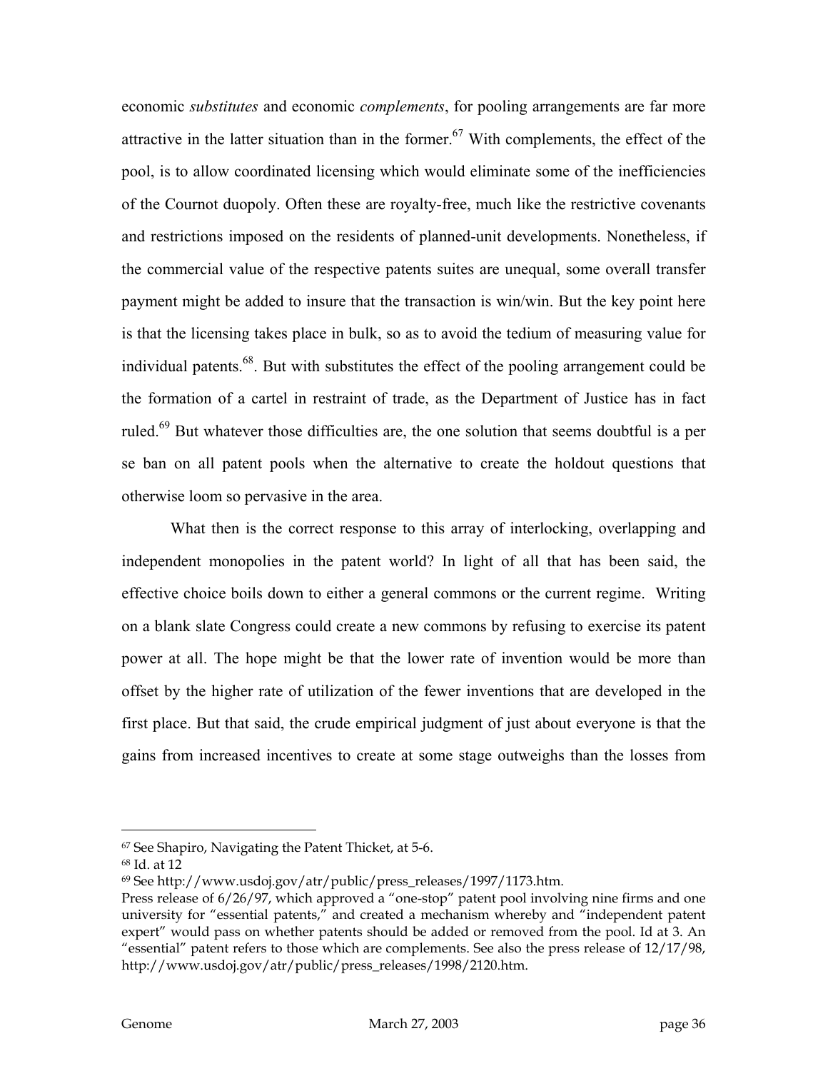economic *substitutes* and economic *complements*, for pooling arrangements are far more attractive in the latter situation than in the former.[67] With complements, the effect of the pool, is to allow coordinated licensing which would eliminate some of the inefficiencies of the Cournot duopoly. Often these are royalty-free, much like the restrictive covenants and restrictions imposed on the residents of planned-unit developments. Nonetheless, if the commercial value of the respective patents suites are unequal, some overall transfer payment might be added to insure that the transaction is win/win. But the key point here is that the licensing takes place in bulk, so as to avoid the tedium of measuring value for individual patents.[68]. But with substitutes the effect of the pooling arrangement could be the formation of a cartel in restraint of trade, as the Department of Justice has in fact ruled.[69] But whatever those difficulties are, the one solution that seems doubtful is a per se ban on all patent pools when the alternative to create the holdout questions that otherwise loom so pervasive in the area.

What then is the correct response to this array of interlocking, overlapping and independent monopolies in the patent world? In light of all that has been said, the effective choice boils down to either a general commons or the current regime. Writing on a blank slate Congress could create a new commons by refusing to exercise its patent power at all. The hope might be that the lower rate of invention would be more than offset by the higher rate of utilization of the fewer inventions that are developed in the first place. But that said, the crude empirical judgment of just about everyone is that the gains from increased incentives to create at some stage outweighs than the losses from

---

[67] See Shapiro, Navigating the Patent Thicket, at 5-6.

[68] Id. at 12

[69] See http://www.usdoj.gov/atr/public/press_releases/1997/1173.htm.
Press release of 6/26/97, which approved a "one-stop" patent pool involving nine firms and one university for "essential patents," and created a mechanism whereby and "independent patent expert" would pass on whether patents should be added or removed from the pool. Id at 3. An "essential" patent refers to those which are complements. See also the press release of 12/17/98, http://www.usdoj.gov/atr/public/press_releases/1998/2120.htm.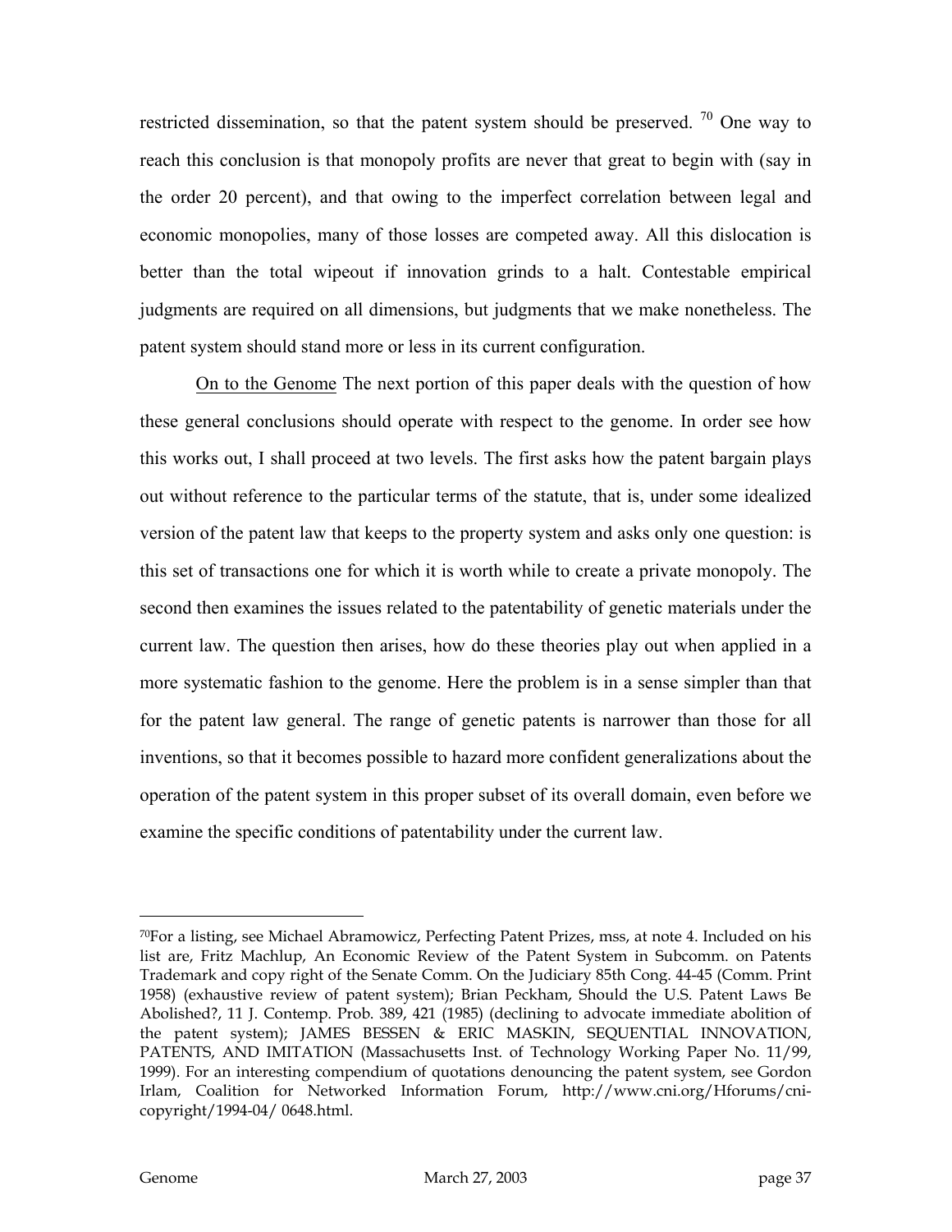restricted dissemination, so that the patent system should be preserved. [70] One way to reach this conclusion is that monopoly profits are never that great to begin with (say in the order 20 percent), and that owing to the imperfect correlation between legal and economic monopolies, many of those losses are competed away. All this dislocation is better than the total wipeout if innovation grinds to a halt. Contestable empirical judgments are required on all dimensions, but judgments that we make nonetheless. The patent system should stand more or less in its current configuration.

<u>On to the Genome</u> The next portion of this paper deals with the question of how these general conclusions should operate with respect to the genome. In order see how this works out, I shall proceed at two levels. The first asks how the patent bargain plays out without reference to the particular terms of the statute, that is, under some idealized version of the patent law that keeps to the property system and asks only one question: is this set of transactions one for which it is worth while to create a private monopoly. The second then examines the issues related to the patentability of genetic materials under the current law. The question then arises, how do these theories play out when applied in a more systematic fashion to the genome. Here the problem is in a sense simpler than that for the patent law general. The range of genetic patents is narrower than those for all inventions, so that it becomes possible to hazard more confident generalizations about the operation of the patent system in this proper subset of its overall domain, even before we examine the specific conditions of patentability under the current law.

---

[70]For a listing, see Michael Abramowicz, Perfecting Patent Prizes, mss, at note 4. Included on his list are, Fritz Machlup, An Economic Review of the Patent System in Subcomm. on Patents Trademark and copy right of the Senate Comm. On the Judiciary 85th Cong. 44-45 (Comm. Print 1958) (exhaustive review of patent system); Brian Peckham, Should the U.S. Patent Laws Be Abolished?, 11 J. Contemp. Prob. 389, 421 (1985) (declining to advocate immediate abolition of the patent system); JAMES BESSEN & ERIC MASKIN, SEQUENTIAL INNOVATION, PATENTS, AND IMITATION (Massachusetts Inst. of Technology Working Paper No. 11/99, 1999). For an interesting compendium of quotations denouncing the patent system, see Gordon Irlam, Coalition for Networked Information Forum, http://www.cni.org/Hforums/cni-copyright/1994-04/ 0648.html.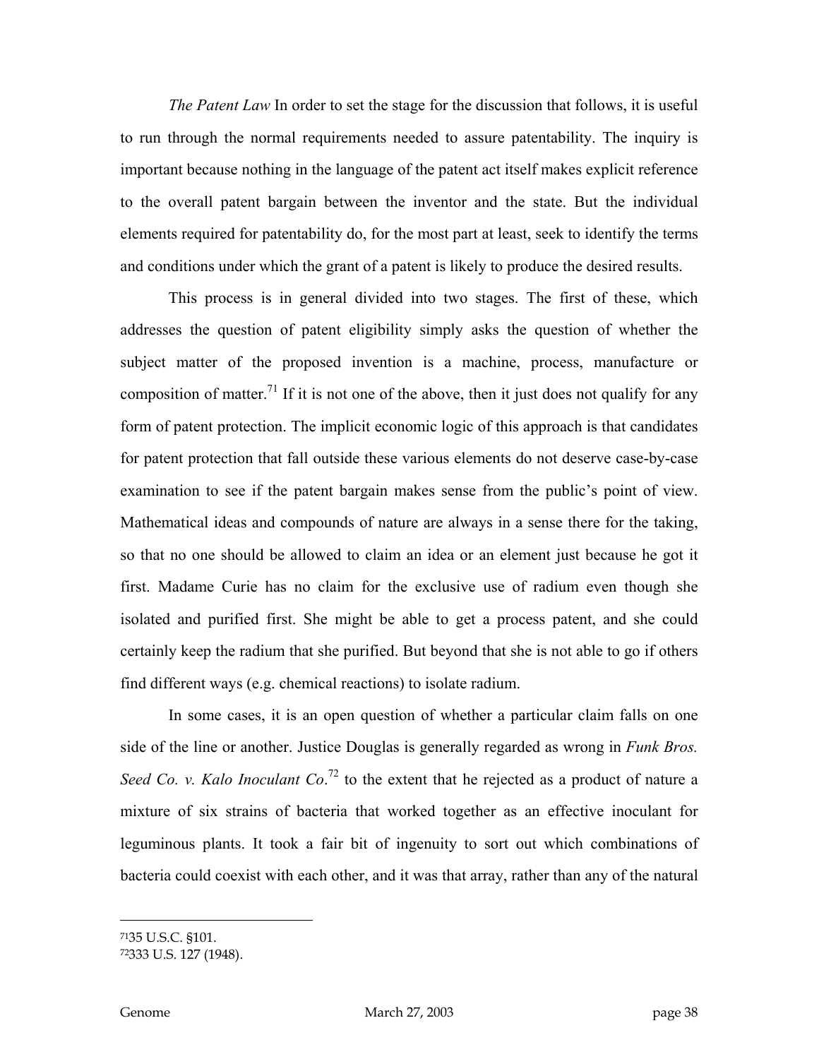*The Patent Law* In order to set the stage for the discussion that follows, it is useful to run through the normal requirements needed to assure patentability. The inquiry is important because nothing in the language of the patent act itself makes explicit reference to the overall patent bargain between the inventor and the state. But the individual elements required for patentability do, for the most part at least, seek to identify the terms and conditions under which the grant of a patent is likely to produce the desired results.

This process is in general divided into two stages. The first of these, which addresses the question of patent eligibility simply asks the question of whether the subject matter of the proposed invention is a machine, process, manufacture or composition of matter.[71] If it is not one of the above, then it just does not qualify for any form of patent protection. The implicit economic logic of this approach is that candidates for patent protection that fall outside these various elements do not deserve case-by-case examination to see if the patent bargain makes sense from the public's point of view. Mathematical ideas and compounds of nature are always in a sense there for the taking, so that no one should be allowed to claim an idea or an element just because he got it first. Madame Curie has no claim for the exclusive use of radium even though she isolated and purified first. She might be able to get a process patent, and she could certainly keep the radium that she purified. But beyond that she is not able to go if others find different ways (e.g. chemical reactions) to isolate radium.

In some cases, it is an open question of whether a particular claim falls on one side of the line or another. Justice Douglas is generally regarded as wrong in *Funk Bros. Seed Co. v. Kalo Inoculant Co*.[72] to the extent that he rejected as a product of nature a mixture of six strains of bacteria that worked together as an effective inoculant for leguminous plants. It took a fair bit of ingenuity to sort out which combinations of bacteria could coexist with each other, and it was that array, rather than any of the natural

---

[71] 35 U.S.C. §101.

[72] 333 U.S. 127 (1948).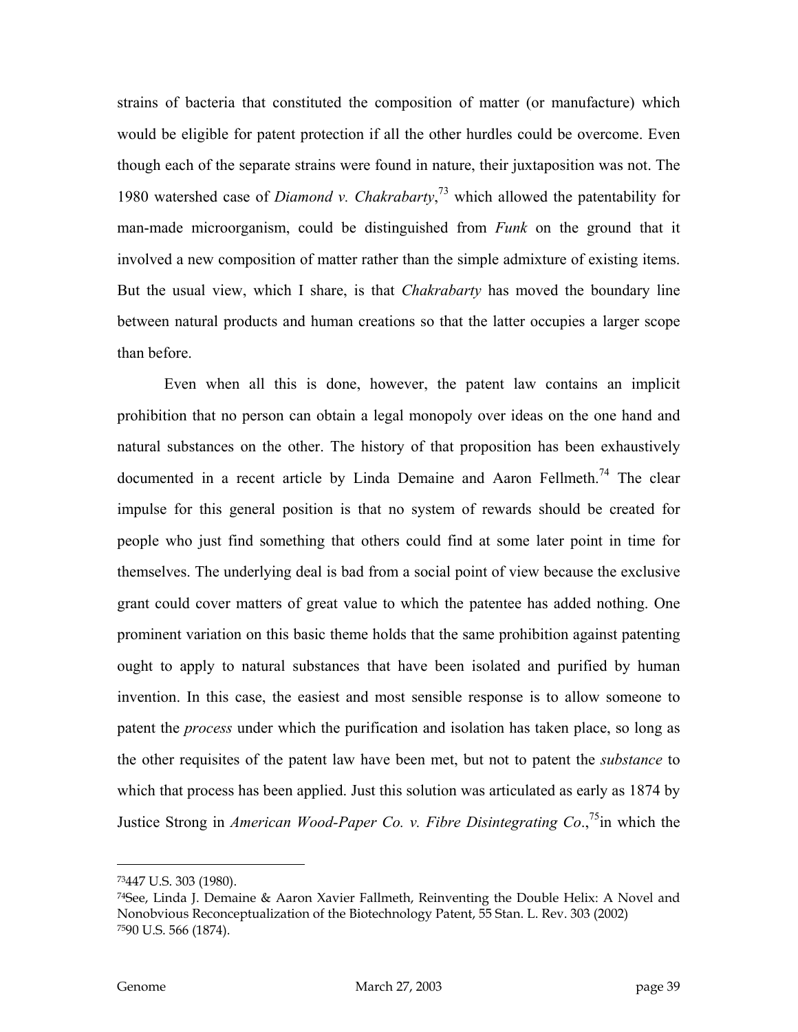strains of bacteria that constituted the composition of matter (or manufacture) which would be eligible for patent protection if all the other hurdles could be overcome. Even though each of the separate strains were found in nature, their juxtaposition was not. The 1980 watershed case of *Diamond v. Chakrabarty*,[73] which allowed the patentability for man-made microorganism, could be distinguished from *Funk* on the ground that it involved a new composition of matter rather than the simple admixture of existing items. But the usual view, which I share, is that *Chakrabarty* has moved the boundary line between natural products and human creations so that the latter occupies a larger scope than before.

Even when all this is done, however, the patent law contains an implicit prohibition that no person can obtain a legal monopoly over ideas on the one hand and natural substances on the other. The history of that proposition has been exhaustively documented in a recent article by Linda Demaine and Aaron Fellmeth.[74] The clear impulse for this general position is that no system of rewards should be created for people who just find something that others could find at some later point in time for themselves. The underlying deal is bad from a social point of view because the exclusive grant could cover matters of great value to which the patentee has added nothing. One prominent variation on this basic theme holds that the same prohibition against patenting ought to apply to natural substances that have been isolated and purified by human invention. In this case, the easiest and most sensible response is to allow someone to patent the *process* under which the purification and isolation has taken place, so long as the other requisites of the patent law have been met, but not to patent the *substance* to which that process has been applied. Just this solution was articulated as early as 1874 by Justice Strong in *American Wood-Paper Co. v. Fibre Disintegrating Co*.,[75]in which the

---

[73]447 U.S. 303 (1980).

[74]See, Linda J. Demaine & Aaron Xavier Fallmeth, Reinventing the Double Helix: A Novel and Nonobvious Reconceptualization of the Biotechnology Patent, 55 Stan. L. Rev. 303 (2002)

[75]90 U.S. 566 (1874).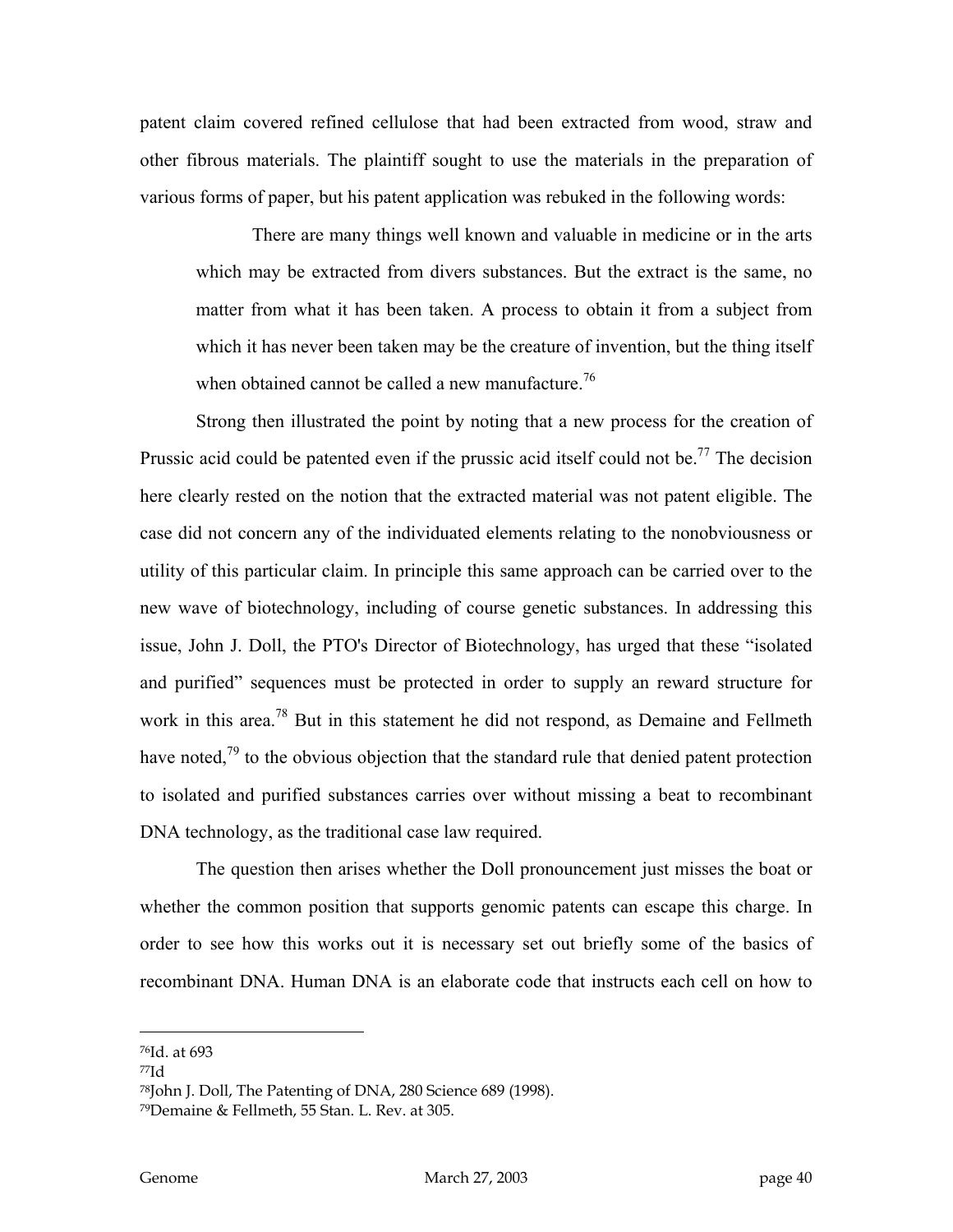patent claim covered refined cellulose that had been extracted from wood, straw and other fibrous materials. The plaintiff sought to use the materials in the preparation of various forms of paper, but his patent application was rebuked in the following words:

> There are many things well known and valuable in medicine or in the arts which may be extracted from divers substances. But the extract is the same, no matter from what it has been taken. A process to obtain it from a subject from which it has never been taken may be the creature of invention, but the thing itself when obtained cannot be called a new manufacture.[76]

Strong then illustrated the point by noting that a new process for the creation of Prussic acid could be patented even if the prussic acid itself could not be.[77] The decision here clearly rested on the notion that the extracted material was not patent eligible. The case did not concern any of the individuated elements relating to the nonobviousness or utility of this particular claim. In principle this same approach can be carried over to the new wave of biotechnology, including of course genetic substances. In addressing this issue, John J. Doll, the PTO's Director of Biotechnology, has urged that these "isolated and purified" sequences must be protected in order to supply an reward structure for work in this area.[78] But in this statement he did not respond, as Demaine and Fellmeth have noted,[79] to the obvious objection that the standard rule that denied patent protection to isolated and purified substances carries over without missing a beat to recombinant DNA technology, as the traditional case law required.

The question then arises whether the Doll pronouncement just misses the boat or whether the common position that supports genomic patents can escape this charge. In order to see how this works out it is necessary set out briefly some of the basics of recombinant DNA. Human DNA is an elaborate code that instructs each cell on how to

---

[76] Id. at 693

[77] Id

[78] John J. Doll, The Patenting of DNA, 280 Science 689 (1998).

[79] Demaine & Fellmeth, 55 Stan. L. Rev. at 305.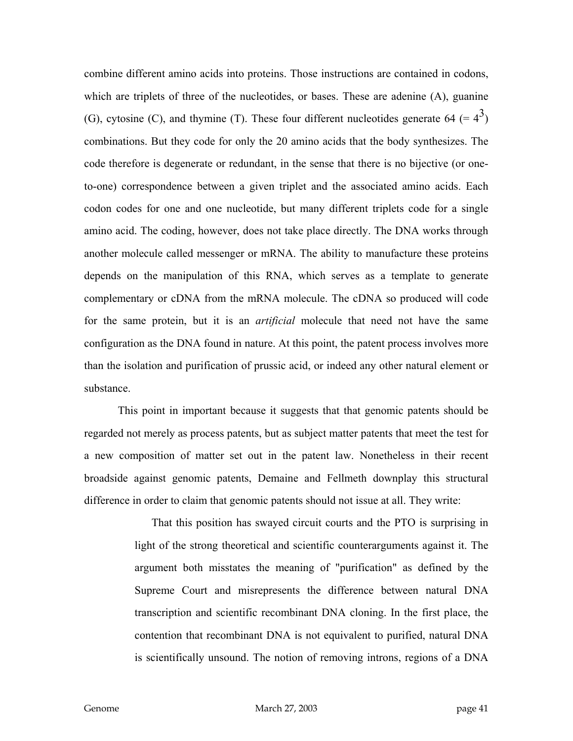combine different amino acids into proteins. Those instructions are contained in codons, which are triplets of three of the nucleotides, or bases. These are adenine (A), guanine (G), cytosine (C), and thymine (T). These four different nucleotides generate 64 ($= 4^3$) combinations. But they code for only the 20 amino acids that the body synthesizes. The code therefore is degenerate or redundant, in the sense that there is no bijective (or one-to-one) correspondence between a given triplet and the associated amino acids. Each codon codes for one and one nucleotide, but many different triplets code for a single amino acid. The coding, however, does not take place directly. The DNA works through another molecule called messenger or mRNA. The ability to manufacture these proteins depends on the manipulation of this RNA, which serves as a template to generate complementary or cDNA from the mRNA molecule. The cDNA so produced will code for the same protein, but it is an *artificial* molecule that need not have the same configuration as the DNA found in nature. At this point, the patent process involves more than the isolation and purification of prussic acid, or indeed any other natural element or substance.

This point in important because it suggests that that genomic patents should be regarded not merely as process patents, but as subject matter patents that meet the test for a new composition of matter set out in the patent law. Nonetheless in their recent broadside against genomic patents, Demaine and Fellmeth downplay this structural difference in order to claim that genomic patents should not issue at all. They write:

> That this position has swayed circuit courts and the PTO is surprising in light of the strong theoretical and scientific counterarguments against it. The argument both misstates the meaning of "purification" as defined by the Supreme Court and misrepresents the difference between natural DNA transcription and scientific recombinant DNA cloning. In the first place, the contention that recombinant DNA is not equivalent to purified, natural DNA is scientifically unsound. The notion of removing introns, regions of a DNA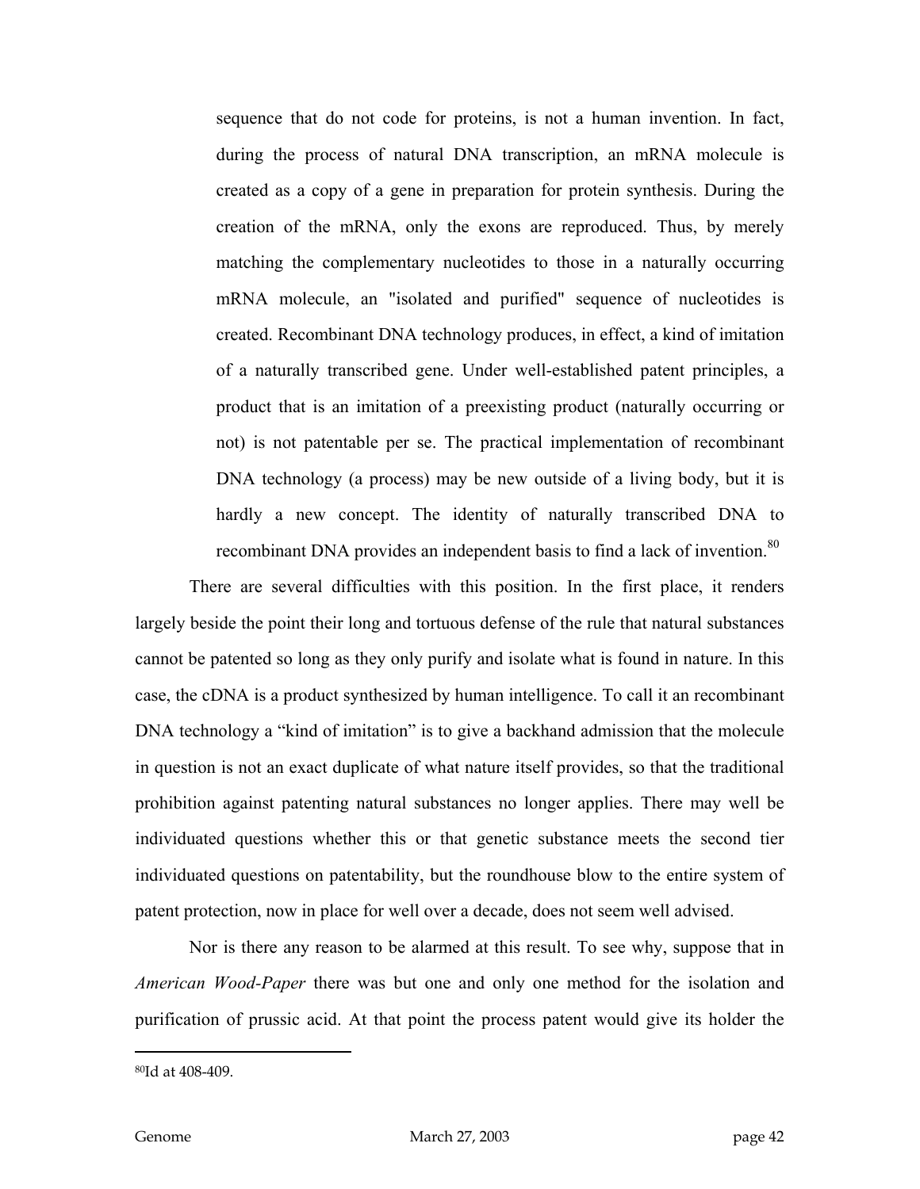> sequence that do not code for proteins, is not a human invention. In fact, during the process of natural DNA transcription, an mRNA molecule is created as a copy of a gene in preparation for protein synthesis. During the creation of the mRNA, only the exons are reproduced. Thus, by merely matching the complementary nucleotides to those in a naturally occurring mRNA molecule, an "isolated and purified" sequence of nucleotides is created. Recombinant DNA technology produces, in effect, a kind of imitation of a naturally transcribed gene. Under well-established patent principles, a product that is an imitation of a preexisting product (naturally occurring or not) is not patentable per se. The practical implementation of recombinant DNA technology (a process) may be new outside of a living body, but it is hardly a new concept. The identity of naturally transcribed DNA to recombinant DNA provides an independent basis to find a lack of invention.[80]

There are several difficulties with this position. In the first place, it renders largely beside the point their long and tortuous defense of the rule that natural substances cannot be patented so long as they only purify and isolate what is found in nature. In this case, the cDNA is a product synthesized by human intelligence. To call it an recombinant DNA technology a "kind of imitation" is to give a backhand admission that the molecule in question is not an exact duplicate of what nature itself provides, so that the traditional prohibition against patenting natural substances no longer applies. There may well be individuated questions whether this or that genetic substance meets the second tier individuated questions on patentability, but the roundhouse blow to the entire system of patent protection, now in place for well over a decade, does not seem well advised.

Nor is there any reason to be alarmed at this result. To see why, suppose that in *American Wood-Paper* there was but one and only one method for the isolation and purification of prussic acid. At that point the process patent would give its holder the

---

[80] Id at 408-409.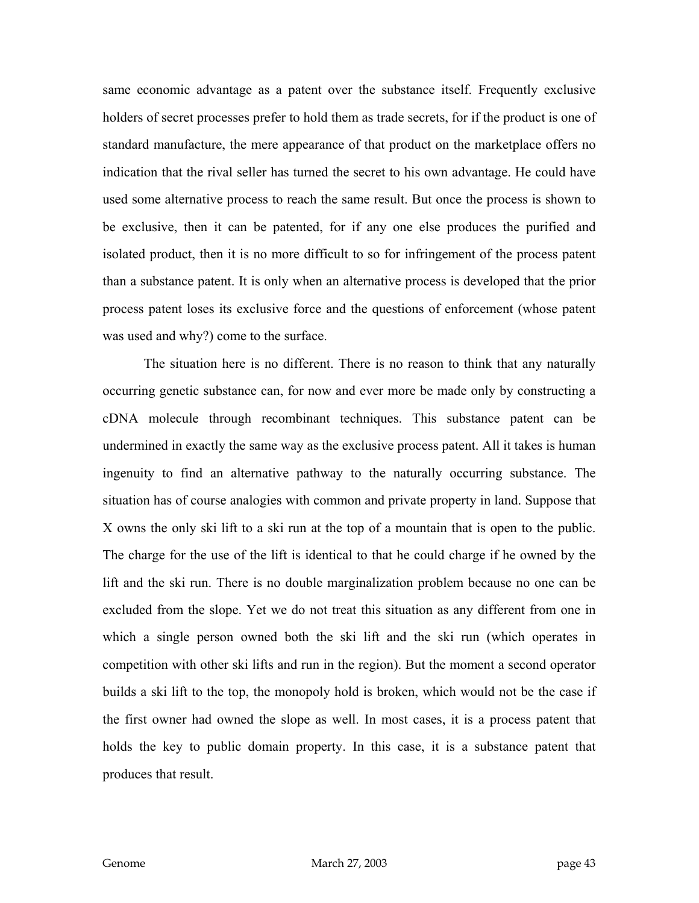same economic advantage as a patent over the substance itself. Frequently exclusive holders of secret processes prefer to hold them as trade secrets, for if the product is one of standard manufacture, the mere appearance of that product on the marketplace offers no indication that the rival seller has turned the secret to his own advantage. He could have used some alternative process to reach the same result. But once the process is shown to be exclusive, then it can be patented, for if any one else produces the purified and isolated product, then it is no more difficult to so for infringement of the process patent than a substance patent. It is only when an alternative process is developed that the prior process patent loses its exclusive force and the questions of enforcement (whose patent was used and why?) come to the surface.

The situation here is no different. There is no reason to think that any naturally occurring genetic substance can, for now and ever more be made only by constructing a cDNA molecule through recombinant techniques. This substance patent can be undermined in exactly the same way as the exclusive process patent. All it takes is human ingenuity to find an alternative pathway to the naturally occurring substance. The situation has of course analogies with common and private property in land. Suppose that X owns the only ski lift to a ski run at the top of a mountain that is open to the public. The charge for the use of the lift is identical to that he could charge if he owned by the lift and the ski run. There is no double marginalization problem because no one can be excluded from the slope. Yet we do not treat this situation as any different from one in which a single person owned both the ski lift and the ski run (which operates in competition with other ski lifts and run in the region). But the moment a second operator builds a ski lift to the top, the monopoly hold is broken, which would not be the case if the first owner had owned the slope as well. In most cases, it is a process patent that holds the key to public domain property. In this case, it is a substance patent that produces that result.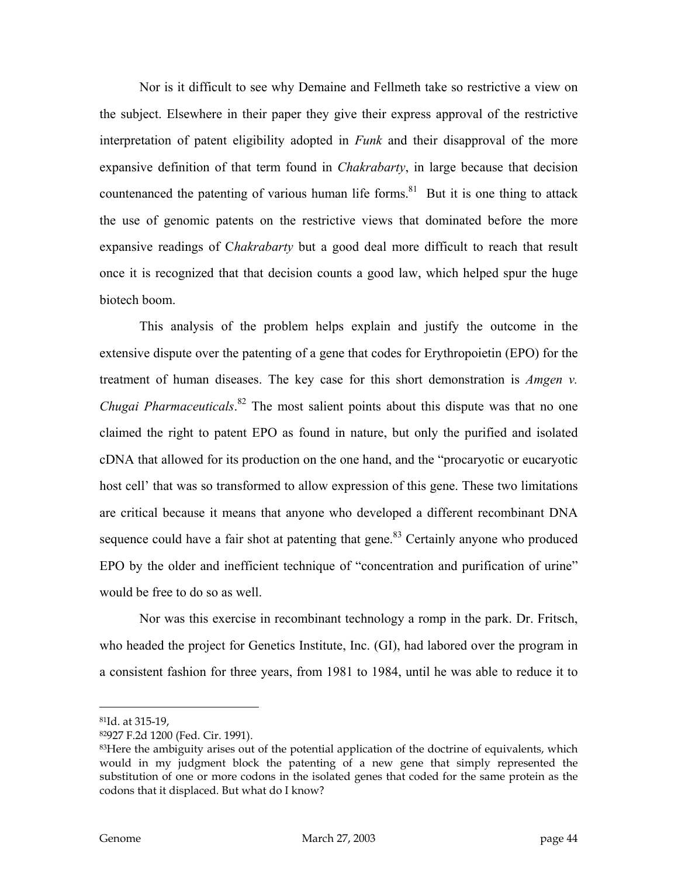Nor is it difficult to see why Demaine and Fellmeth take so restrictive a view on the subject. Elsewhere in their paper they give their express approval of the restrictive interpretation of patent eligibility adopted in *Funk* and their disapproval of the more expansive definition of that term found in *Chakrabarty*, in large because that decision countenanced the patenting of various human life forms.[81] But it is one thing to attack the use of genomic patents on the restrictive views that dominated before the more expansive readings of C*hakrabarty* but a good deal more difficult to reach that result once it is recognized that that decision counts a good law, which helped spur the huge biotech boom.

This analysis of the problem helps explain and justify the outcome in the extensive dispute over the patenting of a gene that codes for Erythropoietin (EPO) for the treatment of human diseases. The key case for this short demonstration is *Amgen v. Chugai Pharmaceuticals*.[82] The most salient points about this dispute was that no one claimed the right to patent EPO as found in nature, but only the purified and isolated cDNA that allowed for its production on the one hand, and the "procaryotic or eucaryotic host cell' that was so transformed to allow expression of this gene. These two limitations are critical because it means that anyone who developed a different recombinant DNA sequence could have a fair shot at patenting that gene.[83] Certainly anyone who produced EPO by the older and inefficient technique of "concentration and purification of urine" would be free to do so as well.

Nor was this exercise in recombinant technology a romp in the park. Dr. Fritsch, who headed the project for Genetics Institute, Inc. (GI), had labored over the program in a consistent fashion for three years, from 1981 to 1984, until he was able to reduce it to

---

[81] Id. at 315-19,

[82] 927 F.2d 1200 (Fed. Cir. 1991).

[83] Here the ambiguity arises out of the potential application of the doctrine of equivalents, which would in my judgment block the patenting of a new gene that simply represented the substitution of one or more codons in the isolated genes that coded for the same protein as the codons that it displaced. But what do I know?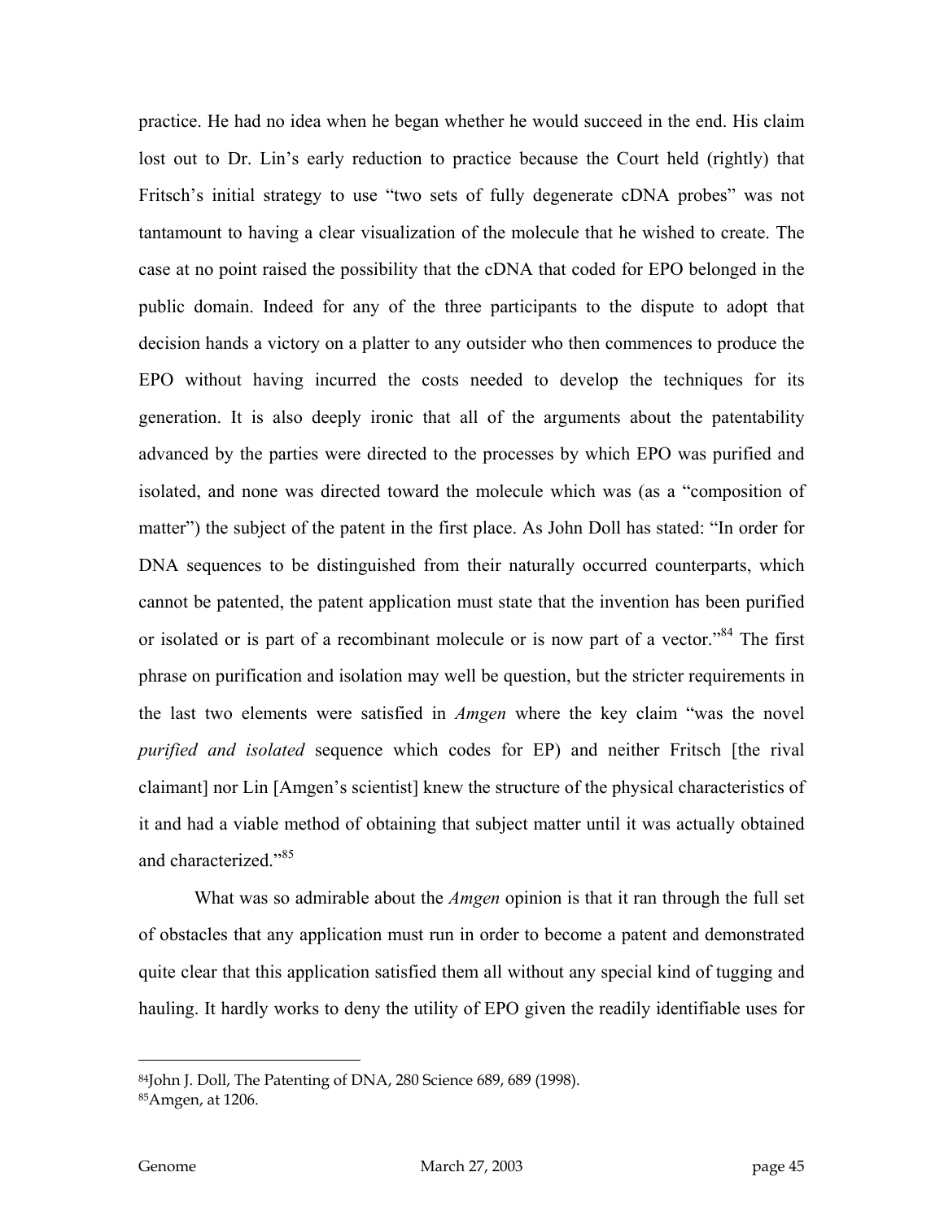practice. He had no idea when he began whether he would succeed in the end. His claim lost out to Dr. Lin's early reduction to practice because the Court held (rightly) that Fritsch's initial strategy to use "two sets of fully degenerate cDNA probes" was not tantamount to having a clear visualization of the molecule that he wished to create. The case at no point raised the possibility that the cDNA that coded for EPO belonged in the public domain. Indeed for any of the three participants to the dispute to adopt that decision hands a victory on a platter to any outsider who then commences to produce the EPO without having incurred the costs needed to develop the techniques for its generation. It is also deeply ironic that all of the arguments about the patentability advanced by the parties were directed to the processes by which EPO was purified and isolated, and none was directed toward the molecule which was (as a "composition of matter") the subject of the patent in the first place. As John Doll has stated: "In order for DNA sequences to be distinguished from their naturally occurred counterparts, which cannot be patented, the patent application must state that the invention has been purified or isolated or is part of a recombinant molecule or is now part of a vector."[84] The first phrase on purification and isolation may well be question, but the stricter requirements in the last two elements were satisfied in *Amgen* where the key claim "was the novel *purified and isolated* sequence which codes for EP) and neither Fritsch [the rival claimant] nor Lin [Amgen's scientist] knew the structure of the physical characteristics of it and had a viable method of obtaining that subject matter until it was actually obtained and characterized."[85]

What was so admirable about the *Amgen* opinion is that it ran through the full set of obstacles that any application must run in order to become a patent and demonstrated quite clear that this application satisfied them all without any special kind of tugging and hauling. It hardly works to deny the utility of EPO given the readily identifiable uses for

---

[84]John J. Doll, The Patenting of DNA, 280 Science 689, 689 (1998).

[85]Amgen, at 1206.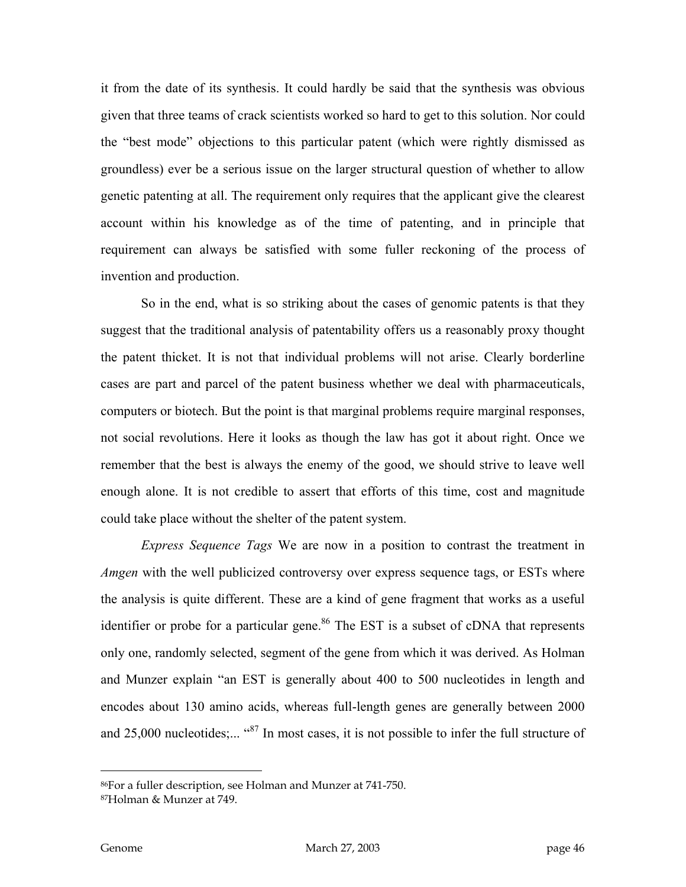it from the date of its synthesis. It could hardly be said that the synthesis was obvious given that three teams of crack scientists worked so hard to get to this solution. Nor could the "best mode" objections to this particular patent (which were rightly dismissed as groundless) ever be a serious issue on the larger structural question of whether to allow genetic patenting at all. The requirement only requires that the applicant give the clearest account within his knowledge as of the time of patenting, and in principle that requirement can always be satisfied with some fuller reckoning of the process of invention and production.

So in the end, what is so striking about the cases of genomic patents is that they suggest that the traditional analysis of patentability offers us a reasonably proxy thought the patent thicket. It is not that individual problems will not arise. Clearly borderline cases are part and parcel of the patent business whether we deal with pharmaceuticals, computers or biotech. But the point is that marginal problems require marginal responses, not social revolutions. Here it looks as though the law has got it about right. Once we remember that the best is always the enemy of the good, we should strive to leave well enough alone. It is not credible to assert that efforts of this time, cost and magnitude could take place without the shelter of the patent system.

*Express Sequence Tags* We are now in a position to contrast the treatment in *Amgen* with the well publicized controversy over express sequence tags, or ESTs where the analysis is quite different. These are a kind of gene fragment that works as a useful identifier or probe for a particular gene.[86] The EST is a subset of cDNA that represents only one, randomly selected, segment of the gene from which it was derived. As Holman and Munzer explain "an EST is generally about 400 to 500 nucleotides in length and encodes about 130 amino acids, whereas full-length genes are generally between 2000 and 25,000 nucleotides;... "[87] In most cases, it is not possible to infer the full structure of

---

[86] For a fuller description, see Holman and Munzer at 741-750.

[87] Holman & Munzer at 749.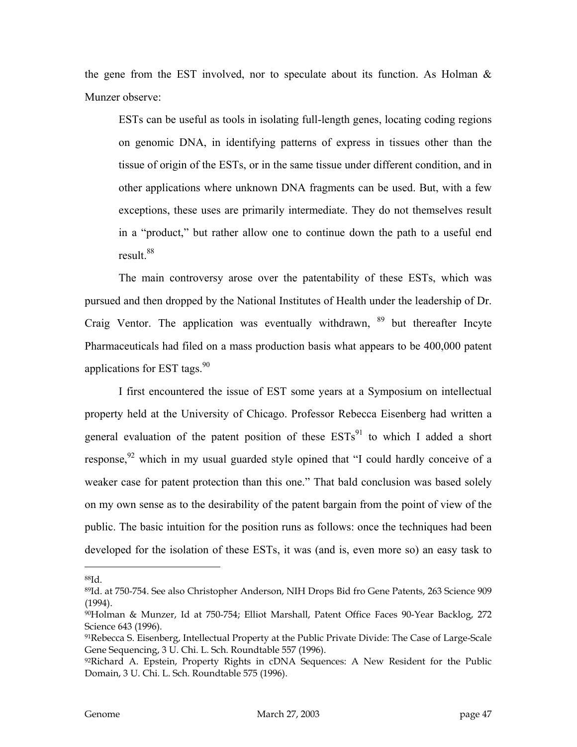the gene from the EST involved, nor to speculate about its function. As Holman & Munzer observe:

> ESTs can be useful as tools in isolating full-length genes, locating coding regions on genomic DNA, in identifying patterns of express in tissues other than the tissue of origin of the ESTs, or in the same tissue under different condition, and in other applications where unknown DNA fragments can be used. But, with a few exceptions, these uses are primarily intermediate. They do not themselves result in a "product," but rather allow one to continue down the path to a useful end result.[88]

The main controversy arose over the patentability of these ESTs, which was pursued and then dropped by the National Institutes of Health under the leadership of Dr. Craig Ventor. The application was eventually withdrawn, [89] but thereafter Incyte Pharmaceuticals had filed on a mass production basis what appears to be 400,000 patent applications for EST tags.[90]

I first encountered the issue of EST some years at a Symposium on intellectual property held at the University of Chicago. Professor Rebecca Eisenberg had written a general evaluation of the patent position of these ESTs[91] to which I added a short response,[92] which in my usual guarded style opined that "I could hardly conceive of a weaker case for patent protection than this one." That bald conclusion was based solely on my own sense as to the desirability of the patent bargain from the point of view of the public. The basic intuition for the position runs as follows: once the techniques had been developed for the isolation of these ESTs, it was (and is, even more so) an easy task to

---

[88] Id.

[89] Id. at 750-754. See also Christopher Anderson, NIH Drops Bid fro Gene Patents, 263 Science 909 (1994).

[90] Holman & Munzer, Id at 750-754; Elliot Marshall, Patent Office Faces 90-Year Backlog, 272 Science 643 (1996).

[91] Rebecca S. Eisenberg, Intellectual Property at the Public Private Divide: The Case of Large-Scale Gene Sequencing, 3 U. Chi. L. Sch. Roundtable 557 (1996).

[92] Richard A. Epstein, Property Rights in cDNA Sequences: A New Resident for the Public Domain, 3 U. Chi. L. Sch. Roundtable 575 (1996).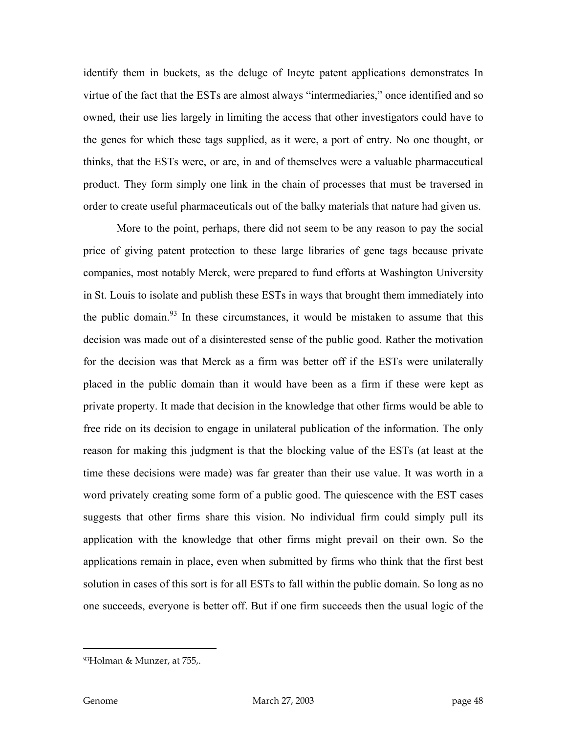identify them in buckets, as the deluge of Incyte patent applications demonstrates In virtue of the fact that the ESTs are almost always "intermediaries," once identified and so owned, their use lies largely in limiting the access that other investigators could have to the genes for which these tags supplied, as it were, a port of entry. No one thought, or thinks, that the ESTs were, or are, in and of themselves were a valuable pharmaceutical product. They form simply one link in the chain of processes that must be traversed in order to create useful pharmaceuticals out of the balky materials that nature had given us.

More to the point, perhaps, there did not seem to be any reason to pay the social price of giving patent protection to these large libraries of gene tags because private companies, most notably Merck, were prepared to fund efforts at Washington University in St. Louis to isolate and publish these ESTs in ways that brought them immediately into the public domain.[93] In these circumstances, it would be mistaken to assume that this decision was made out of a disinterested sense of the public good. Rather the motivation for the decision was that Merck as a firm was better off if the ESTs were unilaterally placed in the public domain than it would have been as a firm if these were kept as private property. It made that decision in the knowledge that other firms would be able to free ride on its decision to engage in unilateral publication of the information. The only reason for making this judgment is that the blocking value of the ESTs (at least at the time these decisions were made) was far greater than their use value. It was worth in a word privately creating some form of a public good. The quiescence with the EST cases suggests that other firms share this vision. No individual firm could simply pull its application with the knowledge that other firms might prevail on their own. So the applications remain in place, even when submitted by firms who think that the first best solution in cases of this sort is for all ESTs to fall within the public domain. So long as no one succeeds, everyone is better off. But if one firm succeeds then the usual logic of the

[93] Holman & Munzer, at 755,.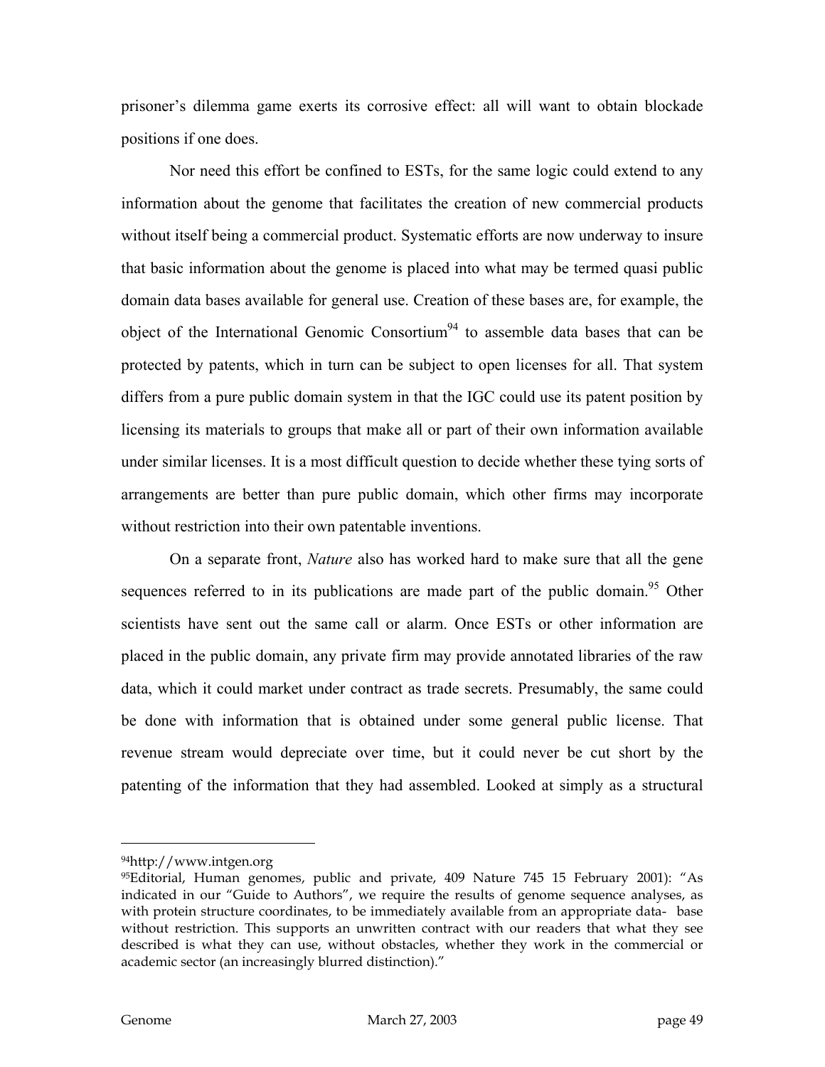prisoner's dilemma game exerts its corrosive effect: all will want to obtain blockade positions if one does.

Nor need this effort be confined to ESTs, for the same logic could extend to any information about the genome that facilitates the creation of new commercial products without itself being a commercial product. Systematic efforts are now underway to insure that basic information about the genome is placed into what may be termed quasi public domain data bases available for general use. Creation of these bases are, for example, the object of the International Genomic Consortium[94] to assemble data bases that can be protected by patents, which in turn can be subject to open licenses for all. That system differs from a pure public domain system in that the IGC could use its patent position by licensing its materials to groups that make all or part of their own information available under similar licenses. It is a most difficult question to decide whether these tying sorts of arrangements are better than pure public domain, which other firms may incorporate without restriction into their own patentable inventions.

On a separate front, *Nature* also has worked hard to make sure that all the gene sequences referred to in its publications are made part of the public domain.[95] Other scientists have sent out the same call or alarm. Once ESTs or other information are placed in the public domain, any private firm may provide annotated libraries of the raw data, which it could market under contract as trade secrets. Presumably, the same could be done with information that is obtained under some general public license. That revenue stream would depreciate over time, but it could never be cut short by the patenting of the information that they had assembled. Looked at simply as a structural

---

[94] http://www.intgen.org

[95] Editorial, Human genomes, public and private, 409 Nature 745 15 February 2001): "As indicated in our "Guide to Authors", we require the results of genome sequence analyses, as with protein structure coordinates, to be immediately available from an appropriate data- base without restriction. This supports an unwritten contract with our readers that what they see described is what they can use, without obstacles, whether they work in the commercial or academic sector (an increasingly blurred distinction)."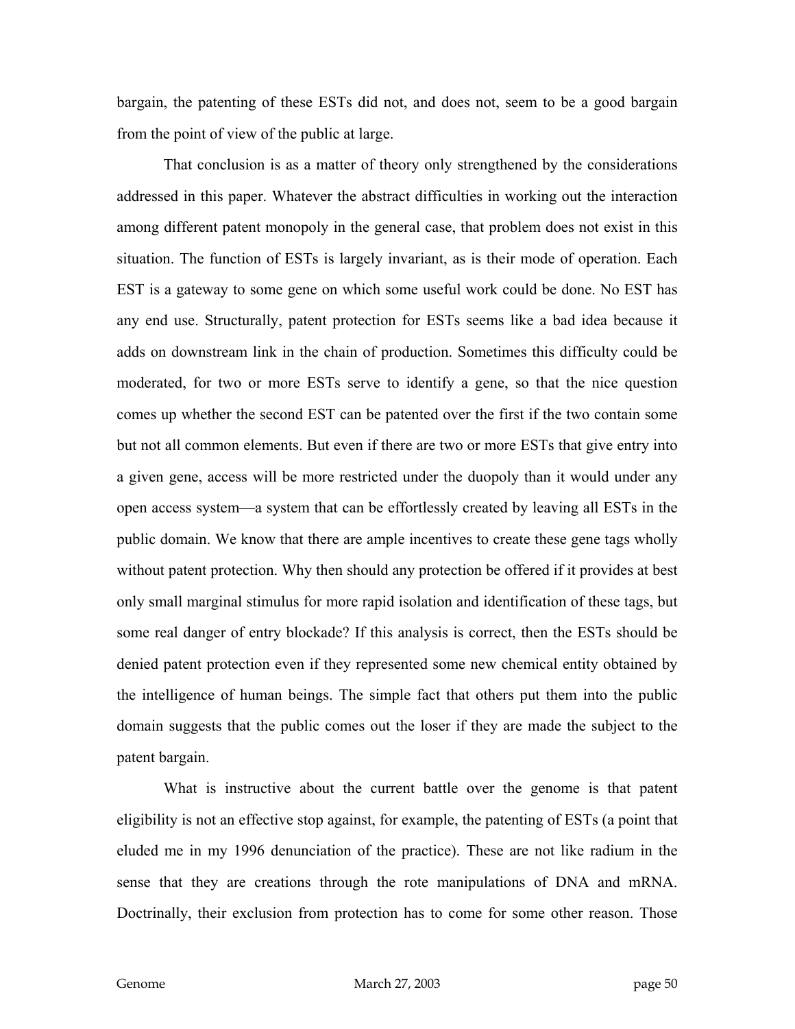bargain, the patenting of these ESTs did not, and does not, seem to be a good bargain from the point of view of the public at large.

That conclusion is as a matter of theory only strengthened by the considerations addressed in this paper. Whatever the abstract difficulties in working out the interaction among different patent monopoly in the general case, that problem does not exist in this situation. The function of ESTs is largely invariant, as is their mode of operation. Each EST is a gateway to some gene on which some useful work could be done. No EST has any end use. Structurally, patent protection for ESTs seems like a bad idea because it adds on downstream link in the chain of production. Sometimes this difficulty could be moderated, for two or more ESTs serve to identify a gene, so that the nice question comes up whether the second EST can be patented over the first if the two contain some but not all common elements. But even if there are two or more ESTs that give entry into a given gene, access will be more restricted under the duopoly than it would under any open access system—a system that can be effortlessly created by leaving all ESTs in the public domain. We know that there are ample incentives to create these gene tags wholly without patent protection. Why then should any protection be offered if it provides at best only small marginal stimulus for more rapid isolation and identification of these tags, but some real danger of entry blockade? If this analysis is correct, then the ESTs should be denied patent protection even if they represented some new chemical entity obtained by the intelligence of human beings. The simple fact that others put them into the public domain suggests that the public comes out the loser if they are made the subject to the patent bargain.

What is instructive about the current battle over the genome is that patent eligibility is not an effective stop against, for example, the patenting of ESTs (a point that eluded me in my 1996 denunciation of the practice). These are not like radium in the sense that they are creations through the rote manipulations of DNA and mRNA. Doctrinally, their exclusion from protection has to come for some other reason. Those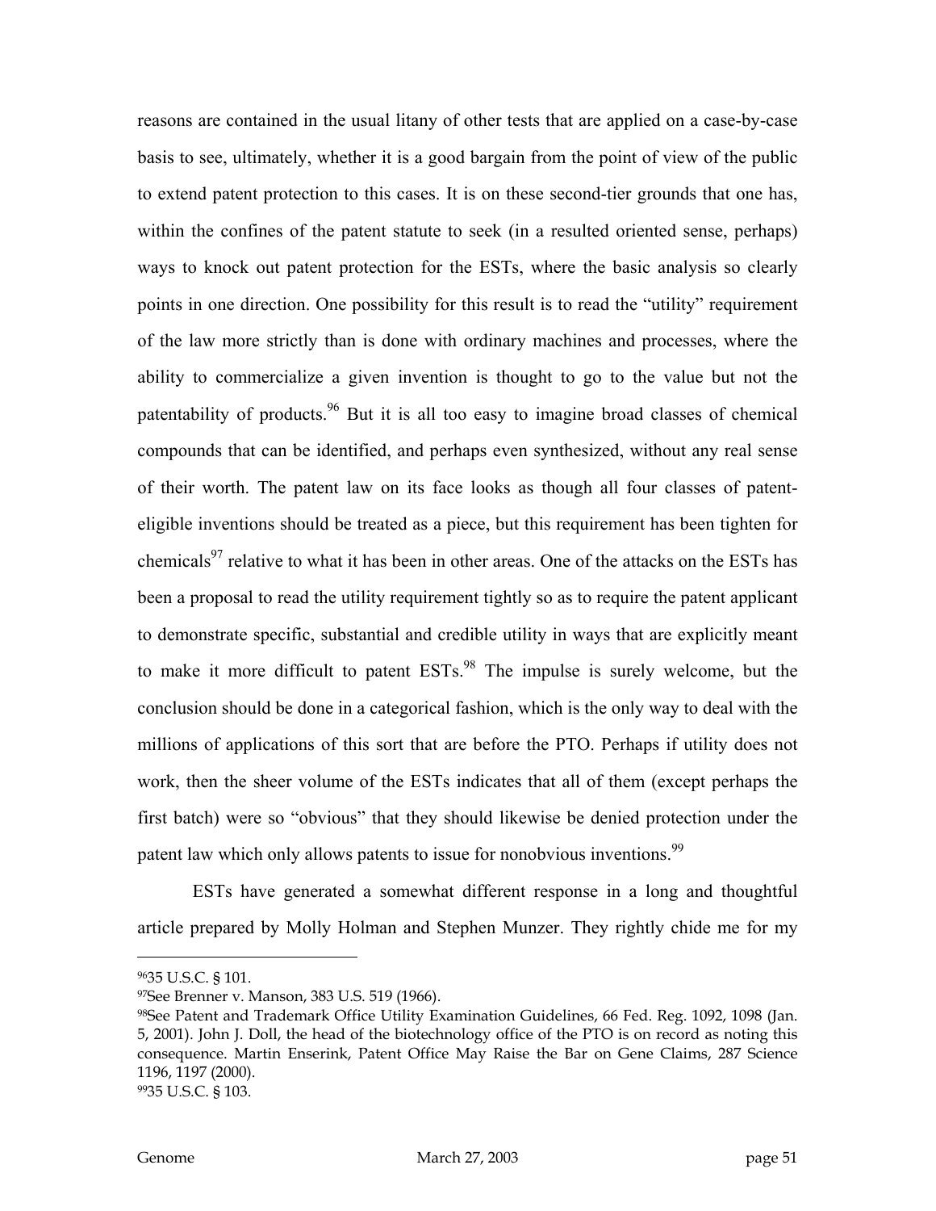reasons are contained in the usual litany of other tests that are applied on a case-by-case basis to see, ultimately, whether it is a good bargain from the point of view of the public to extend patent protection to this cases. It is on these second-tier grounds that one has, within the confines of the patent statute to seek (in a resulted oriented sense, perhaps) ways to knock out patent protection for the ESTs, where the basic analysis so clearly points in one direction. One possibility for this result is to read the "utility" requirement of the law more strictly than is done with ordinary machines and processes, where the ability to commercialize a given invention is thought to go to the value but not the patentability of products.[96] But it is all too easy to imagine broad classes of chemical compounds that can be identified, and perhaps even synthesized, without any real sense of their worth. The patent law on its face looks as though all four classes of patent-eligible inventions should be treated as a piece, but this requirement has been tighten for chemicals[97] relative to what it has been in other areas. One of the attacks on the ESTs has been a proposal to read the utility requirement tightly so as to require the patent applicant to demonstrate specific, substantial and credible utility in ways that are explicitly meant to make it more difficult to patent ESTs.[98] The impulse is surely welcome, but the conclusion should be done in a categorical fashion, which is the only way to deal with the millions of applications of this sort that are before the PTO. Perhaps if utility does not work, then the sheer volume of the ESTs indicates that all of them (except perhaps the first batch) were so "obvious" that they should likewise be denied protection under the patent law which only allows patents to issue for nonobvious inventions.[99]

ESTs have generated a somewhat different response in a long and thoughtful article prepared by Molly Holman and Stephen Munzer. They rightly chide me for my

---

[96] 35 U.S.C. § 101.

[97] See Brenner v. Manson, 383 U.S. 519 (1966).

[98] See Patent and Trademark Office Utility Examination Guidelines, 66 Fed. Reg. 1092, 1098 (Jan. 5, 2001). John J. Doll, the head of the biotechnology office of the PTO is on record as noting this consequence. Martin Enserink, Patent Office May Raise the Bar on Gene Claims, 287 Science 1196, 1197 (2000).

[99] 35 U.S.C. § 103.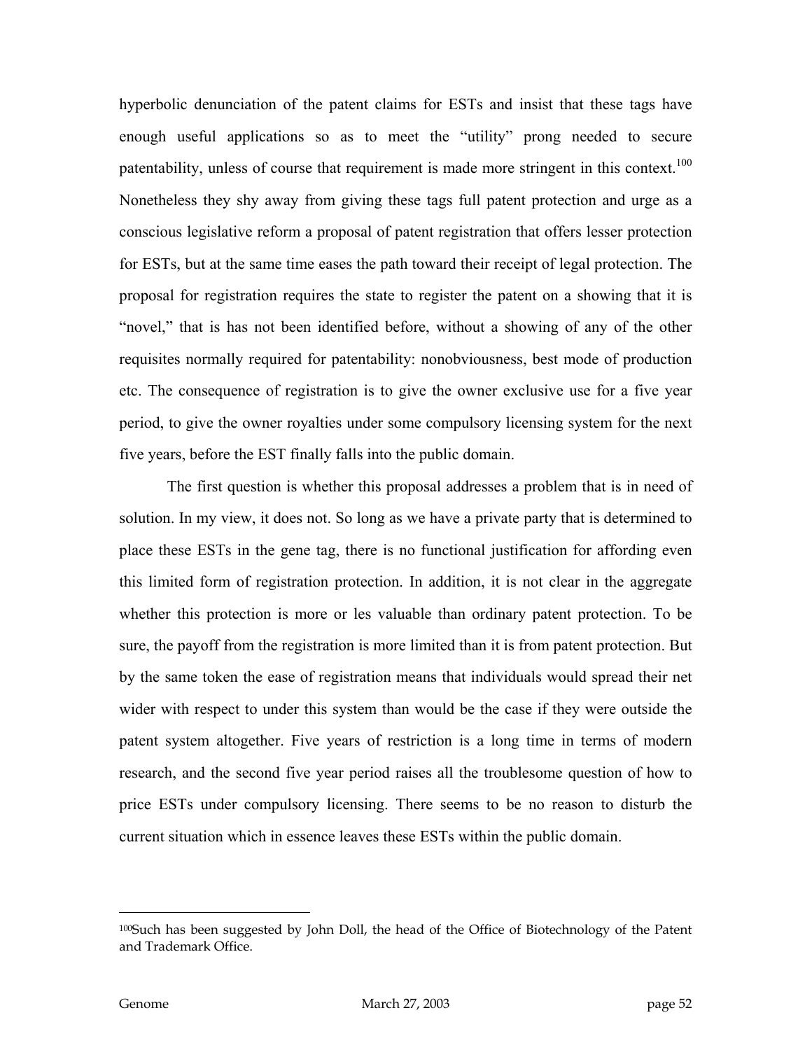hyperbolic denunciation of the patent claims for ESTs and insist that these tags have enough useful applications so as to meet the "utility" prong needed to secure patentability, unless of course that requirement is made more stringent in this context.[100] Nonetheless they shy away from giving these tags full patent protection and urge as a conscious legislative reform a proposal of patent registration that offers lesser protection for ESTs, but at the same time eases the path toward their receipt of legal protection. The proposal for registration requires the state to register the patent on a showing that it is "novel," that is has not been identified before, without a showing of any of the other requisites normally required for patentability: nonobviousness, best mode of production etc. The consequence of registration is to give the owner exclusive use for a five year period, to give the owner royalties under some compulsory licensing system for the next five years, before the EST finally falls into the public domain.

The first question is whether this proposal addresses a problem that is in need of solution. In my view, it does not. So long as we have a private party that is determined to place these ESTs in the gene tag, there is no functional justification for affording even this limited form of registration protection. In addition, it is not clear in the aggregate whether this protection is more or les valuable than ordinary patent protection. To be sure, the payoff from the registration is more limited than it is from patent protection. But by the same token the ease of registration means that individuals would spread their net wider with respect to under this system than would be the case if they were outside the patent system altogether. Five years of restriction is a long time in terms of modern research, and the second five year period raises all the troublesome question of how to price ESTs under compulsory licensing. There seems to be no reason to disturb the current situation which in essence leaves these ESTs within the public domain.

---

[100] Such has been suggested by John Doll, the head of the Office of Biotechnology of the Patent and Trademark Office.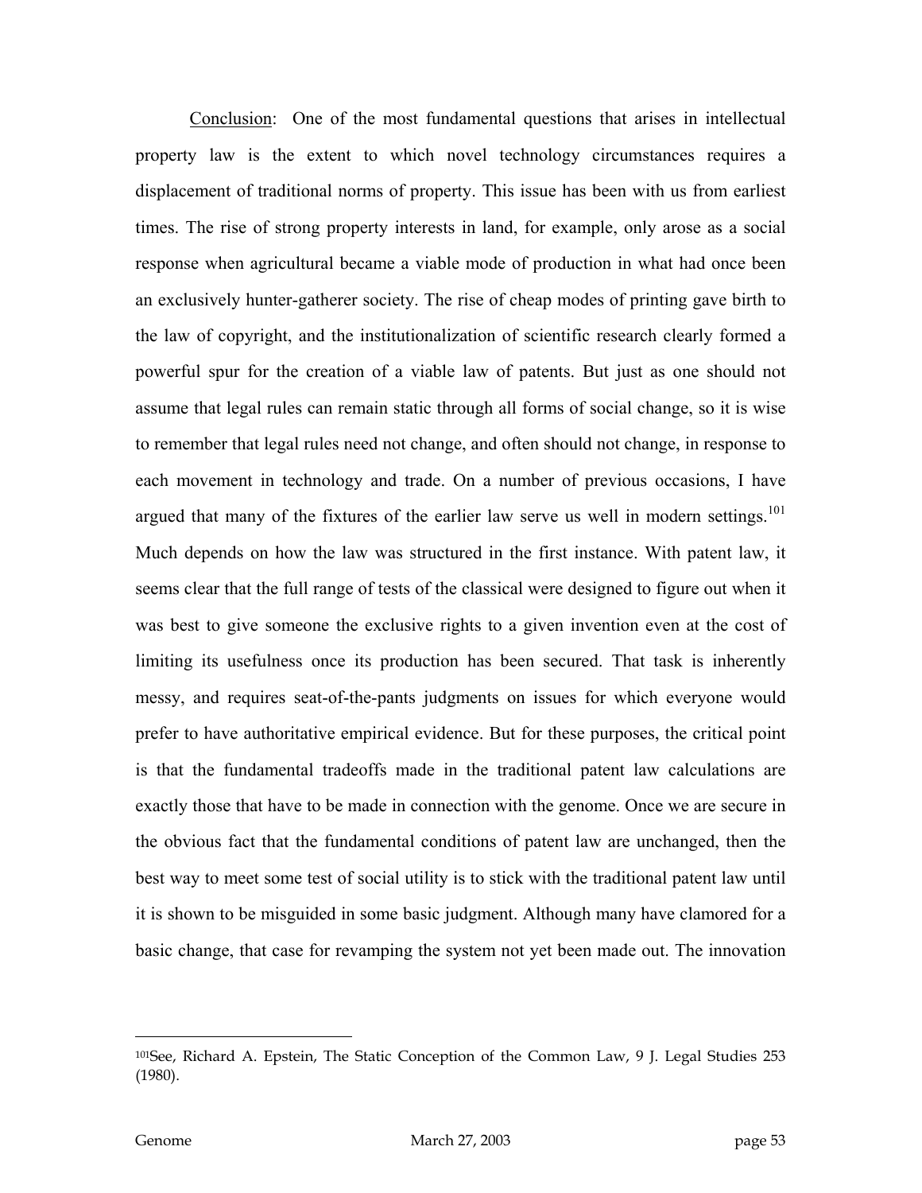<u>Conclusion</u>: One of the most fundamental questions that arises in intellectual property law is the extent to which novel technology circumstances requires a displacement of traditional norms of property. This issue has been with us from earliest times. The rise of strong property interests in land, for example, only arose as a social response when agricultural became a viable mode of production in what had once been an exclusively hunter-gatherer society. The rise of cheap modes of printing gave birth to the law of copyright, and the institutionalization of scientific research clearly formed a powerful spur for the creation of a viable law of patents. But just as one should not assume that legal rules can remain static through all forms of social change, so it is wise to remember that legal rules need not change, and often should not change, in response to each movement in technology and trade. On a number of previous occasions, I have argued that many of the fixtures of the earlier law serve us well in modern settings.[101] Much depends on how the law was structured in the first instance. With patent law, it seems clear that the full range of tests of the classical were designed to figure out when it was best to give someone the exclusive rights to a given invention even at the cost of limiting its usefulness once its production has been secured. That task is inherently messy, and requires seat-of-the-pants judgments on issues for which everyone would prefer to have authoritative empirical evidence. But for these purposes, the critical point is that the fundamental tradeoffs made in the traditional patent law calculations are exactly those that have to be made in connection with the genome. Once we are secure in the obvious fact that the fundamental conditions of patent law are unchanged, then the best way to meet some test of social utility is to stick with the traditional patent law until it is shown to be misguided in some basic judgment. Although many have clamored for a basic change, that case for revamping the system not yet been made out. The innovation

---

[101]See, Richard A. Epstein, The Static Conception of the Common Law, 9 J. Legal Studies 253 (1980).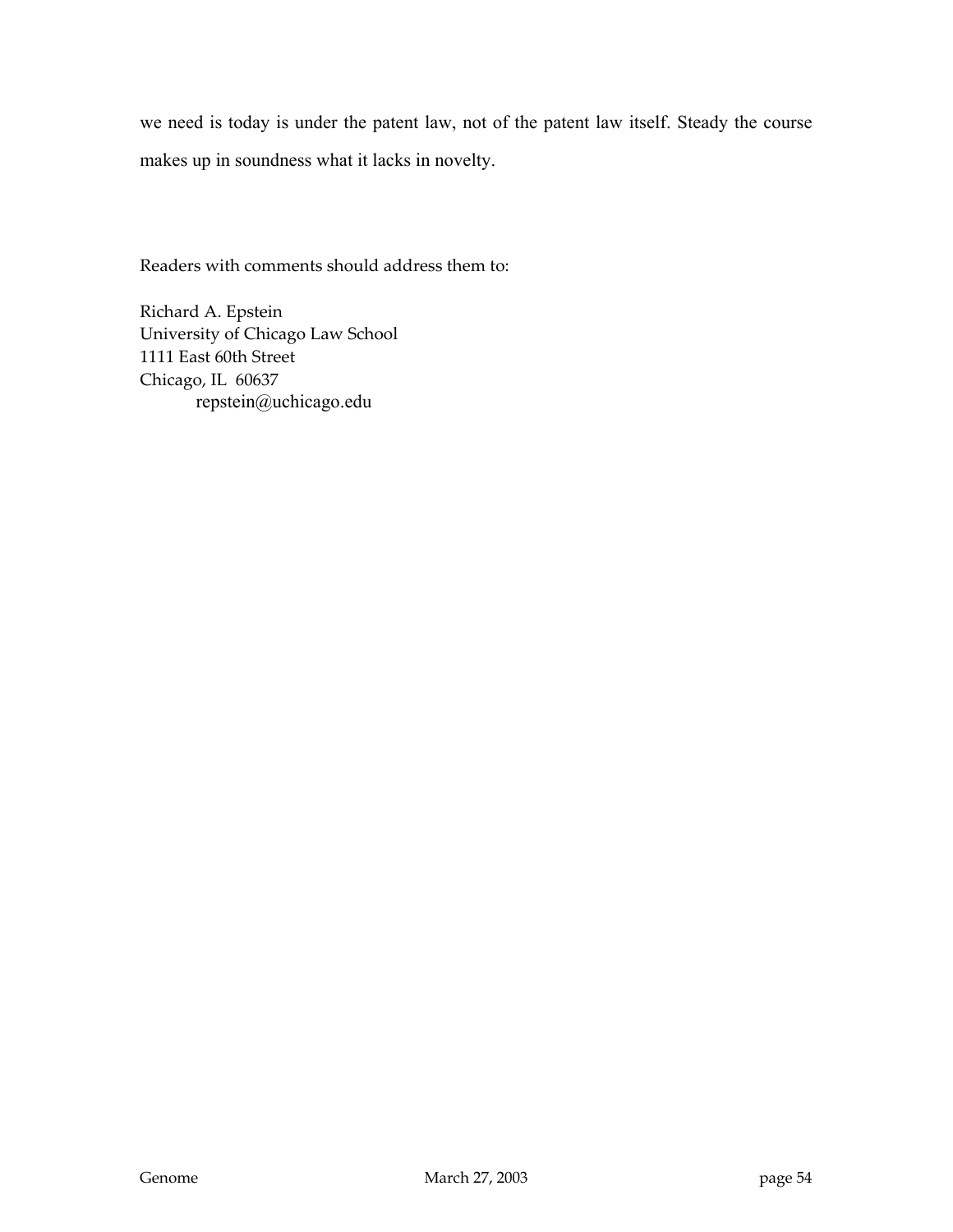we need is today is under the patent law, not of the patent law itself. Steady the course makes up in soundness what it lacks in novelty.

Readers with comments should address them to:

Richard A. Epstein  
University of Chicago Law School  
1111 East 60th Street  
Chicago, IL 60637  
repstein@uchicago.edu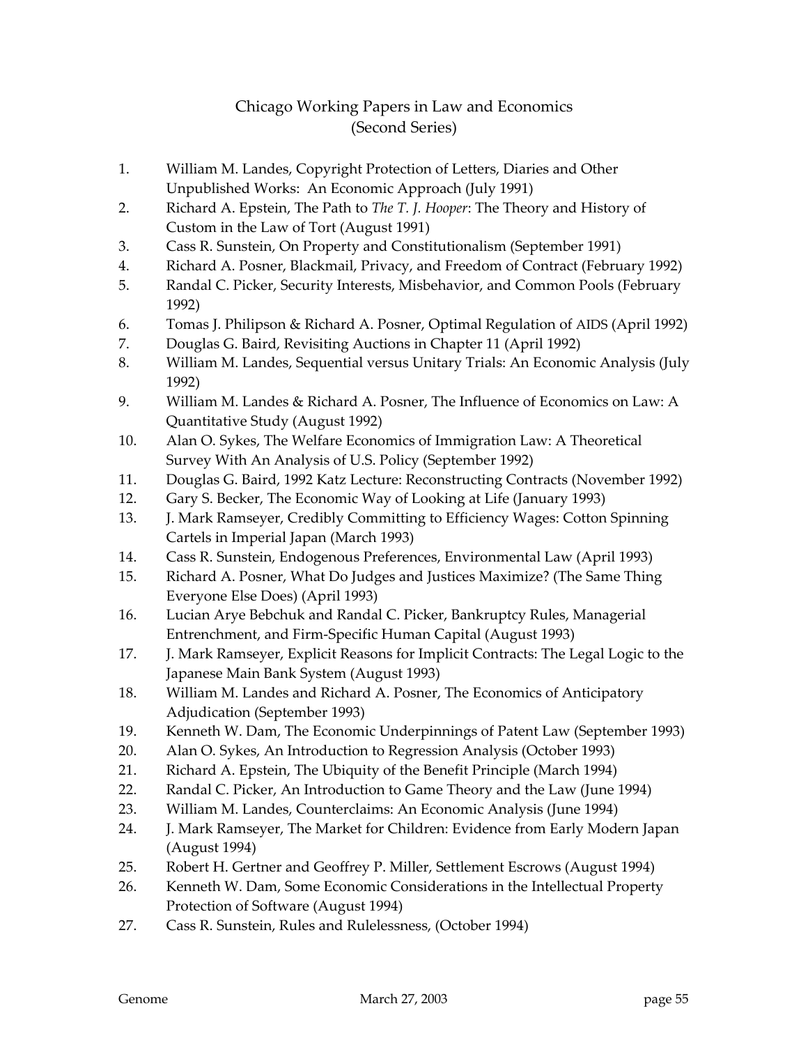# Chicago Working Papers in Law and Economics
## (Second Series)

1. William M. Landes, Copyright Protection of Letters, Diaries and Other Unpublished Works: An Economic Approach (July 1991)
2. Richard A. Epstein, The Path to *The T. J. Hooper*: The Theory and History of Custom in the Law of Tort (August 1991)
3. Cass R. Sunstein, On Property and Constitutionalism (September 1991)
4. Richard A. Posner, Blackmail, Privacy, and Freedom of Contract (February 1992)
5. Randal C. Picker, Security Interests, Misbehavior, and Common Pools (February 1992)
6. Tomas J. Philipson & Richard A. Posner, Optimal Regulation of AIDS (April 1992)
7. Douglas G. Baird, Revisiting Auctions in Chapter 11 (April 1992)
8. William M. Landes, Sequential versus Unitary Trials: An Economic Analysis (July 1992)
9. William M. Landes & Richard A. Posner, The Influence of Economics on Law: A Quantitative Study (August 1992)
10. Alan O. Sykes, The Welfare Economics of Immigration Law: A Theoretical Survey With An Analysis of U.S. Policy (September 1992)
11. Douglas G. Baird, 1992 Katz Lecture: Reconstructing Contracts (November 1992)
12. Gary S. Becker, The Economic Way of Looking at Life (January 1993)
13. J. Mark Ramseyer, Credibly Committing to Efficiency Wages: Cotton Spinning Cartels in Imperial Japan (March 1993)
14. Cass R. Sunstein, Endogenous Preferences, Environmental Law (April 1993)
15. Richard A. Posner, What Do Judges and Justices Maximize? (The Same Thing Everyone Else Does) (April 1993)
16. Lucian Arye Bebchuk and Randal C. Picker, Bankruptcy Rules, Managerial Entrenchment, and Firm-Specific Human Capital (August 1993)
17. J. Mark Ramseyer, Explicit Reasons for Implicit Contracts: The Legal Logic to the Japanese Main Bank System (August 1993)
18. William M. Landes and Richard A. Posner, The Economics of Anticipatory Adjudication (September 1993)
19. Kenneth W. Dam, The Economic Underpinnings of Patent Law (September 1993)
20. Alan O. Sykes, An Introduction to Regression Analysis (October 1993)
21. Richard A. Epstein, The Ubiquity of the Benefit Principle (March 1994)
22. Randal C. Picker, An Introduction to Game Theory and the Law (June 1994)
23. William M. Landes, Counterclaims: An Economic Analysis (June 1994)
24. J. Mark Ramseyer, The Market for Children: Evidence from Early Modern Japan (August 1994)
25. Robert H. Gertner and Geoffrey P. Miller, Settlement Escrows (August 1994)
26. Kenneth W. Dam, Some Economic Considerations in the Intellectual Property Protection of Software (August 1994)
27. Cass R. Sunstein, Rules and Rulelessness, (October 1994)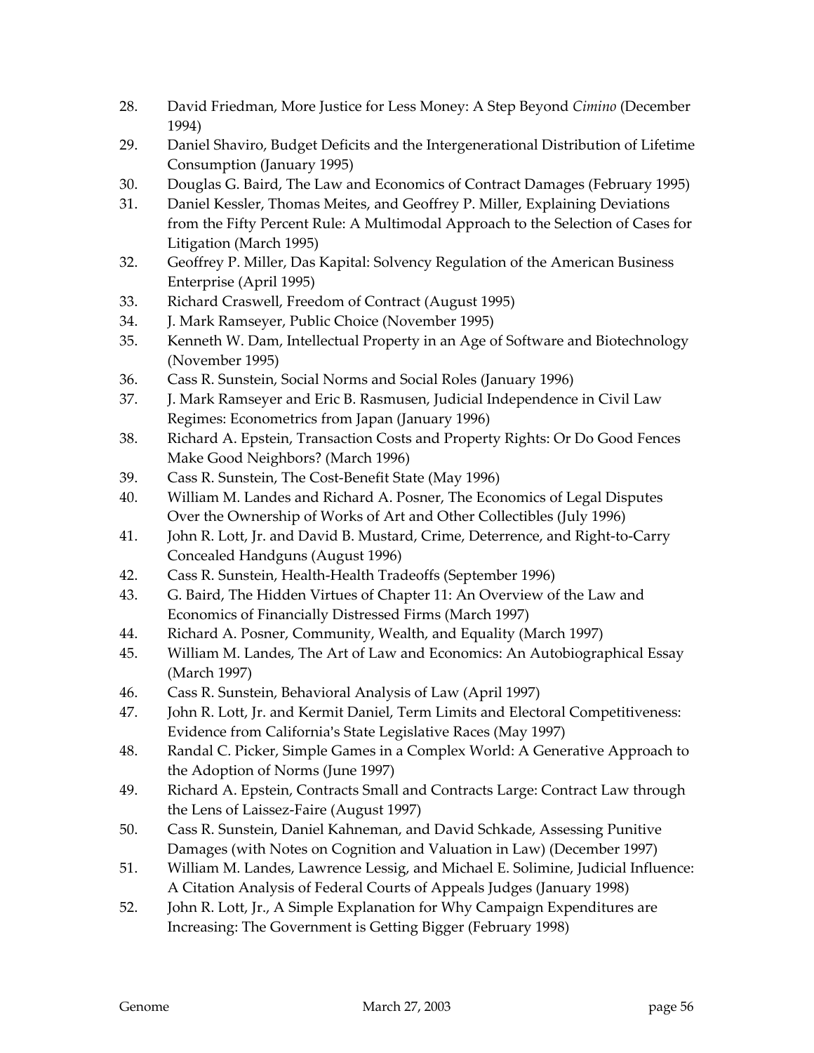28. David Friedman, More Justice for Less Money: A Step Beyond *Cimino* (December 1994)
29. Daniel Shaviro, Budget Deficits and the Intergenerational Distribution of Lifetime Consumption (January 1995)
30. Douglas G. Baird, The Law and Economics of Contract Damages (February 1995)
31. Daniel Kessler, Thomas Meites, and Geoffrey P. Miller, Explaining Deviations from the Fifty Percent Rule: A Multimodal Approach to the Selection of Cases for Litigation (March 1995)
32. Geoffrey P. Miller, Das Kapital: Solvency Regulation of the American Business Enterprise (April 1995)
33. Richard Craswell, Freedom of Contract (August 1995)
34. J. Mark Ramseyer, Public Choice (November 1995)
35. Kenneth W. Dam, Intellectual Property in an Age of Software and Biotechnology (November 1995)
36. Cass R. Sunstein, Social Norms and Social Roles (January 1996)
37. J. Mark Ramseyer and Eric B. Rasmusen, Judicial Independence in Civil Law Regimes: Econometrics from Japan (January 1996)
38. Richard A. Epstein, Transaction Costs and Property Rights: Or Do Good Fences Make Good Neighbors? (March 1996)
39. Cass R. Sunstein, The Cost-Benefit State (May 1996)
40. William M. Landes and Richard A. Posner, The Economics of Legal Disputes Over the Ownership of Works of Art and Other Collectibles (July 1996)
41. John R. Lott, Jr. and David B. Mustard, Crime, Deterrence, and Right-to-Carry Concealed Handguns (August 1996)
42. Cass R. Sunstein, Health-Health Tradeoffs (September 1996)
43. G. Baird, The Hidden Virtues of Chapter 11: An Overview of the Law and Economics of Financially Distressed Firms (March 1997)
44. Richard A. Posner, Community, Wealth, and Equality (March 1997)
45. William M. Landes, The Art of Law and Economics: An Autobiographical Essay (March 1997)
46. Cass R. Sunstein, Behavioral Analysis of Law (April 1997)
47. John R. Lott, Jr. and Kermit Daniel, Term Limits and Electoral Competitiveness: Evidence from California's State Legislative Races (May 1997)
48. Randal C. Picker, Simple Games in a Complex World: A Generative Approach to the Adoption of Norms (June 1997)
49. Richard A. Epstein, Contracts Small and Contracts Large: Contract Law through the Lens of Laissez-Faire (August 1997)
50. Cass R. Sunstein, Daniel Kahneman, and David Schkade, Assessing Punitive Damages (with Notes on Cognition and Valuation in Law) (December 1997)
51. William M. Landes, Lawrence Lessig, and Michael E. Solimine, Judicial Influence: A Citation Analysis of Federal Courts of Appeals Judges (January 1998)
52. John R. Lott, Jr., A Simple Explanation for Why Campaign Expenditures are Increasing: The Government is Getting Bigger (February 1998)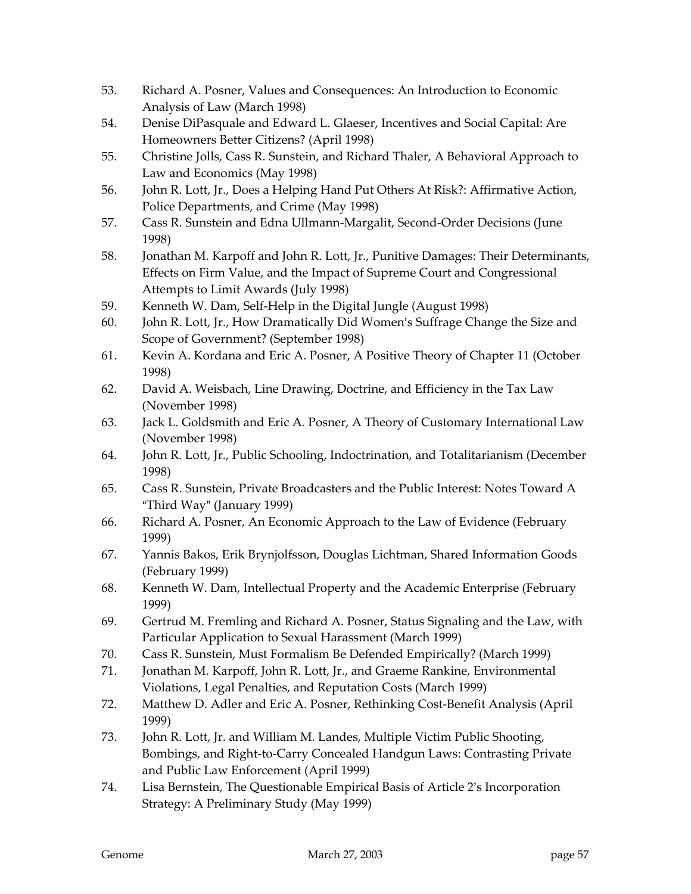53. Richard A. Posner, Values and Consequences: An Introduction to Economic Analysis of Law (March 1998)
54. Denise DiPasquale and Edward L. Glaeser, Incentives and Social Capital: Are Homeowners Better Citizens? (April 1998)
55. Christine Jolls, Cass R. Sunstein, and Richard Thaler, A Behavioral Approach to Law and Economics (May 1998)
56. John R. Lott, Jr., Does a Helping Hand Put Others At Risk?: Affirmative Action, Police Departments, and Crime (May 1998)
57. Cass R. Sunstein and Edna Ullmann-Margalit, Second-Order Decisions (June 1998)
58. Jonathan M. Karpoff and John R. Lott, Jr., Punitive Damages: Their Determinants, Effects on Firm Value, and the Impact of Supreme Court and Congressional Attempts to Limit Awards (July 1998)
59. Kenneth W. Dam, Self-Help in the Digital Jungle (August 1998)
60. John R. Lott, Jr., How Dramatically Did Women's Suffrage Change the Size and Scope of Government? (September 1998)
61. Kevin A. Kordana and Eric A. Posner, A Positive Theory of Chapter 11 (October 1998)
62. David A. Weisbach, Line Drawing, Doctrine, and Efficiency in the Tax Law (November 1998)
63. Jack L. Goldsmith and Eric A. Posner, A Theory of Customary International Law (November 1998)
64. John R. Lott, Jr., Public Schooling, Indoctrination, and Totalitarianism (December 1998)
65. Cass R. Sunstein, Private Broadcasters and the Public Interest: Notes Toward A "Third Way" (January 1999)
66. Richard A. Posner, An Economic Approach to the Law of Evidence (February 1999)
67. Yannis Bakos, Erik Brynjolfsson, Douglas Lichtman, Shared Information Goods (February 1999)
68. Kenneth W. Dam, Intellectual Property and the Academic Enterprise (February 1999)
69. Gertrud M. Fremling and Richard A. Posner, Status Signaling and the Law, with Particular Application to Sexual Harassment (March 1999)
70. Cass R. Sunstein, Must Formalism Be Defended Empirically? (March 1999)
71. Jonathan M. Karpoff, John R. Lott, Jr., and Graeme Rankine, Environmental Violations, Legal Penalties, and Reputation Costs (March 1999)
72. Matthew D. Adler and Eric A. Posner, Rethinking Cost-Benefit Analysis (April 1999)
73. John R. Lott, Jr. and William M. Landes, Multiple Victim Public Shooting, Bombings, and Right-to-Carry Concealed Handgun Laws: Contrasting Private and Public Law Enforcement (April 1999)
74. Lisa Bernstein, The Questionable Empirical Basis of Article 2's Incorporation Strategy: A Preliminary Study (May 1999)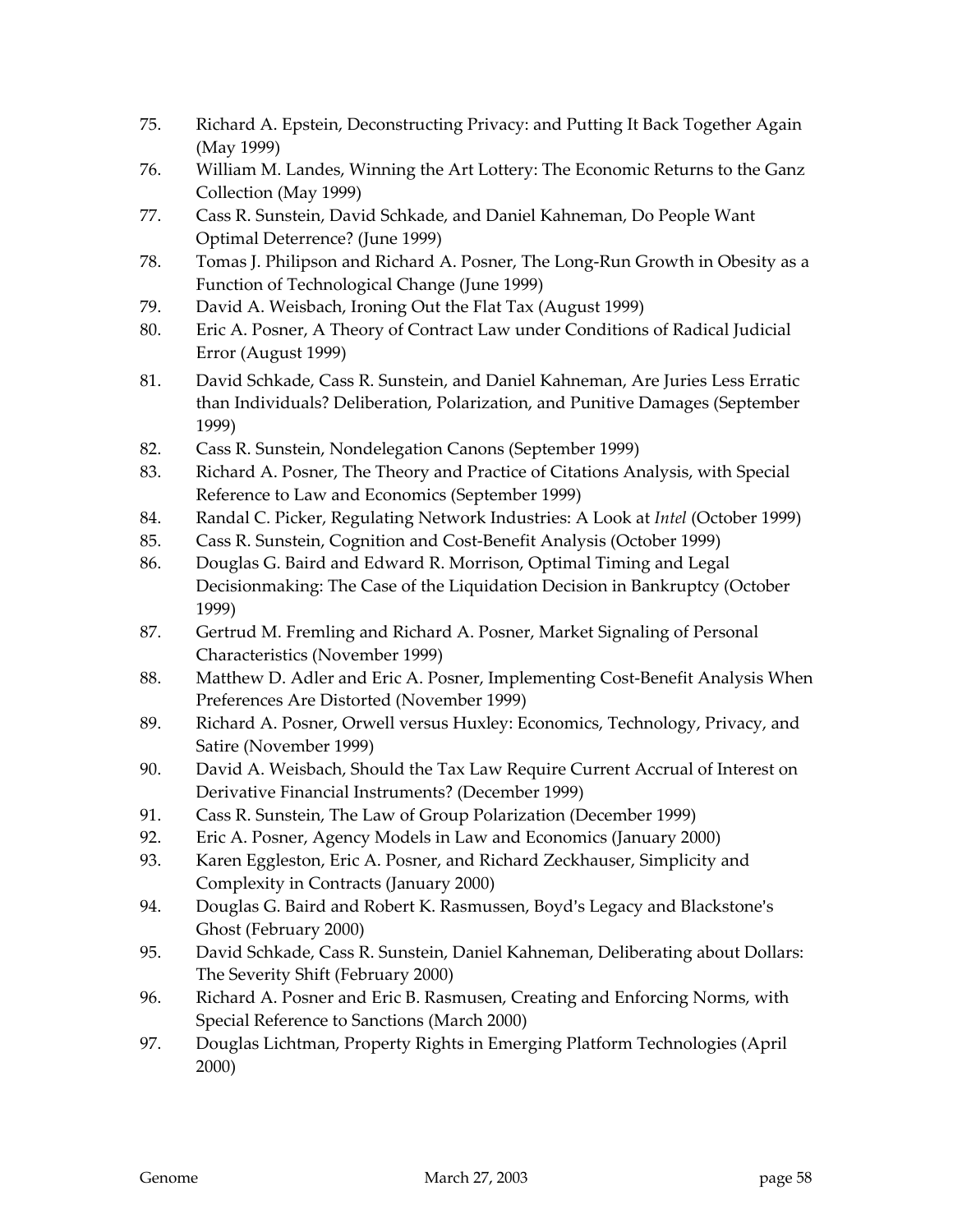75. Richard A. Epstein, Deconstructing Privacy: and Putting It Back Together Again (May 1999)
76. William M. Landes, Winning the Art Lottery: The Economic Returns to the Ganz Collection (May 1999)
77. Cass R. Sunstein, David Schkade, and Daniel Kahneman, Do People Want Optimal Deterrence? (June 1999)
78. Tomas J. Philipson and Richard A. Posner, The Long-Run Growth in Obesity as a Function of Technological Change (June 1999)
79. David A. Weisbach, Ironing Out the Flat Tax (August 1999)
80. Eric A. Posner, A Theory of Contract Law under Conditions of Radical Judicial Error (August 1999)
81. David Schkade, Cass R. Sunstein, and Daniel Kahneman, Are Juries Less Erratic than Individuals? Deliberation, Polarization, and Punitive Damages (September 1999)
82. Cass R. Sunstein, Nondelegation Canons (September 1999)
83. Richard A. Posner, The Theory and Practice of Citations Analysis, with Special Reference to Law and Economics (September 1999)
84. Randal C. Picker, Regulating Network Industries: A Look at *Intel* (October 1999)
85. Cass R. Sunstein, Cognition and Cost-Benefit Analysis (October 1999)
86. Douglas G. Baird and Edward R. Morrison, Optimal Timing and Legal Decisionmaking: The Case of the Liquidation Decision in Bankruptcy (October 1999)
87. Gertrud M. Fremling and Richard A. Posner, Market Signaling of Personal Characteristics (November 1999)
88. Matthew D. Adler and Eric A. Posner, Implementing Cost-Benefit Analysis When Preferences Are Distorted (November 1999)
89. Richard A. Posner, Orwell versus Huxley: Economics, Technology, Privacy, and Satire (November 1999)
90. David A. Weisbach, Should the Tax Law Require Current Accrual of Interest on Derivative Financial Instruments? (December 1999)
91. Cass R. Sunstein, The Law of Group Polarization (December 1999)
92. Eric A. Posner, Agency Models in Law and Economics (January 2000)
93. Karen Eggleston, Eric A. Posner, and Richard Zeckhauser, Simplicity and Complexity in Contracts (January 2000)
94. Douglas G. Baird and Robert K. Rasmussen, Boyd's Legacy and Blackstone's Ghost (February 2000)
95. David Schkade, Cass R. Sunstein, Daniel Kahneman, Deliberating about Dollars: The Severity Shift (February 2000)
96. Richard A. Posner and Eric B. Rasmusen, Creating and Enforcing Norms, with Special Reference to Sanctions (March 2000)
97. Douglas Lichtman, Property Rights in Emerging Platform Technologies (April 2000)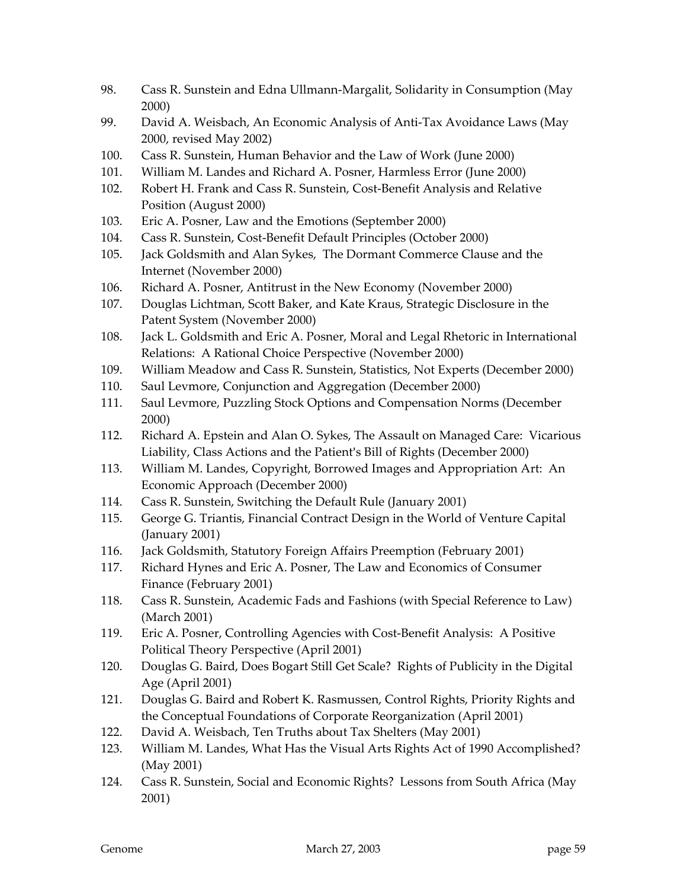98. Cass R. Sunstein and Edna Ullmann-Margalit, Solidarity in Consumption (May 2000)
99. David A. Weisbach, An Economic Analysis of Anti-Tax Avoidance Laws (May 2000, revised May 2002)
100. Cass R. Sunstein, Human Behavior and the Law of Work (June 2000)
101. William M. Landes and Richard A. Posner, Harmless Error (June 2000)
102. Robert H. Frank and Cass R. Sunstein, Cost-Benefit Analysis and Relative Position (August 2000)
103. Eric A. Posner, Law and the Emotions (September 2000)
104. Cass R. Sunstein, Cost-Benefit Default Principles (October 2000)
105. Jack Goldsmith and Alan Sykes, The Dormant Commerce Clause and the Internet (November 2000)
106. Richard A. Posner, Antitrust in the New Economy (November 2000)
107. Douglas Lichtman, Scott Baker, and Kate Kraus, Strategic Disclosure in the Patent System (November 2000)
108. Jack L. Goldsmith and Eric A. Posner, Moral and Legal Rhetoric in International Relations: A Rational Choice Perspective (November 2000)
109. William Meadow and Cass R. Sunstein, Statistics, Not Experts (December 2000)
110. Saul Levmore, Conjunction and Aggregation (December 2000)
111. Saul Levmore, Puzzling Stock Options and Compensation Norms (December 2000)
112. Richard A. Epstein and Alan O. Sykes, The Assault on Managed Care: Vicarious Liability, Class Actions and the Patient's Bill of Rights (December 2000)
113. William M. Landes, Copyright, Borrowed Images and Appropriation Art: An Economic Approach (December 2000)
114. Cass R. Sunstein, Switching the Default Rule (January 2001)
115. George G. Triantis, Financial Contract Design in the World of Venture Capital (January 2001)
116. Jack Goldsmith, Statutory Foreign Affairs Preemption (February 2001)
117. Richard Hynes and Eric A. Posner, The Law and Economics of Consumer Finance (February 2001)
118. Cass R. Sunstein, Academic Fads and Fashions (with Special Reference to Law) (March 2001)
119. Eric A. Posner, Controlling Agencies with Cost-Benefit Analysis: A Positive Political Theory Perspective (April 2001)
120. Douglas G. Baird, Does Bogart Still Get Scale? Rights of Publicity in the Digital Age (April 2001)
121. Douglas G. Baird and Robert K. Rasmussen, Control Rights, Priority Rights and the Conceptual Foundations of Corporate Reorganization (April 2001)
122. David A. Weisbach, Ten Truths about Tax Shelters (May 2001)
123. William M. Landes, What Has the Visual Arts Rights Act of 1990 Accomplished? (May 2001)
124. Cass R. Sunstein, Social and Economic Rights? Lessons from South Africa (May 2001)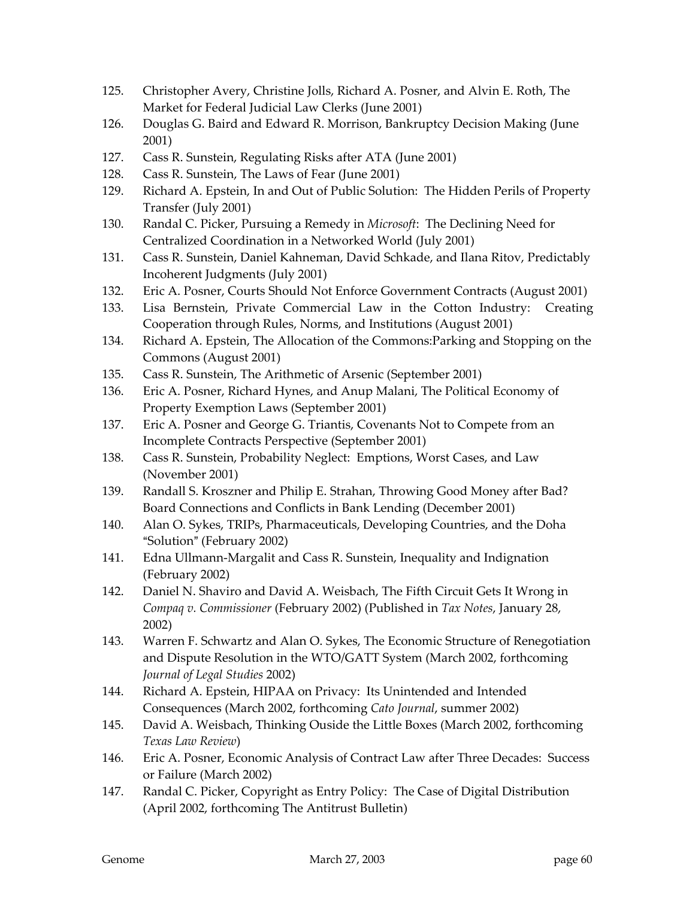125. Christopher Avery, Christine Jolls, Richard A. Posner, and Alvin E. Roth, The Market for Federal Judicial Law Clerks (June 2001)
126. Douglas G. Baird and Edward R. Morrison, Bankruptcy Decision Making (June 2001)
127. Cass R. Sunstein, Regulating Risks after ATA (June 2001)
128. Cass R. Sunstein, The Laws of Fear (June 2001)
129. Richard A. Epstein, In and Out of Public Solution: The Hidden Perils of Property Transfer (July 2001)
130. Randal C. Picker, Pursuing a Remedy in *Microsoft*: The Declining Need for Centralized Coordination in a Networked World (July 2001)
131. Cass R. Sunstein, Daniel Kahneman, David Schkade, and Ilana Ritov, Predictably Incoherent Judgments (July 2001)
132. Eric A. Posner, Courts Should Not Enforce Government Contracts (August 2001)
133. Lisa Bernstein, Private Commercial Law in the Cotton Industry: Creating Cooperation through Rules, Norms, and Institutions (August 2001)
134. Richard A. Epstein, The Allocation of the Commons:Parking and Stopping on the Commons (August 2001)
135. Cass R. Sunstein, The Arithmetic of Arsenic (September 2001)
136. Eric A. Posner, Richard Hynes, and Anup Malani, The Political Economy of Property Exemption Laws (September 2001)
137. Eric A. Posner and George G. Triantis, Covenants Not to Compete from an Incomplete Contracts Perspective (September 2001)
138. Cass R. Sunstein, Probability Neglect: Emptions, Worst Cases, and Law (November 2001)
139. Randall S. Kroszner and Philip E. Strahan, Throwing Good Money after Bad? Board Connections and Conflicts in Bank Lending (December 2001)
140. Alan O. Sykes, TRIPs, Pharmaceuticals, Developing Countries, and the Doha "Solution" (February 2002)
141. Edna Ullmann-Margalit and Cass R. Sunstein, Inequality and Indignation (February 2002)
142. Daniel N. Shaviro and David A. Weisbach, The Fifth Circuit Gets It Wrong in *Compaq v. Commissioner* (February 2002) (Published in *Tax Notes*, January 28, 2002)
143. Warren F. Schwartz and Alan O. Sykes, The Economic Structure of Renegotiation and Dispute Resolution in the WTO/GATT System (March 2002, forthcoming *Journal of Legal Studies* 2002)
144. Richard A. Epstein, HIPAA on Privacy: Its Unintended and Intended Consequences (March 2002, forthcoming *Cato Journal*, summer 2002)
145. David A. Weisbach, Thinking Ouside the Little Boxes (March 2002, forthcoming *Texas Law Review*)
146. Eric A. Posner, Economic Analysis of Contract Law after Three Decades: Success or Failure (March 2002)
147. Randal C. Picker, Copyright as Entry Policy: The Case of Digital Distribution (April 2002, forthcoming The Antitrust Bulletin)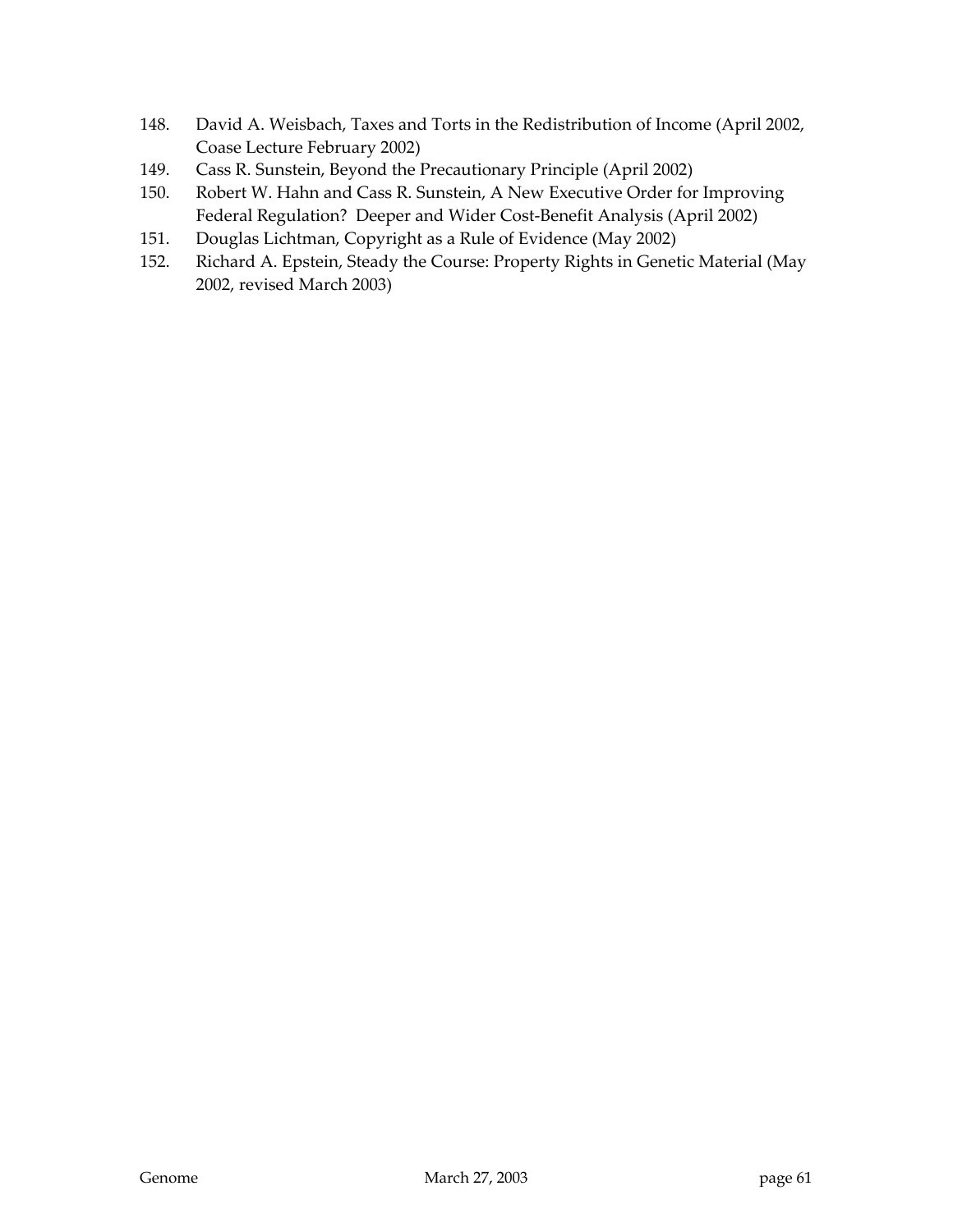148. David A. Weisbach, Taxes and Torts in the Redistribution of Income (April 2002, Coase Lecture February 2002)
149. Cass R. Sunstein, Beyond the Precautionary Principle (April 2002)
150. Robert W. Hahn and Cass R. Sunstein, A New Executive Order for Improving Federal Regulation? Deeper and Wider Cost-Benefit Analysis (April 2002)
151. Douglas Lichtman, Copyright as a Rule of Evidence (May 2002)
152. Richard A. Epstein, Steady the Course: Property Rights in Genetic Material (May 2002, revised March 2003)